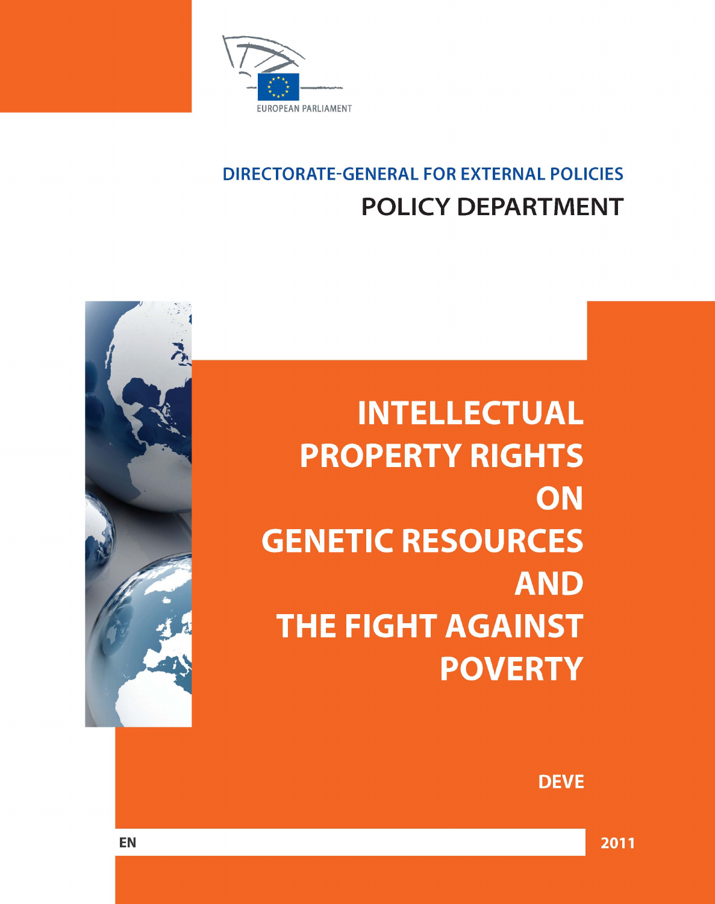EUROPEAN PARLIAMENT

DIRECTORATE-GENERAL FOR EXTERNAL POLICIES

POLICY DEPARTMENT

# INTELLECTUAL PROPERTY RIGHTS ON GENETIC RESOURCES AND THE FIGHT AGAINST POVERTY

DEVE

EN

2011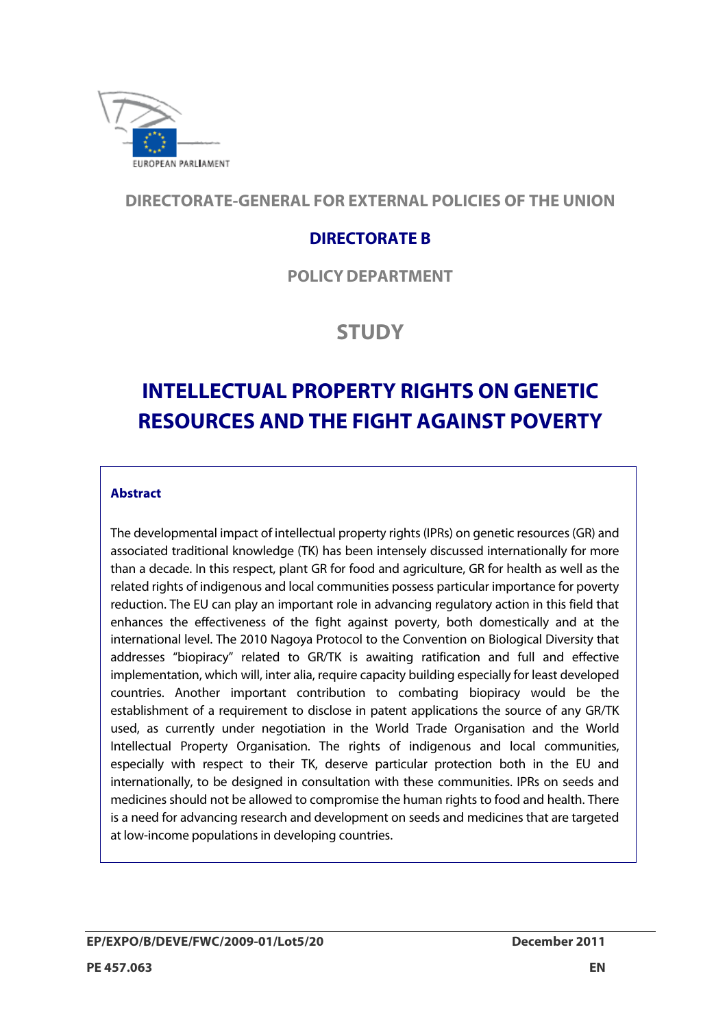EUROPEAN PARLIAMENT

DIRECTORATE-GENERAL FOR EXTERNAL POLICIES OF THE UNION

**DIRECTORATE B**

POLICY DEPARTMENT

# STUDY

# INTELLECTUAL PROPERTY RIGHTS ON GENETIC RESOURCES AND THE FIGHT AGAINST POVERTY

**Abstract**

The developmental impact of intellectual property rights (IPRs) on genetic resources (GR) and associated traditional knowledge (TK) has been intensely discussed internationally for more than a decade. In this respect, plant GR for food and agriculture, GR for health as well as the related rights of indigenous and local communities possess particular importance for poverty reduction. The EU can play an important role in advancing regulatory action in this field that enhances the effectiveness of the fight against poverty, both domestically and at the international level. The 2010 Nagoya Protocol to the Convention on Biological Diversity that addresses "biopiracy" related to GR/TK is awaiting ratification and full and effective implementation, which will, inter alia, require capacity building especially for least developed countries. Another important contribution to combating biopiracy would be the establishment of a requirement to disclose in patent applications the source of any GR/TK used, as currently under negotiation in the World Trade Organisation and the World Intellectual Property Organisation. The rights of indigenous and local communities, especially with respect to their TK, deserve particular protection both in the EU and internationally, to be designed in consultation with these communities. IPRs on seeds and medicines should not be allowed to compromise the human rights to food and health. There is a need for advancing research and development on seeds and medicines that are targeted at low-income populations in developing countries.

**EP/EXPO/B/DEVE/FWC/2009-01/Lot5/20** **December 2011**

**PE 457.063** **EN**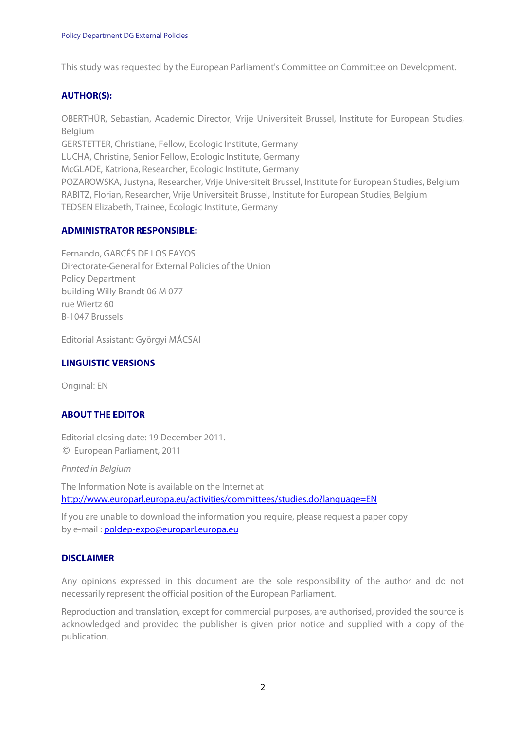This study was requested by the European Parliament's Committee on Committee on Development.

### AUTHOR(S):

OBERTHÜR, Sebastian, Academic Director, Vrije Universiteit Brussel, Institute for European Studies, Belgium
GERSTETTER, Christiane, Fellow, Ecologic Institute, Germany
LUCHA, Christine, Senior Fellow, Ecologic Institute, Germany
McGLADE, Katriona, Researcher, Ecologic Institute, Germany
POZAROWSKA, Justyna, Researcher, Vrije Universiteit Brussel, Institute for European Studies, Belgium
RABITZ, Florian, Researcher, Vrije Universiteit Brussel, Institute for European Studies, Belgium
TEDSEN Elizabeth, Trainee, Ecologic Institute, Germany

### ADMINISTRATOR RESPONSIBLE:

Fernando, GARCÉS DE LOS FAYOS
Directorate-General for External Policies of the Union
Policy Department
building Willy Brandt 06 M 077
rue Wiertz 60
B-1047 Brussels

Editorial Assistant: Györgyi MÁCSAI

### LINGUISTIC VERSIONS

Original: EN

### ABOUT THE EDITOR

Editorial closing date: 19 December 2011.
© European Parliament, 2011

*Printed in Belgium*

The Information Note is available on the Internet at
http://www.europarl.europa.eu/activities/committees/studies.do?language=EN

If you are unable to download the information you require, please request a paper copy by e-mail : poldep-expo@europarl.europa.eu

### DISCLAIMER

Any opinions expressed in this document are the sole responsibility of the author and do not necessarily represent the official position of the European Parliament.

Reproduction and translation, except for commercial purposes, are authorised, provided the source is acknowledged and provided the publisher is given prior notice and supplied with a copy of the publication.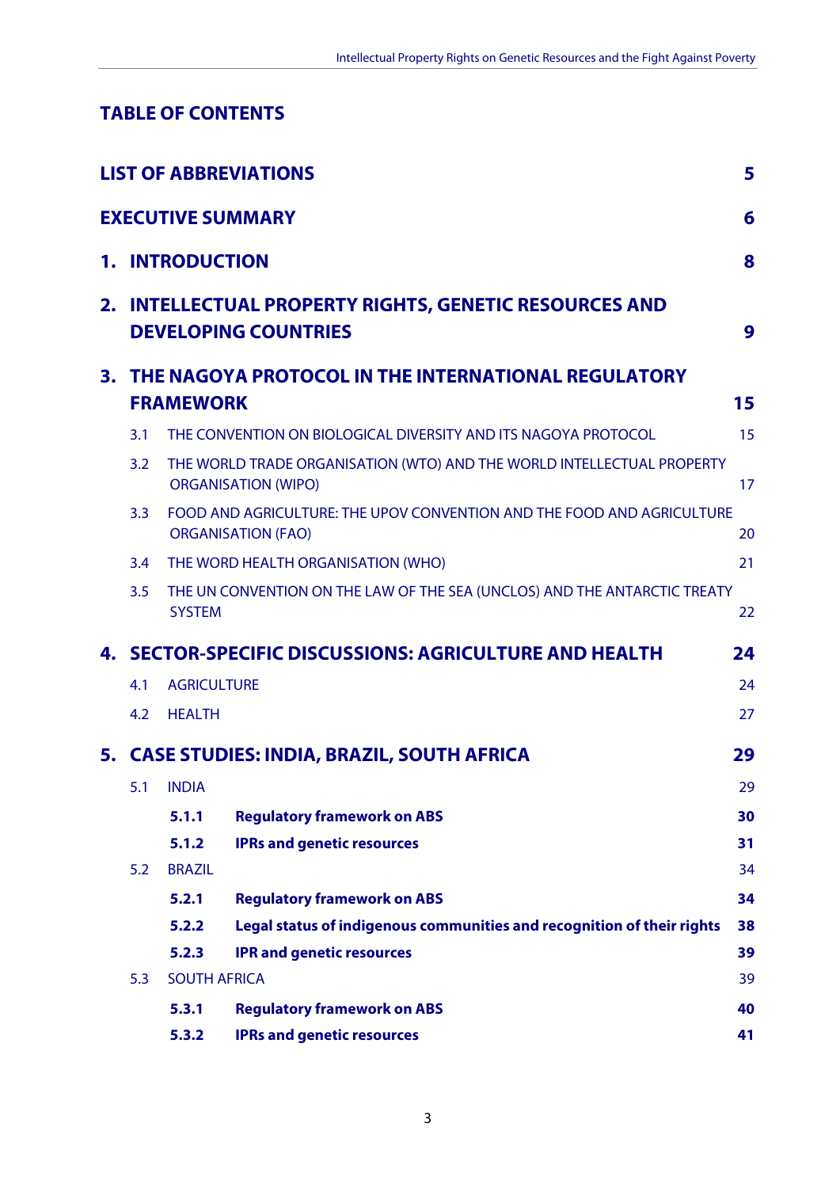## TABLE OF CONTENTS

**LIST OF ABBREVIATIONS** 5

**EXECUTIVE SUMMARY** 6

**1. INTRODUCTION** 8

**2. INTELLECTUAL PROPERTY RIGHTS, GENETIC RESOURCES AND DEVELOPING COUNTRIES** 9

**3. THE NAGOYA PROTOCOL IN THE INTERNATIONAL REGULATORY FRAMEWORK** 15

3.1 THE CONVENTION ON BIOLOGICAL DIVERSITY AND ITS NAGOYA PROTOCOL 15

3.2 THE WORLD TRADE ORGANISATION (WTO) AND THE WORLD INTELLECTUAL PROPERTY ORGANISATION (WIPO) 17

3.3 FOOD AND AGRICULTURE: THE UPOV CONVENTION AND THE FOOD AND AGRICULTURE ORGANISATION (FAO) 20

3.4 THE WORD HEALTH ORGANISATION (WHO) 21

3.5 THE UN CONVENTION ON THE LAW OF THE SEA (UNCLOS) AND THE ANTARCTIC TREATY SYSTEM 22

**4. SECTOR-SPECIFIC DISCUSSIONS: AGRICULTURE AND HEALTH** 24

4.1 AGRICULTURE 24

4.2 HEALTH 27

**5. CASE STUDIES: INDIA, BRAZIL, SOUTH AFRICA** 29

5.1 INDIA 29

**5.1.1 Regulatory framework on ABS** 30

**5.1.2 IPRs and genetic resources** 31

5.2 BRAZIL 34

**5.2.1 Regulatory framework on ABS** 34

**5.2.2 Legal status of indigenous communities and recognition of their rights** 38

**5.2.3 IPR and genetic resources** 39

5.3 SOUTH AFRICA 39

**5.3.1 Regulatory framework on ABS** 40

**5.3.2 IPRs and genetic resources** 41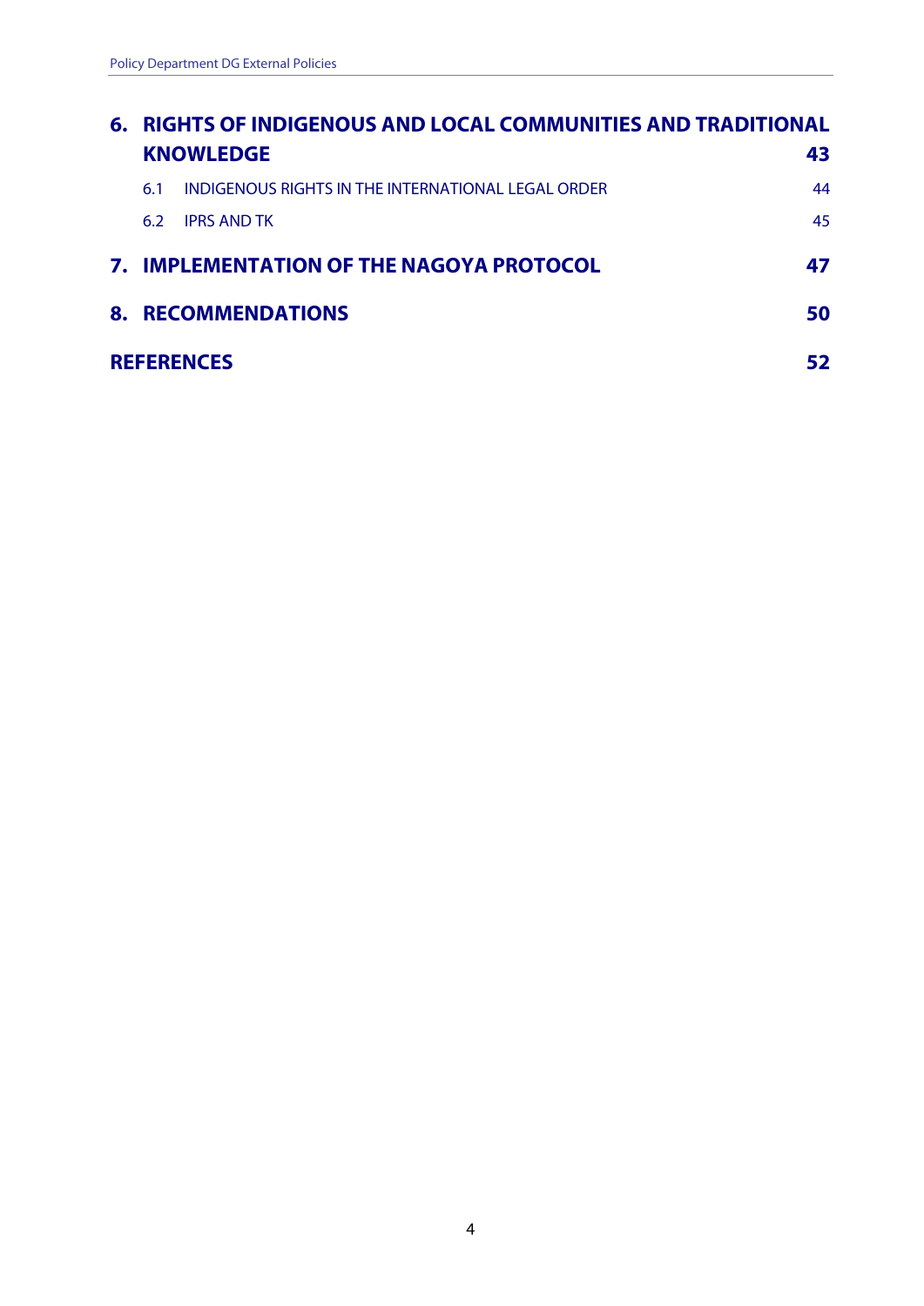**6. RIGHTS OF INDIGENOUS AND LOCAL COMMUNITIES AND TRADITIONAL KNOWLEDGE** **43**

- 6.1 INDIGENOUS RIGHTS IN THE INTERNATIONAL LEGAL ORDER 44
- 6.2 IPRS AND TK 45

**7. IMPLEMENTATION OF THE NAGOYA PROTOCOL** **47**

**8. RECOMMENDATIONS** **50**

**REFERENCES** **52**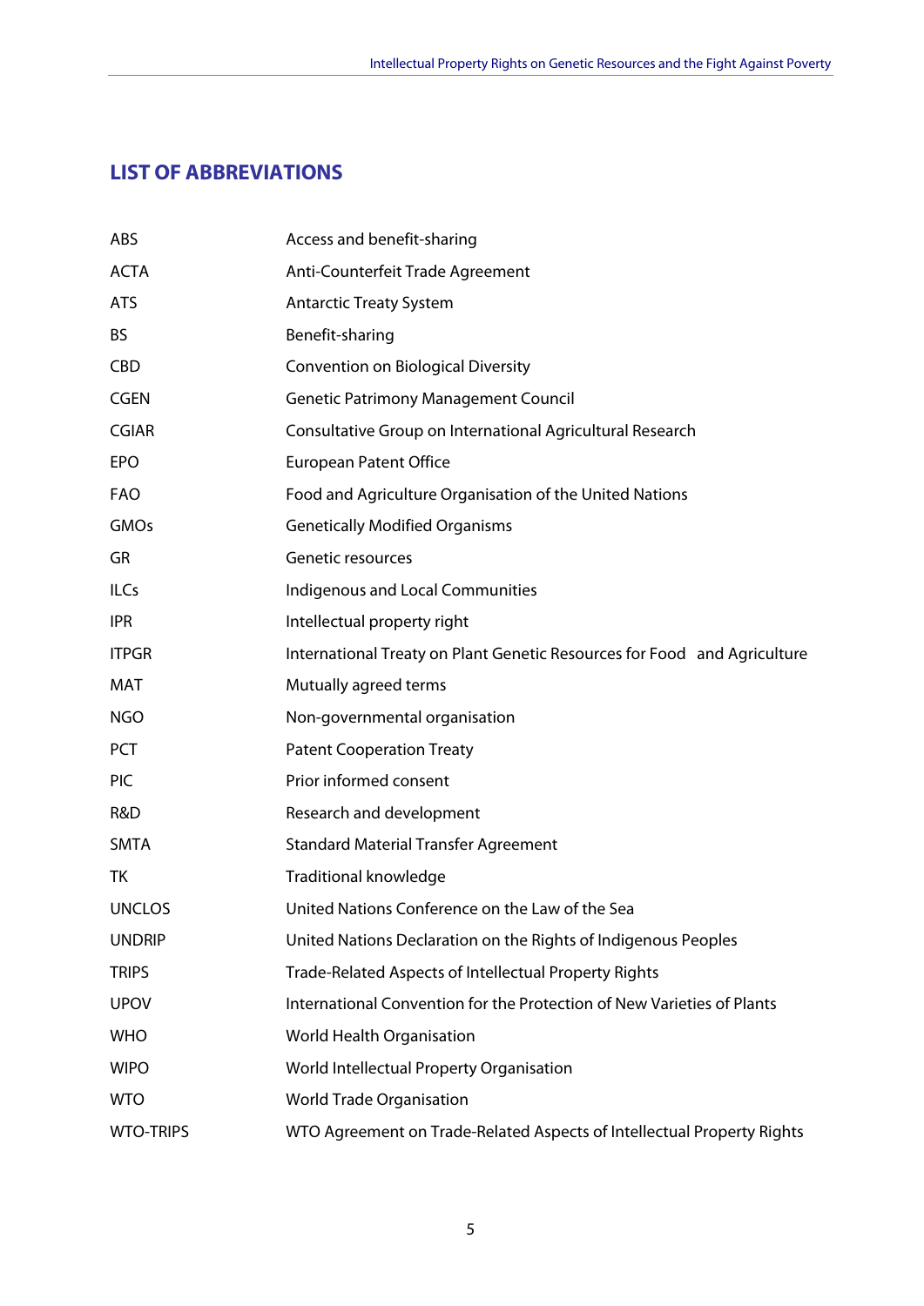## LIST OF ABBREVIATIONS

| | |
|---|---|
| ABS | Access and benefit-sharing |
| ACTA | Anti-Counterfeit Trade Agreement |
| ATS | Antarctic Treaty System |
| BS | Benefit-sharing |
| CBD | Convention on Biological Diversity |
| CGEN | Genetic Patrimony Management Council |
| CGIAR | Consultative Group on International Agricultural Research |
| EPO | European Patent Office |
| FAO | Food and Agriculture Organisation of the United Nations |
| GMOs | Genetically Modified Organisms |
| GR | Genetic resources |
| ILCs | Indigenous and Local Communities |
| IPR | Intellectual property right |
| ITPGR | International Treaty on Plant Genetic Resources for Food and Agriculture |
| MAT | Mutually agreed terms |
| NGO | Non-governmental organisation |
| PCT | Patent Cooperation Treaty |
| PIC | Prior informed consent |
| R&D | Research and development |
| SMTA | Standard Material Transfer Agreement |
| TK | Traditional knowledge |
| UNCLOS | United Nations Conference on the Law of the Sea |
| UNDRIP | United Nations Declaration on the Rights of Indigenous Peoples |
| TRIPS | Trade-Related Aspects of Intellectual Property Rights |
| UPOV | International Convention for the Protection of New Varieties of Plants |
| WHO | World Health Organisation |
| WIPO | World Intellectual Property Organisation |
| WTO | World Trade Organisation |
| WTO-TRIPS | WTO Agreement on Trade-Related Aspects of Intellectual Property Rights |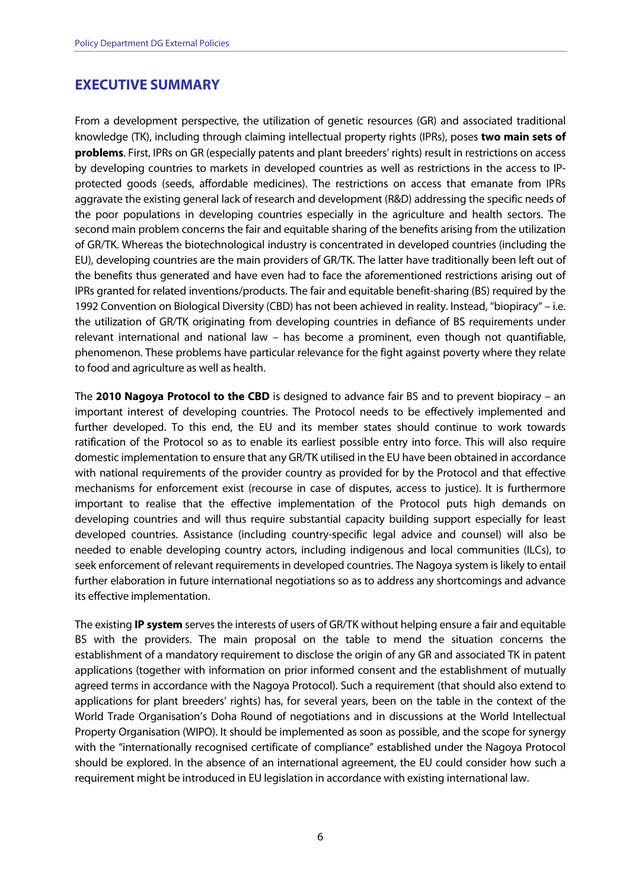## EXECUTIVE SUMMARY

From a development perspective, the utilization of genetic resources (GR) and associated traditional knowledge (TK), including through claiming intellectual property rights (IPRs), poses **two main sets of problems**. First, IPRs on GR (especially patents and plant breeders' rights) result in restrictions on access by developing countries to markets in developed countries as well as restrictions in the access to IP-protected goods (seeds, affordable medicines). The restrictions on access that emanate from IPRs aggravate the existing general lack of research and development (R&D) addressing the specific needs of the poor populations in developing countries especially in the agriculture and health sectors. The second main problem concerns the fair and equitable sharing of the benefits arising from the utilization of GR/TK. Whereas the biotechnological industry is concentrated in developed countries (including the EU), developing countries are the main providers of GR/TK. The latter have traditionally been left out of the benefits thus generated and have even had to face the aforementioned restrictions arising out of IPRs granted for related inventions/products. The fair and equitable benefit-sharing (BS) required by the 1992 Convention on Biological Diversity (CBD) has not been achieved in reality. Instead, "biopiracy" – i.e. the utilization of GR/TK originating from developing countries in defiance of BS requirements under relevant international and national law – has become a prominent, even though not quantifiable, phenomenon. These problems have particular relevance for the fight against poverty where they relate to food and agriculture as well as health.

The **2010 Nagoya Protocol to the CBD** is designed to advance fair BS and to prevent biopiracy – an important interest of developing countries. The Protocol needs to be effectively implemented and further developed. To this end, the EU and its member states should continue to work towards ratification of the Protocol so as to enable its earliest possible entry into force. This will also require domestic implementation to ensure that any GR/TK utilised in the EU have been obtained in accordance with national requirements of the provider country as provided for by the Protocol and that effective mechanisms for enforcement exist (recourse in case of disputes, access to justice). It is furthermore important to realise that the effective implementation of the Protocol puts high demands on developing countries and will thus require substantial capacity building support especially for least developed countries. Assistance (including country-specific legal advice and counsel) will also be needed to enable developing country actors, including indigenous and local communities (ILCs), to seek enforcement of relevant requirements in developed countries. The Nagoya system is likely to entail further elaboration in future international negotiations so as to address any shortcomings and advance its effective implementation.

The existing **IP system** serves the interests of users of GR/TK without helping ensure a fair and equitable BS with the providers. The main proposal on the table to mend the situation concerns the establishment of a mandatory requirement to disclose the origin of any GR and associated TK in patent applications (together with information on prior informed consent and the establishment of mutually agreed terms in accordance with the Nagoya Protocol). Such a requirement (that should also extend to applications for plant breeders' rights) has, for several years, been on the table in the context of the World Trade Organisation's Doha Round of negotiations and in discussions at the World Intellectual Property Organisation (WIPO). It should be implemented as soon as possible, and the scope for synergy with the "internationally recognised certificate of compliance" established under the Nagoya Protocol should be explored. In the absence of an international agreement, the EU could consider how such a requirement might be introduced in EU legislation in accordance with existing international law.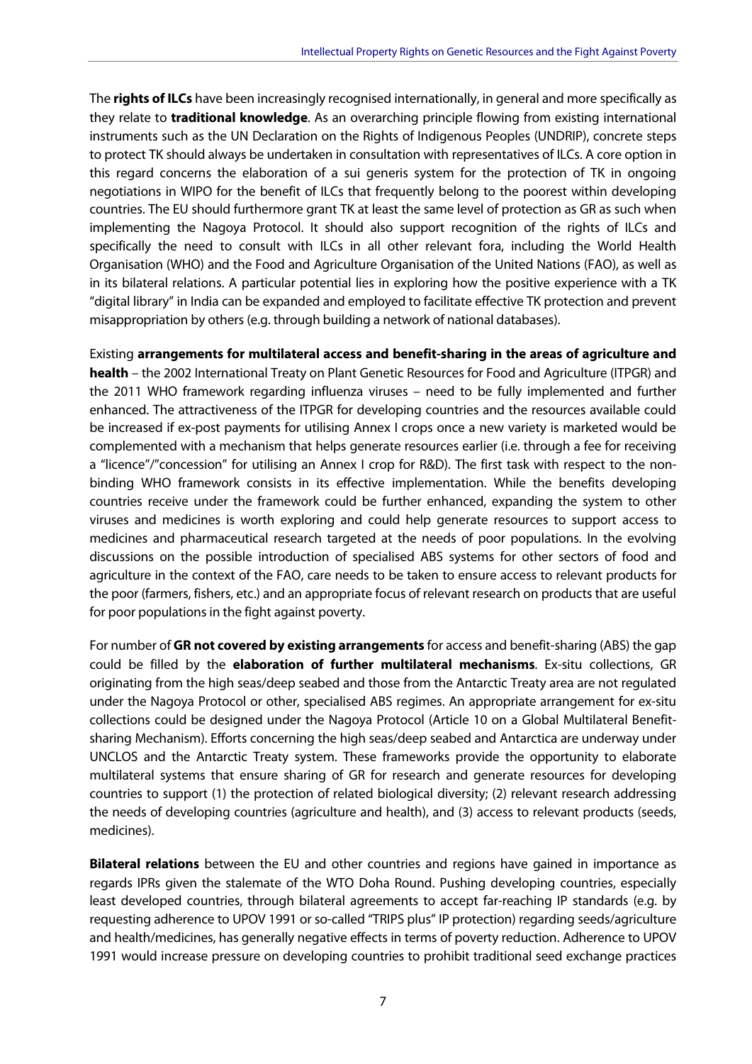The **rights of ILCs** have been increasingly recognised internationally, in general and more specifically as they relate to **traditional knowledge**. As an overarching principle flowing from existing international instruments such as the UN Declaration on the Rights of Indigenous Peoples (UNDRIP), concrete steps to protect TK should always be undertaken in consultation with representatives of ILCs. A core option in this regard concerns the elaboration of a sui generis system for the protection of TK in ongoing negotiations in WIPO for the benefit of ILCs that frequently belong to the poorest within developing countries. The EU should furthermore grant TK at least the same level of protection as GR as such when implementing the Nagoya Protocol. It should also support recognition of the rights of ILCs and specifically the need to consult with ILCs in all other relevant fora, including the World Health Organisation (WHO) and the Food and Agriculture Organisation of the United Nations (FAO), as well as in its bilateral relations. A particular potential lies in exploring how the positive experience with a TK "digital library" in India can be expanded and employed to facilitate effective TK protection and prevent misappropriation by others (e.g. through building a network of national databases).

Existing **arrangements for multilateral access and benefit-sharing in the areas of agriculture and health** – the 2002 International Treaty on Plant Genetic Resources for Food and Agriculture (ITPGR) and the 2011 WHO framework regarding influenza viruses – need to be fully implemented and further enhanced. The attractiveness of the ITPGR for developing countries and the resources available could be increased if ex-post payments for utilising Annex I crops once a new variety is marketed would be complemented with a mechanism that helps generate resources earlier (i.e. through a fee for receiving a "licence"/"concession" for utilising an Annex I crop for R&D). The first task with respect to the non-binding WHO framework consists in its effective implementation. While the benefits developing countries receive under the framework could be further enhanced, expanding the system to other viruses and medicines is worth exploring and could help generate resources to support access to medicines and pharmaceutical research targeted at the needs of poor populations. In the evolving discussions on the possible introduction of specialised ABS systems for other sectors of food and agriculture in the context of the FAO, care needs to be taken to ensure access to relevant products for the poor (farmers, fishers, etc.) and an appropriate focus of relevant research on products that are useful for poor populations in the fight against poverty.

For number of **GR not covered by existing arrangements** for access and benefit-sharing (ABS) the gap could be filled by the **elaboration of further multilateral mechanisms**. Ex-situ collections, GR originating from the high seas/deep seabed and those from the Antarctic Treaty area are not regulated under the Nagoya Protocol or other, specialised ABS regimes. An appropriate arrangement for ex-situ collections could be designed under the Nagoya Protocol (Article 10 on a Global Multilateral Benefit-sharing Mechanism). Efforts concerning the high seas/deep seabed and Antarctica are underway under UNCLOS and the Antarctic Treaty system. These frameworks provide the opportunity to elaborate multilateral systems that ensure sharing of GR for research and generate resources for developing countries to support (1) the protection of related biological diversity; (2) relevant research addressing the needs of developing countries (agriculture and health), and (3) access to relevant products (seeds, medicines).

**Bilateral relations** between the EU and other countries and regions have gained in importance as regards IPRs given the stalemate of the WTO Doha Round. Pushing developing countries, especially least developed countries, through bilateral agreements to accept far-reaching IP standards (e.g. by requesting adherence to UPOV 1991 or so-called "TRIPS plus" IP protection) regarding seeds/agriculture and health/medicines, has generally negative effects in terms of poverty reduction. Adherence to UPOV 1991 would increase pressure on developing countries to prohibit traditional seed exchange practices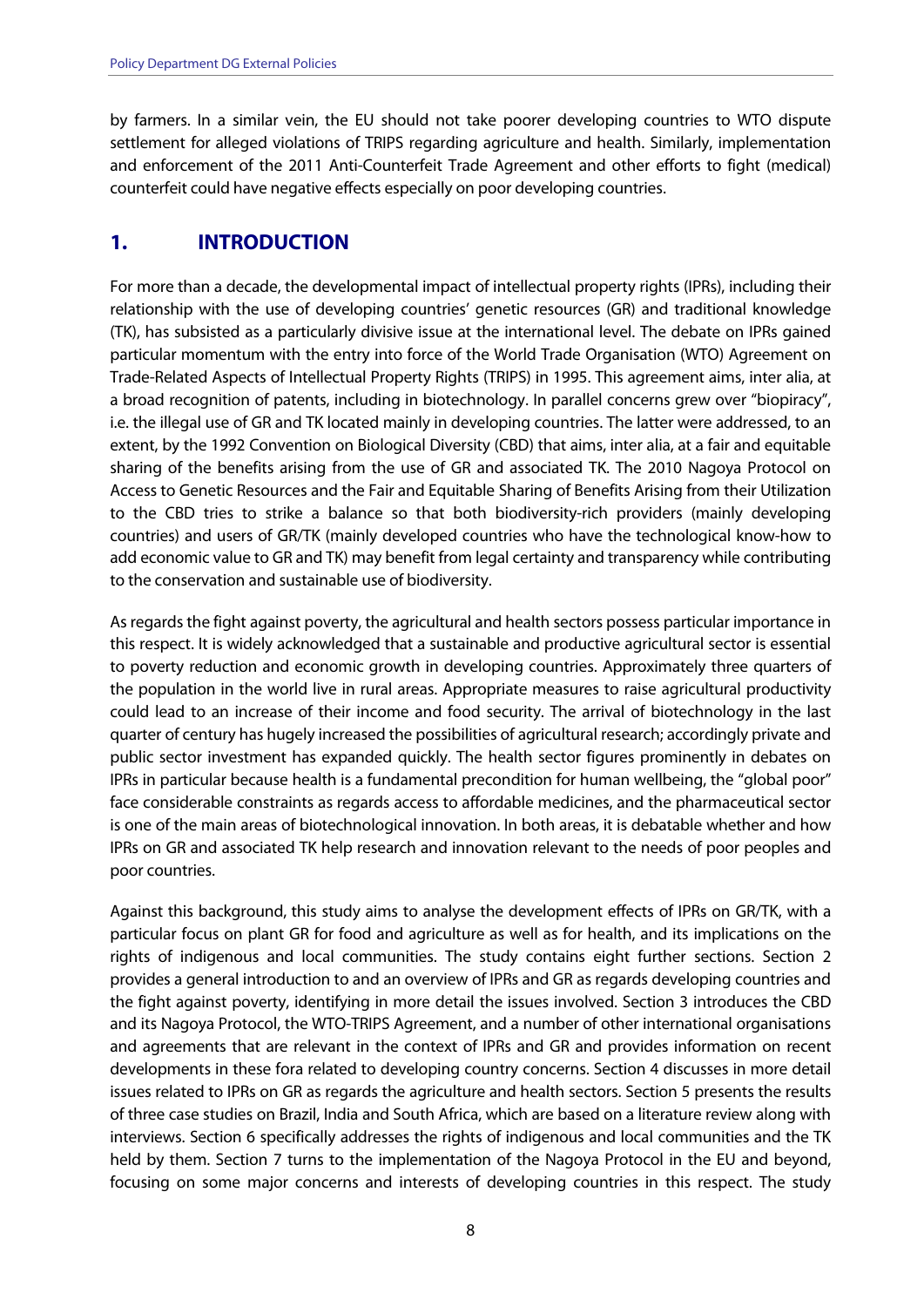by farmers. In a similar vein, the EU should not take poorer developing countries to WTO dispute settlement for alleged violations of TRIPS regarding agriculture and health. Similarly, implementation and enforcement of the 2011 Anti-Counterfeit Trade Agreement and other efforts to fight (medical) counterfeit could have negative effects especially on poor developing countries.

## 1. INTRODUCTION

For more than a decade, the developmental impact of intellectual property rights (IPRs), including their relationship with the use of developing countries' genetic resources (GR) and traditional knowledge (TK), has subsisted as a particularly divisive issue at the international level. The debate on IPRs gained particular momentum with the entry into force of the World Trade Organisation (WTO) Agreement on Trade-Related Aspects of Intellectual Property Rights (TRIPS) in 1995. This agreement aims, inter alia, at a broad recognition of patents, including in biotechnology. In parallel concerns grew over "biopiracy", i.e. the illegal use of GR and TK located mainly in developing countries. The latter were addressed, to an extent, by the 1992 Convention on Biological Diversity (CBD) that aims, inter alia, at a fair and equitable sharing of the benefits arising from the use of GR and associated TK. The 2010 Nagoya Protocol on Access to Genetic Resources and the Fair and Equitable Sharing of Benefits Arising from their Utilization to the CBD tries to strike a balance so that both biodiversity-rich providers (mainly developing countries) and users of GR/TK (mainly developed countries who have the technological know-how to add economic value to GR and TK) may benefit from legal certainty and transparency while contributing to the conservation and sustainable use of biodiversity.

As regards the fight against poverty, the agricultural and health sectors possess particular importance in this respect. It is widely acknowledged that a sustainable and productive agricultural sector is essential to poverty reduction and economic growth in developing countries. Approximately three quarters of the population in the world live in rural areas. Appropriate measures to raise agricultural productivity could lead to an increase of their income and food security. The arrival of biotechnology in the last quarter of century has hugely increased the possibilities of agricultural research; accordingly private and public sector investment has expanded quickly. The health sector figures prominently in debates on IPRs in particular because health is a fundamental precondition for human wellbeing, the "global poor" face considerable constraints as regards access to affordable medicines, and the pharmaceutical sector is one of the main areas of biotechnological innovation. In both areas, it is debatable whether and how IPRs on GR and associated TK help research and innovation relevant to the needs of poor peoples and poor countries.

Against this background, this study aims to analyse the development effects of IPRs on GR/TK, with a particular focus on plant GR for food and agriculture as well as for health, and its implications on the rights of indigenous and local communities. The study contains eight further sections. Section 2 provides a general introduction to and an overview of IPRs and GR as regards developing countries and the fight against poverty, identifying in more detail the issues involved. Section 3 introduces the CBD and its Nagoya Protocol, the WTO-TRIPS Agreement, and a number of other international organisations and agreements that are relevant in the context of IPRs and GR and provides information on recent developments in these fora related to developing country concerns. Section 4 discusses in more detail issues related to IPRs on GR as regards the agriculture and health sectors. Section 5 presents the results of three case studies on Brazil, India and South Africa, which are based on a literature review along with interviews. Section 6 specifically addresses the rights of indigenous and local communities and the TK held by them. Section 7 turns to the implementation of the Nagoya Protocol in the EU and beyond, focusing on some major concerns and interests of developing countries in this respect. The study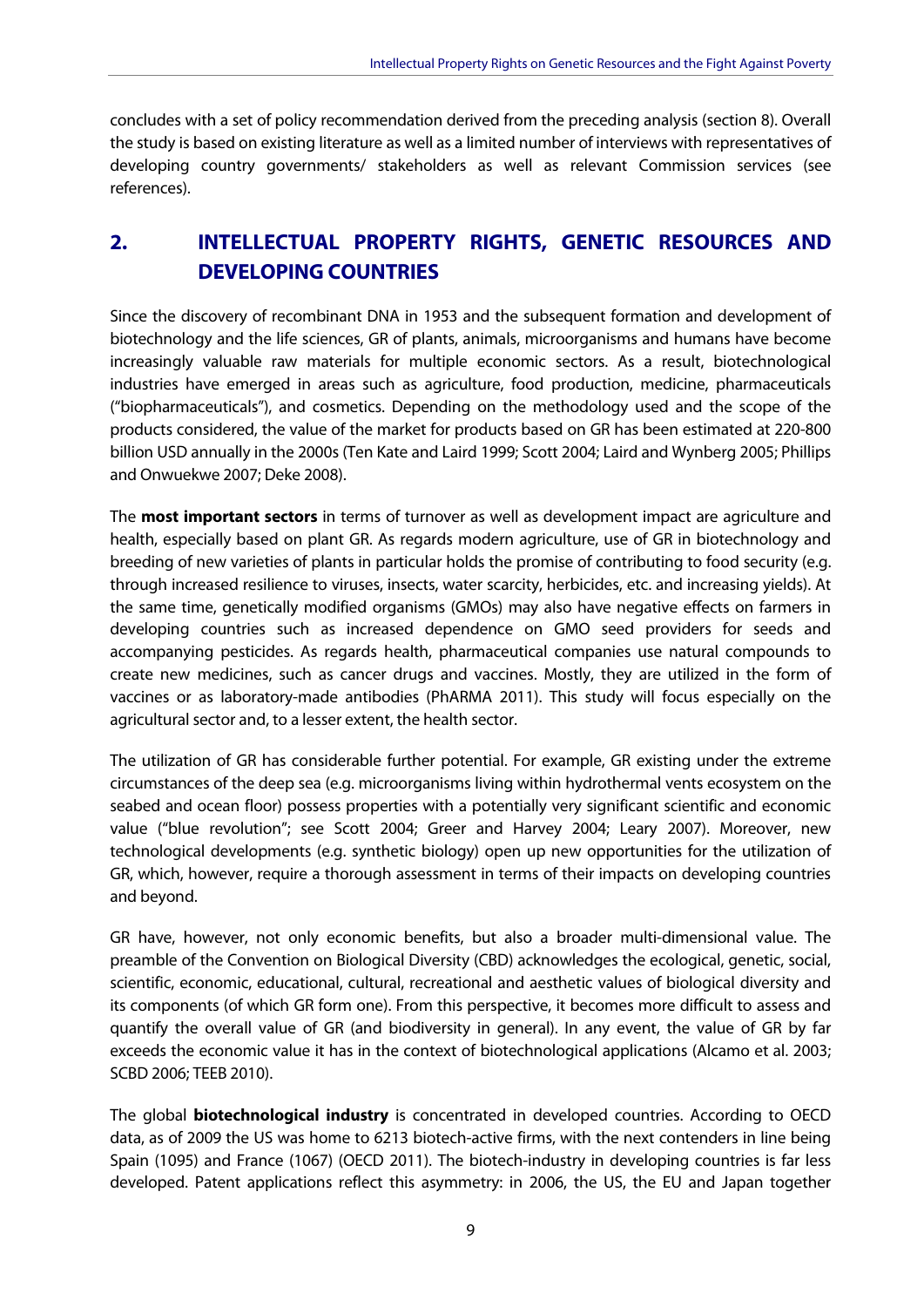concludes with a set of policy recommendation derived from the preceding analysis (section 8). Overall the study is based on existing literature as well as a limited number of interviews with representatives of developing country governments/ stakeholders as well as relevant Commission services (see references).

## 2. INTELLECTUAL PROPERTY RIGHTS, GENETIC RESOURCES AND DEVELOPING COUNTRIES

Since the discovery of recombinant DNA in 1953 and the subsequent formation and development of biotechnology and the life sciences, GR of plants, animals, microorganisms and humans have become increasingly valuable raw materials for multiple economic sectors. As a result, biotechnological industries have emerged in areas such as agriculture, food production, medicine, pharmaceuticals ("biopharmaceuticals"), and cosmetics. Depending on the methodology used and the scope of the products considered, the value of the market for products based on GR has been estimated at 220-800 billion USD annually in the 2000s (Ten Kate and Laird 1999; Scott 2004; Laird and Wynberg 2005; Phillips and Onwuekwe 2007; Deke 2008).

The **most important sectors** in terms of turnover as well as development impact are agriculture and health, especially based on plant GR. As regards modern agriculture, use of GR in biotechnology and breeding of new varieties of plants in particular holds the promise of contributing to food security (e.g. through increased resilience to viruses, insects, water scarcity, herbicides, etc. and increasing yields). At the same time, genetically modified organisms (GMOs) may also have negative effects on farmers in developing countries such as increased dependence on GMO seed providers for seeds and accompanying pesticides. As regards health, pharmaceutical companies use natural compounds to create new medicines, such as cancer drugs and vaccines. Mostly, they are utilized in the form of vaccines or as laboratory-made antibodies (PhARMA 2011). This study will focus especially on the agricultural sector and, to a lesser extent, the health sector.

The utilization of GR has considerable further potential. For example, GR existing under the extreme circumstances of the deep sea (e.g. microorganisms living within hydrothermal vents ecosystem on the seabed and ocean floor) possess properties with a potentially very significant scientific and economic value ("blue revolution"; see Scott 2004; Greer and Harvey 2004; Leary 2007). Moreover, new technological developments (e.g. synthetic biology) open up new opportunities for the utilization of GR, which, however, require a thorough assessment in terms of their impacts on developing countries and beyond.

GR have, however, not only economic benefits, but also a broader multi-dimensional value. The preamble of the Convention on Biological Diversity (CBD) acknowledges the ecological, genetic, social, scientific, economic, educational, cultural, recreational and aesthetic values of biological diversity and its components (of which GR form one). From this perspective, it becomes more difficult to assess and quantify the overall value of GR (and biodiversity in general). In any event, the value of GR by far exceeds the economic value it has in the context of biotechnological applications (Alcamo et al. 2003; SCBD 2006; TEEB 2010).

The global **biotechnological industry** is concentrated in developed countries. According to OECD data, as of 2009 the US was home to 6213 biotech-active firms, with the next contenders in line being Spain (1095) and France (1067) (OECD 2011). The biotech-industry in developing countries is far less developed. Patent applications reflect this asymmetry: in 2006, the US, the EU and Japan together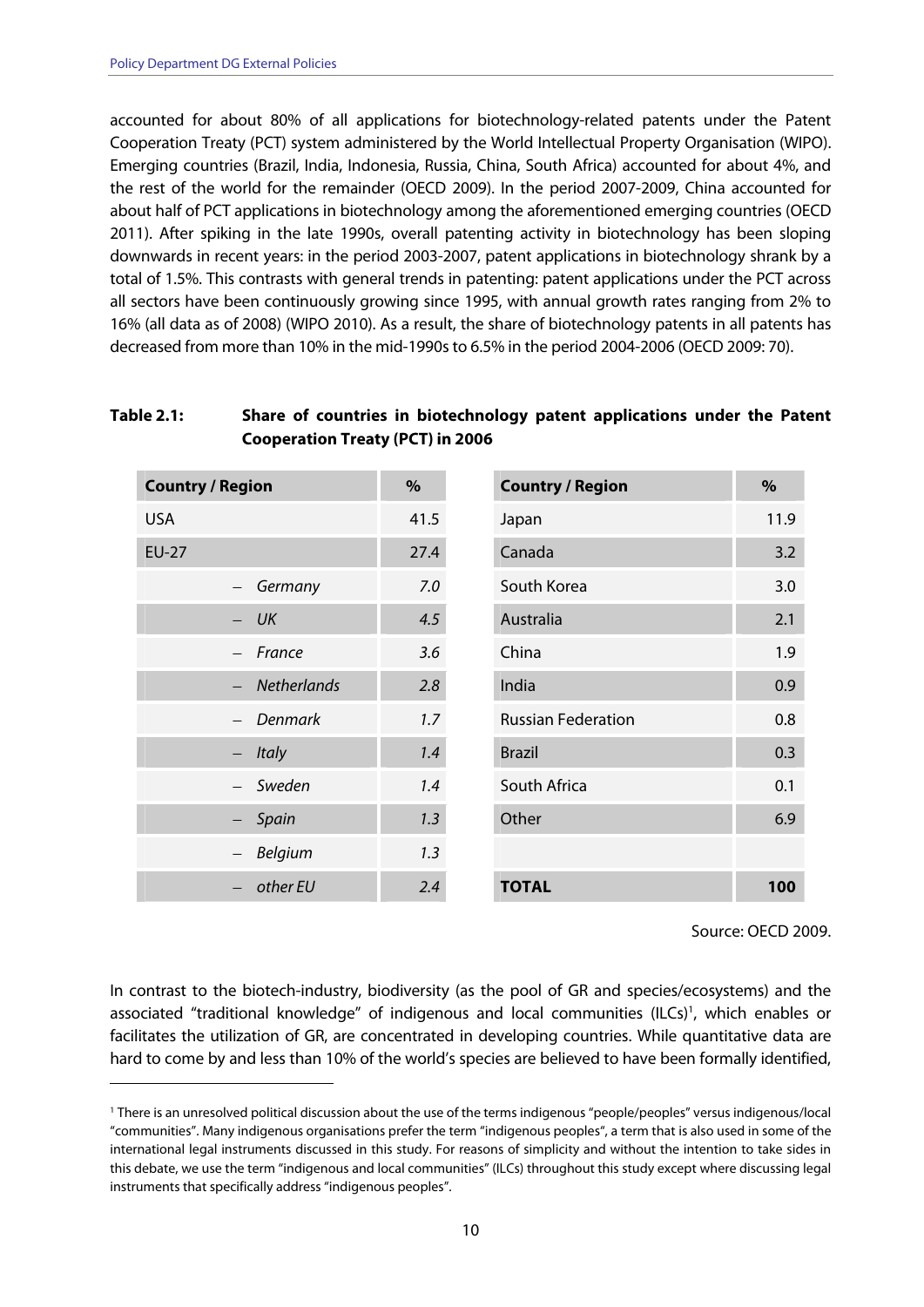accounted for about 80% of all applications for biotechnology-related patents under the Patent Cooperation Treaty (PCT) system administered by the World Intellectual Property Organisation (WIPO). Emerging countries (Brazil, India, Indonesia, Russia, China, South Africa) accounted for about 4%, and the rest of the world for the remainder (OECD 2009). In the period 2007-2009, China accounted for about half of PCT applications in biotechnology among the aforementioned emerging countries (OECD 2011). After spiking in the late 1990s, overall patenting activity in biotechnology has been sloping downwards in recent years: in the period 2003-2007, patent applications in biotechnology shrank by a total of 1.5%. This contrasts with general trends in patenting: patent applications under the PCT across all sectors have been continuously growing since 1995, with annual growth rates ranging from 2% to 16% (all data as of 2008) (WIPO 2010). As a result, the share of biotechnology patents in all patents has decreased from more than 10% in the mid-1990s to 6.5% in the period 2004-2006 (OECD 2009: 70).

**Table 2.1: Share of countries in biotechnology patent applications under the Patent Cooperation Treaty (PCT) in 2006**

| Country / Region | % | Country / Region | % |
|---|---|---|---|
| USA | 41.5 | Japan | 11.9 |
| EU-27 | 27.4 | Canada | 3.2 |
| – *Germany* | *7.0* | South Korea | 3.0 |
| – *UK* | *4.5* | Australia | 2.1 |
| – *France* | *3.6* | China | 1.9 |
| – *Netherlands* | *2.8* | India | 0.9 |
| – *Denmark* | *1.7* | Russian Federation | 0.8 |
| – *Italy* | *1.4* | Brazil | 0.3 |
| – *Sweden* | *1.4* | South Africa | 0.1 |
| – *Spain* | *1.3* | Other | 6.9 |
| – *Belgium* | *1.3* | | |
| – *other EU* | *2.4* | **TOTAL** | **100** |

Source: OECD 2009.

In contrast to the biotech-industry, biodiversity (as the pool of GR and species/ecosystems) and the associated "traditional knowledge" of indigenous and local communities (ILCs)[1], which enables or facilitates the utilization of GR, are concentrated in developing countries. While quantitative data are hard to come by and less than 10% of the world's species are believed to have been formally identified,

[1] There is an unresolved political discussion about the use of the terms indigenous "people/peoples" versus indigenous/local "communities". Many indigenous organisations prefer the term "indigenous peoples", a term that is also used in some of the international legal instruments discussed in this study. For reasons of simplicity and without the intention to take sides in this debate, we use the term "indigenous and local communities" (ILCs) throughout this study except where discussing legal instruments that specifically address "indigenous peoples".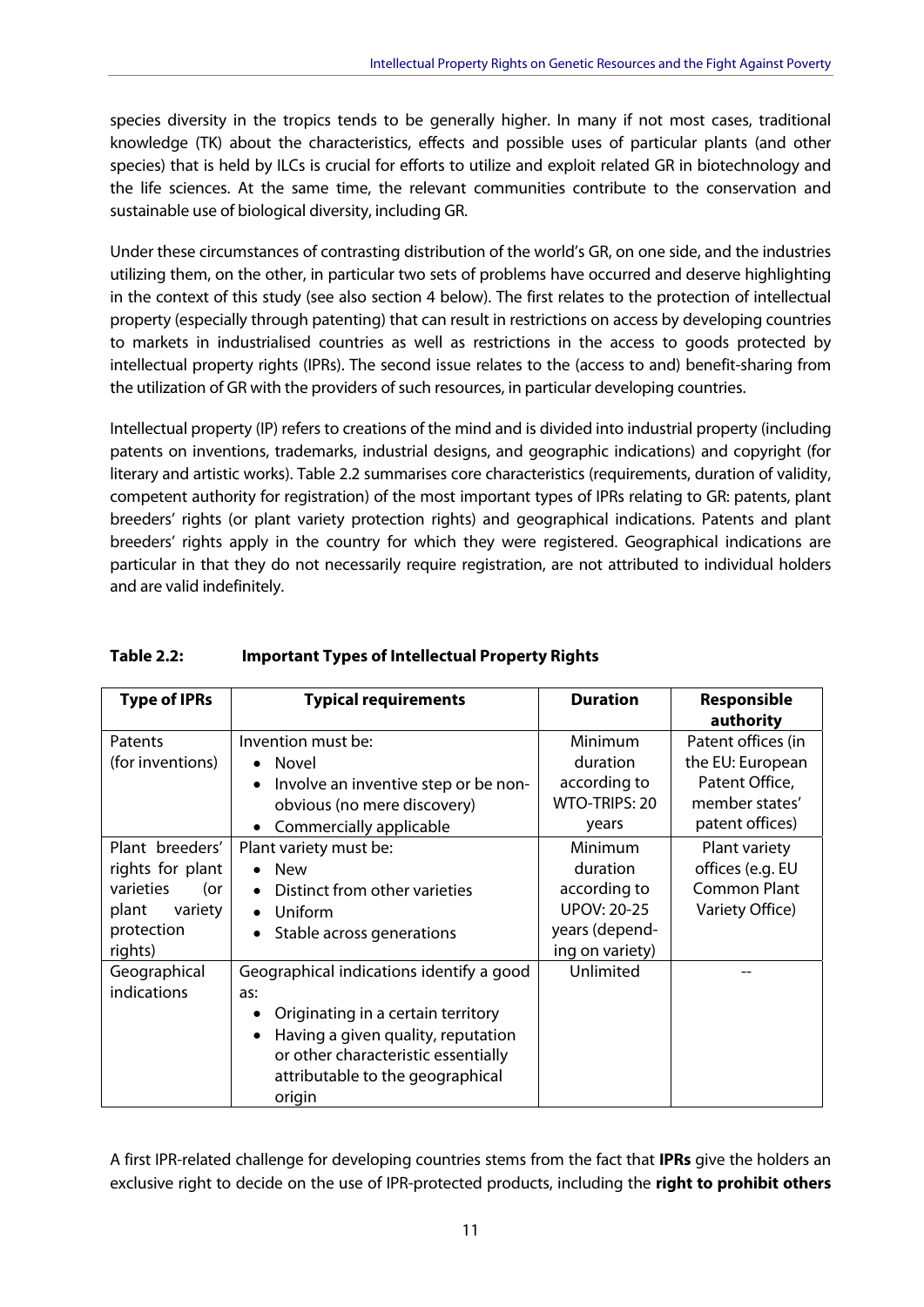species diversity in the tropics tends to be generally higher. In many if not most cases, traditional knowledge (TK) about the characteristics, effects and possible uses of particular plants (and other species) that is held by ILCs is crucial for efforts to utilize and exploit related GR in biotechnology and the life sciences. At the same time, the relevant communities contribute to the conservation and sustainable use of biological diversity, including GR.

Under these circumstances of contrasting distribution of the world's GR, on one side, and the industries utilizing them, on the other, in particular two sets of problems have occurred and deserve highlighting in the context of this study (see also section 4 below). The first relates to the protection of intellectual property (especially through patenting) that can result in restrictions on access by developing countries to markets in industrialised countries as well as restrictions in the access to goods protected by intellectual property rights (IPRs). The second issue relates to the (access to and) benefit-sharing from the utilization of GR with the providers of such resources, in particular developing countries.

Intellectual property (IP) refers to creations of the mind and is divided into industrial property (including patents on inventions, trademarks, industrial designs, and geographic indications) and copyright (for literary and artistic works). Table 2.2 summarises core characteristics (requirements, duration of validity, competent authority for registration) of the most important types of IPRs relating to GR: patents, plant breeders' rights (or plant variety protection rights) and geographical indications. Patents and plant breeders' rights apply in the country for which they were registered. Geographical indications are particular in that they do not necessarily require registration, are not attributed to individual holders and are valid indefinitely.

**Table 2.2: Important Types of Intellectual Property Rights**

| Type of IPRs | Typical requirements | Duration | Responsible authority |
|---|---|---|---|
| Patents (for inventions) | Invention must be:<br>• Novel<br>• Involve an inventive step or be non-obvious (no mere discovery)<br>• Commercially applicable | Minimum duration according to WTO-TRIPS: 20 years | Patent offices (in the EU: European Patent Office, member states' patent offices) |
| Plant breeders' rights for plant varieties (or plant variety protection rights) | Plant variety must be:<br>• New<br>• Distinct from other varieties<br>• Uniform<br>• Stable across generations | Minimum duration according to UPOV: 20-25 years (depending on variety) | Plant variety offices (e.g. EU Common Plant Variety Office) |
| Geographical indications | Geographical indications identify a good as:<br>• Originating in a certain territory<br>• Having a given quality, reputation or other characteristic essentially attributable to the geographical origin | Unlimited | -- |

A first IPR-related challenge for developing countries stems from the fact that **IPRs** give the holders an exclusive right to decide on the use of IPR-protected products, including the **right to prohibit others**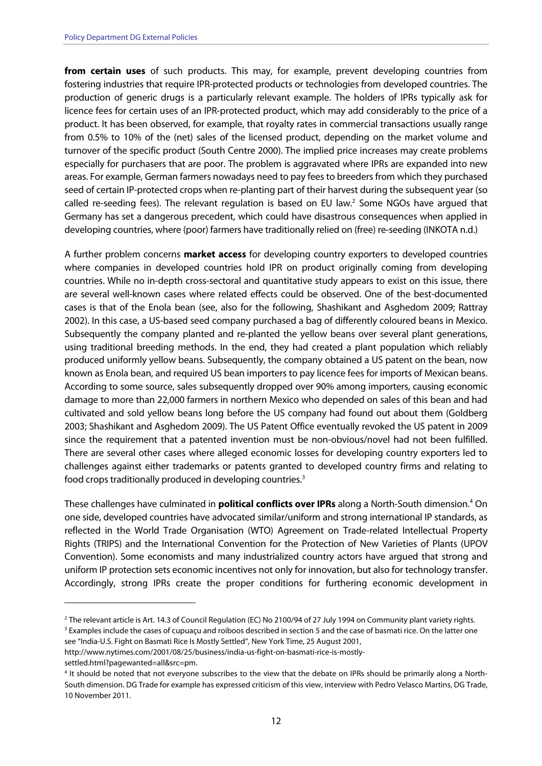**from certain uses** of such products. This may, for example, prevent developing countries from fostering industries that require IPR-protected products or technologies from developed countries. The production of generic drugs is a particularly relevant example. The holders of IPRs typically ask for licence fees for certain uses of an IPR-protected product, which may add considerably to the price of a product. It has been observed, for example, that royalty rates in commercial transactions usually range from 0.5% to 10% of the (net) sales of the licensed product, depending on the market volume and turnover of the specific product (South Centre 2000). The implied price increases may create problems especially for purchasers that are poor. The problem is aggravated where IPRs are expanded into new areas. For example, German farmers nowadays need to pay fees to breeders from which they purchased seed of certain IP-protected crops when re-planting part of their harvest during the subsequent year (so called re-seeding fees). The relevant regulation is based on EU law.[2] Some NGOs have argued that Germany has set a dangerous precedent, which could have disastrous consequences when applied in developing countries, where (poor) farmers have traditionally relied on (free) re-seeding (INKOTA n.d.)

A further problem concerns **market access** for developing country exporters to developed countries where companies in developed countries hold IPR on product originally coming from developing countries. While no in-depth cross-sectoral and quantitative study appears to exist on this issue, there are several well-known cases where related effects could be observed. One of the best-documented cases is that of the Enola bean (see, also for the following, Shashikant and Asghedom 2009; Rattray 2002). In this case, a US-based seed company purchased a bag of differently coloured beans in Mexico. Subsequently the company planted and re-planted the yellow beans over several plant generations, using traditional breeding methods. In the end, they had created a plant population which reliably produced uniformly yellow beans. Subsequently, the company obtained a US patent on the bean, now known as Enola bean, and required US bean importers to pay licence fees for imports of Mexican beans. According to some source, sales subsequently dropped over 90% among importers, causing economic damage to more than 22,000 farmers in northern Mexico who depended on sales of this bean and had cultivated and sold yellow beans long before the US company had found out about them (Goldberg 2003; Shashikant and Asghedom 2009). The US Patent Office eventually revoked the US patent in 2009 since the requirement that a patented invention must be non-obvious/novel had not been fulfilled. There are several other cases where alleged economic losses for developing country exporters led to challenges against either trademarks or patents granted to developed country firms and relating to food crops traditionally produced in developing countries.[3]

These challenges have culminated in **political conflicts over IPRs** along a North-South dimension.[4] On one side, developed countries have advocated similar/uniform and strong international IP standards, as reflected in the World Trade Organisation (WTO) Agreement on Trade-related Intellectual Property Rights (TRIPS) and the International Convention for the Protection of New Varieties of Plants (UPOV Convention). Some economists and many industrialized country actors have argued that strong and uniform IP protection sets economic incentives not only for innovation, but also for technology transfer. Accordingly, strong IPRs create the proper conditions for furthering economic development in

---

[2] The relevant article is Art. 14.3 of Council Regulation (EC) No 2100/94 of 27 July 1994 on Community plant variety rights.

[3] Examples include the cases of cupuaçu and roiboos described in section 5 and the case of basmati rice. On the latter one see "India-U.S. Fight on Basmati Rice Is Mostly Settled", New York Time, 25 August 2001, http://www.nytimes.com/2001/08/25/business/india-us-fight-on-basmati-rice-is-mostly-settled.html?pagewanted=all&src=pm.

[4] It should be noted that not everyone subscribes to the view that the debate on IPRs should be primarily along a North-South dimension. DG Trade for example has expressed criticism of this view, interview with Pedro Velasco Martins, DG Trade, 10 November 2011.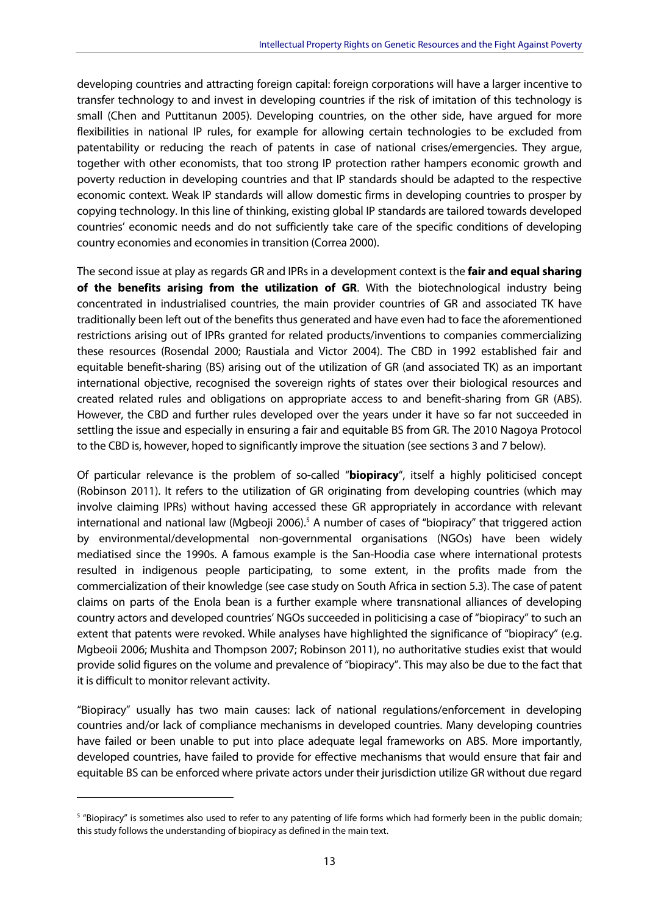developing countries and attracting foreign capital: foreign corporations will have a larger incentive to transfer technology to and invest in developing countries if the risk of imitation of this technology is small (Chen and Puttitanun 2005). Developing countries, on the other side, have argued for more flexibilities in national IP rules, for example for allowing certain technologies to be excluded from patentability or reducing the reach of patents in case of national crises/emergencies. They argue, together with other economists, that too strong IP protection rather hampers economic growth and poverty reduction in developing countries and that IP standards should be adapted to the respective economic context. Weak IP standards will allow domestic firms in developing countries to prosper by copying technology. In this line of thinking, existing global IP standards are tailored towards developed countries' economic needs and do not sufficiently take care of the specific conditions of developing country economies and economies in transition (Correa 2000).

The second issue at play as regards GR and IPRs in a development context is the **fair and equal sharing of the benefits arising from the utilization of GR**. With the biotechnological industry being concentrated in industrialised countries, the main provider countries of GR and associated TK have traditionally been left out of the benefits thus generated and have even had to face the aforementioned restrictions arising out of IPRs granted for related products/inventions to companies commercializing these resources (Rosendal 2000; Raustiala and Victor 2004). The CBD in 1992 established fair and equitable benefit-sharing (BS) arising out of the utilization of GR (and associated TK) as an important international objective, recognised the sovereign rights of states over their biological resources and created related rules and obligations on appropriate access to and benefit-sharing from GR (ABS). However, the CBD and further rules developed over the years under it have so far not succeeded in settling the issue and especially in ensuring a fair and equitable BS from GR. The 2010 Nagoya Protocol to the CBD is, however, hoped to significantly improve the situation (see sections 3 and 7 below).

Of particular relevance is the problem of so-called "**biopiracy**", itself a highly politicised concept (Robinson 2011). It refers to the utilization of GR originating from developing countries (which may involve claiming IPRs) without having accessed these GR appropriately in accordance with relevant international and national law (Mgbeoji 2006).[5] A number of cases of "biopiracy" that triggered action by environmental/developmental non-governmental organisations (NGOs) have been widely mediatised since the 1990s. A famous example is the San-Hoodia case where international protests resulted in indigenous people participating, to some extent, in the profits made from the commercialization of their knowledge (see case study on South Africa in section 5.3). The case of patent claims on parts of the Enola bean is a further example where transnational alliances of developing country actors and developed countries' NGOs succeeded in politicising a case of "biopiracy" to such an extent that patents were revoked. While analyses have highlighted the significance of "biopiracy" (e.g. Mgbeoii 2006; Mushita and Thompson 2007; Robinson 2011), no authoritative studies exist that would provide solid figures on the volume and prevalence of "biopiracy". This may also be due to the fact that it is difficult to monitor relevant activity.

"Biopiracy" usually has two main causes: lack of national regulations/enforcement in developing countries and/or lack of compliance mechanisms in developed countries. Many developing countries have failed or been unable to put into place adequate legal frameworks on ABS. More importantly, developed countries, have failed to provide for effective mechanisms that would ensure that fair and equitable BS can be enforced where private actors under their jurisdiction utilize GR without due regard

[5] "Biopiracy" is sometimes also used to refer to any patenting of life forms which had formerly been in the public domain; this study follows the understanding of biopiracy as defined in the main text.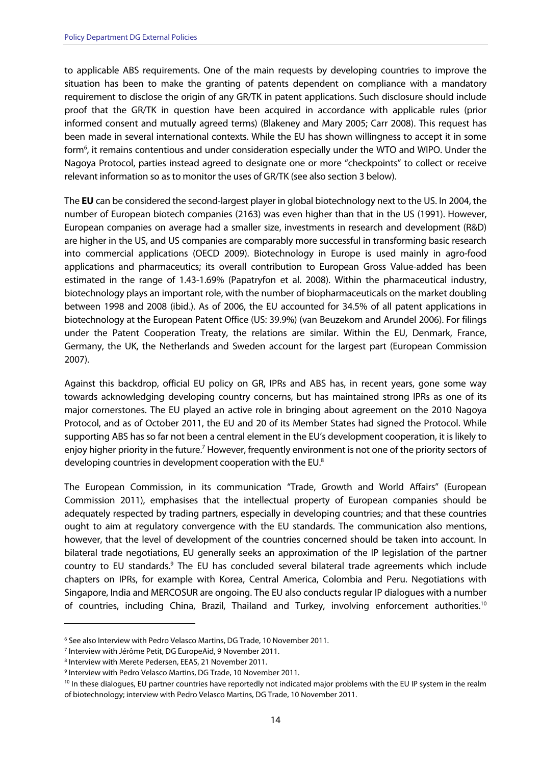to applicable ABS requirements. One of the main requests by developing countries to improve the situation has been to make the granting of patents dependent on compliance with a mandatory requirement to disclose the origin of any GR/TK in patent applications. Such disclosure should include proof that the GR/TK in question have been acquired in accordance with applicable rules (prior informed consent and mutually agreed terms) (Blakeney and Mary 2005; Carr 2008). This request has been made in several international contexts. While the EU has shown willingness to accept it in some form[6], it remains contentious and under consideration especially under the WTO and WIPO. Under the Nagoya Protocol, parties instead agreed to designate one or more "checkpoints" to collect or receive relevant information so as to monitor the uses of GR/TK (see also section 3 below).

The **EU** can be considered the second-largest player in global biotechnology next to the US. In 2004, the number of European biotech companies (2163) was even higher than that in the US (1991). However, European companies on average had a smaller size, investments in research and development (R&D) are higher in the US, and US companies are comparably more successful in transforming basic research into commercial applications (OECD 2009). Biotechnology in Europe is used mainly in agro-food applications and pharmaceutics; its overall contribution to European Gross Value-added has been estimated in the range of 1.43-1.69% (Papatryfon et al. 2008). Within the pharmaceutical industry, biotechnology plays an important role, with the number of biopharmaceuticals on the market doubling between 1998 and 2008 (ibid.). As of 2006, the EU accounted for 34.5% of all patent applications in biotechnology at the European Patent Office (US: 39.9%) (van Beuzekom and Arundel 2006). For filings under the Patent Cooperation Treaty, the relations are similar. Within the EU, Denmark, France, Germany, the UK, the Netherlands and Sweden account for the largest part (European Commission 2007).

Against this backdrop, official EU policy on GR, IPRs and ABS has, in recent years, gone some way towards acknowledging developing country concerns, but has maintained strong IPRs as one of its major cornerstones. The EU played an active role in bringing about agreement on the 2010 Nagoya Protocol, and as of October 2011, the EU and 20 of its Member States had signed the Protocol. While supporting ABS has so far not been a central element in the EU's development cooperation, it is likely to enjoy higher priority in the future.[7] However, frequently environment is not one of the priority sectors of developing countries in development cooperation with the EU.[8]

The European Commission, in its communication "Trade, Growth and World Affairs" (European Commission 2011), emphasises that the intellectual property of European companies should be adequately respected by trading partners, especially in developing countries; and that these countries ought to aim at regulatory convergence with the EU standards. The communication also mentions, however, that the level of development of the countries concerned should be taken into account. In bilateral trade negotiations, EU generally seeks an approximation of the IP legislation of the partner country to EU standards.[9] The EU has concluded several bilateral trade agreements which include chapters on IPRs, for example with Korea, Central America, Colombia and Peru. Negotiations with Singapore, India and MERCOSUR are ongoing. The EU also conducts regular IP dialogues with a number of countries, including China, Brazil, Thailand and Turkey, involving enforcement authorities.[10]

---

[6] See also Interview with Pedro Velasco Martins, DG Trade, 10 November 2011.

[7] Interview with Jérôme Petit, DG EuropeAid, 9 November 2011.

[8] Interview with Merete Pedersen, EEAS, 21 November 2011.

[9] Interview with Pedro Velasco Martins, DG Trade, 10 November 2011.

[10] In these dialogues, EU partner countries have reportedly not indicated major problems with the EU IP system in the realm of biotechnology; interview with Pedro Velasco Martins, DG Trade, 10 November 2011.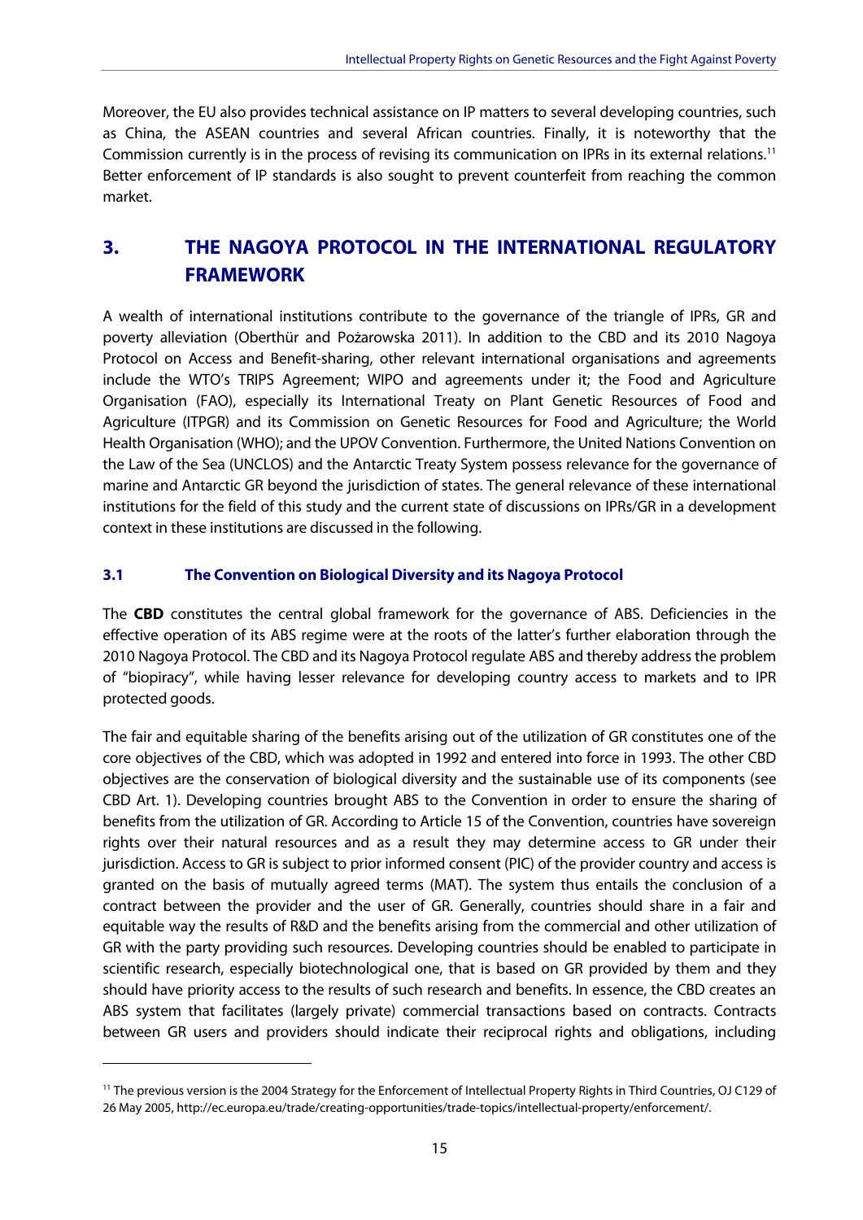Moreover, the EU also provides technical assistance on IP matters to several developing countries, such as China, the ASEAN countries and several African countries. Finally, it is noteworthy that the Commission currently is in the process of revising its communication on IPRs in its external relations.[11] Better enforcement of IP standards is also sought to prevent counterfeit from reaching the common market.

# 3. THE NAGOYA PROTOCOL IN THE INTERNATIONAL REGULATORY FRAMEWORK

A wealth of international institutions contribute to the governance of the triangle of IPRs, GR and poverty alleviation (Oberthür and Pożarowska 2011). In addition to the CBD and its 2010 Nagoya Protocol on Access and Benefit-sharing, other relevant international organisations and agreements include the WTO's TRIPS Agreement; WIPO and agreements under it; the Food and Agriculture Organisation (FAO), especially its International Treaty on Plant Genetic Resources of Food and Agriculture (ITPGR) and its Commission on Genetic Resources for Food and Agriculture; the World Health Organisation (WHO); and the UPOV Convention. Furthermore, the United Nations Convention on the Law of the Sea (UNCLOS) and the Antarctic Treaty System possess relevance for the governance of marine and Antarctic GR beyond the jurisdiction of states. The general relevance of these international institutions for the field of this study and the current state of discussions on IPRs/GR in a development context in these institutions are discussed in the following.

## 3.1 The Convention on Biological Diversity and its Nagoya Protocol

The **CBD** constitutes the central global framework for the governance of ABS. Deficiencies in the effective operation of its ABS regime were at the roots of the latter's further elaboration through the 2010 Nagoya Protocol. The CBD and its Nagoya Protocol regulate ABS and thereby address the problem of "biopiracy", while having lesser relevance for developing country access to markets and to IPR protected goods.

The fair and equitable sharing of the benefits arising out of the utilization of GR constitutes one of the core objectives of the CBD, which was adopted in 1992 and entered into force in 1993. The other CBD objectives are the conservation of biological diversity and the sustainable use of its components (see CBD Art. 1). Developing countries brought ABS to the Convention in order to ensure the sharing of benefits from the utilization of GR. According to Article 15 of the Convention, countries have sovereign rights over their natural resources and as a result they may determine access to GR under their jurisdiction. Access to GR is subject to prior informed consent (PIC) of the provider country and access is granted on the basis of mutually agreed terms (MAT). The system thus entails the conclusion of a contract between the provider and the user of GR. Generally, countries should share in a fair and equitable way the results of R&D and the benefits arising from the commercial and other utilization of GR with the party providing such resources. Developing countries should be enabled to participate in scientific research, especially biotechnological one, that is based on GR provided by them and they should have priority access to the results of such research and benefits. In essence, the CBD creates an ABS system that facilitates (largely private) commercial transactions based on contracts. Contracts between GR users and providers should indicate their reciprocal rights and obligations, including

[11] The previous version is the 2004 Strategy for the Enforcement of Intellectual Property Rights in Third Countries, OJ C129 of 26 May 2005, http://ec.europa.eu/trade/creating-opportunities/trade-topics/intellectual-property/enforcement/.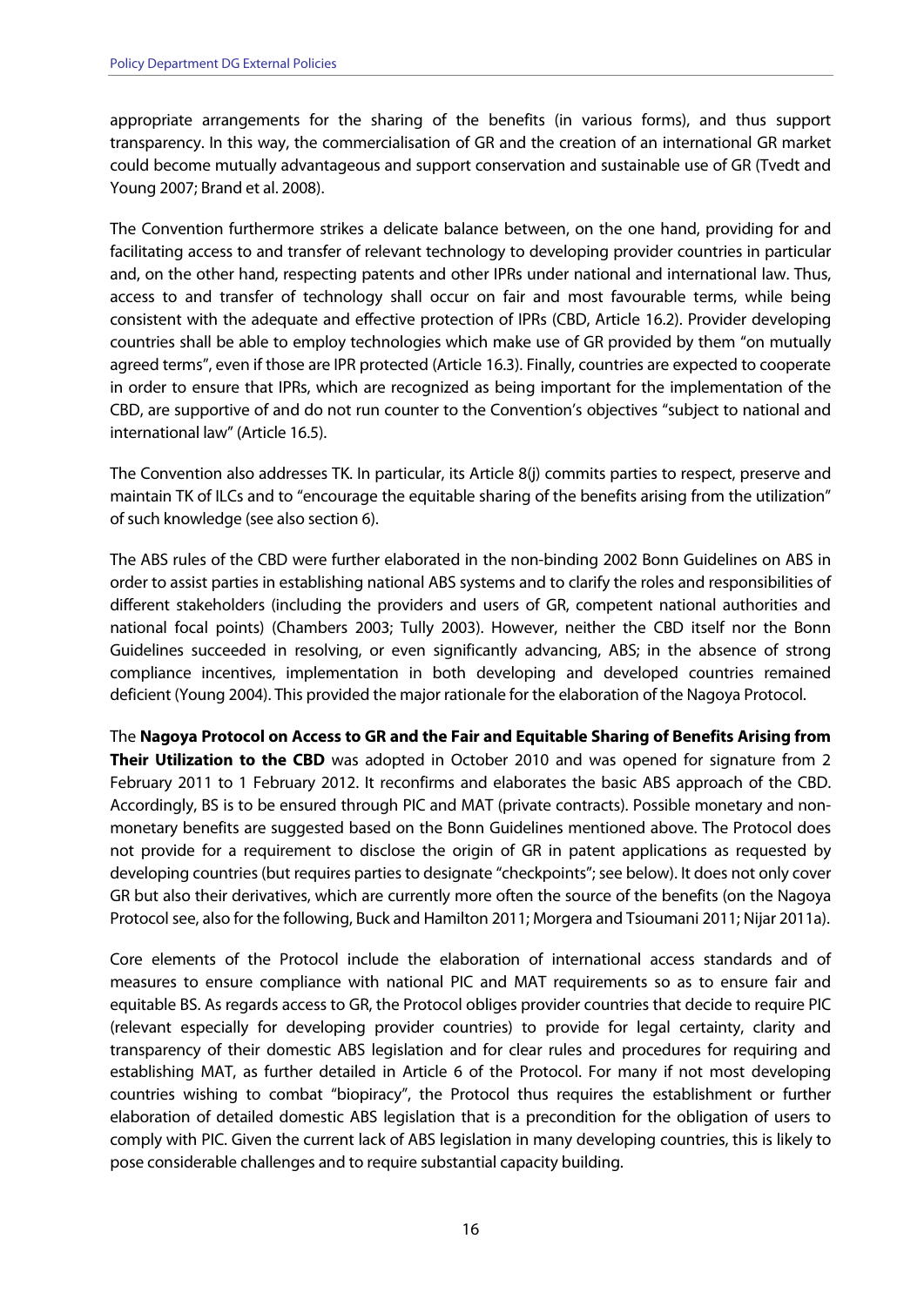appropriate arrangements for the sharing of the benefits (in various forms), and thus support transparency. In this way, the commercialisation of GR and the creation of an international GR market could become mutually advantageous and support conservation and sustainable use of GR (Tvedt and Young 2007; Brand et al. 2008).

The Convention furthermore strikes a delicate balance between, on the one hand, providing for and facilitating access to and transfer of relevant technology to developing provider countries in particular and, on the other hand, respecting patents and other IPRs under national and international law. Thus, access to and transfer of technology shall occur on fair and most favourable terms, while being consistent with the adequate and effective protection of IPRs (CBD, Article 16.2). Provider developing countries shall be able to employ technologies which make use of GR provided by them "on mutually agreed terms", even if those are IPR protected (Article 16.3). Finally, countries are expected to cooperate in order to ensure that IPRs, which are recognized as being important for the implementation of the CBD, are supportive of and do not run counter to the Convention's objectives "subject to national and international law" (Article 16.5).

The Convention also addresses TK. In particular, its Article 8(j) commits parties to respect, preserve and maintain TK of ILCs and to "encourage the equitable sharing of the benefits arising from the utilization" of such knowledge (see also section 6).

The ABS rules of the CBD were further elaborated in the non-binding 2002 Bonn Guidelines on ABS in order to assist parties in establishing national ABS systems and to clarify the roles and responsibilities of different stakeholders (including the providers and users of GR, competent national authorities and national focal points) (Chambers 2003; Tully 2003). However, neither the CBD itself nor the Bonn Guidelines succeeded in resolving, or even significantly advancing, ABS; in the absence of strong compliance incentives, implementation in both developing and developed countries remained deficient (Young 2004). This provided the major rationale for the elaboration of the Nagoya Protocol.

The **Nagoya Protocol on Access to GR and the Fair and Equitable Sharing of Benefits Arising from Their Utilization to the CBD** was adopted in October 2010 and was opened for signature from 2 February 2011 to 1 February 2012. It reconfirms and elaborates the basic ABS approach of the CBD. Accordingly, BS is to be ensured through PIC and MAT (private contracts). Possible monetary and non-monetary benefits are suggested based on the Bonn Guidelines mentioned above. The Protocol does not provide for a requirement to disclose the origin of GR in patent applications as requested by developing countries (but requires parties to designate "checkpoints"; see below). It does not only cover GR but also their derivatives, which are currently more often the source of the benefits (on the Nagoya Protocol see, also for the following, Buck and Hamilton 2011; Morgera and Tsioumani 2011; Nijar 2011a).

Core elements of the Protocol include the elaboration of international access standards and of measures to ensure compliance with national PIC and MAT requirements so as to ensure fair and equitable BS. As regards access to GR, the Protocol obliges provider countries that decide to require PIC (relevant especially for developing provider countries) to provide for legal certainty, clarity and transparency of their domestic ABS legislation and for clear rules and procedures for requiring and establishing MAT, as further detailed in Article 6 of the Protocol. For many if not most developing countries wishing to combat "biopiracy", the Protocol thus requires the establishment or further elaboration of detailed domestic ABS legislation that is a precondition for the obligation of users to comply with PIC. Given the current lack of ABS legislation in many developing countries, this is likely to pose considerable challenges and to require substantial capacity building.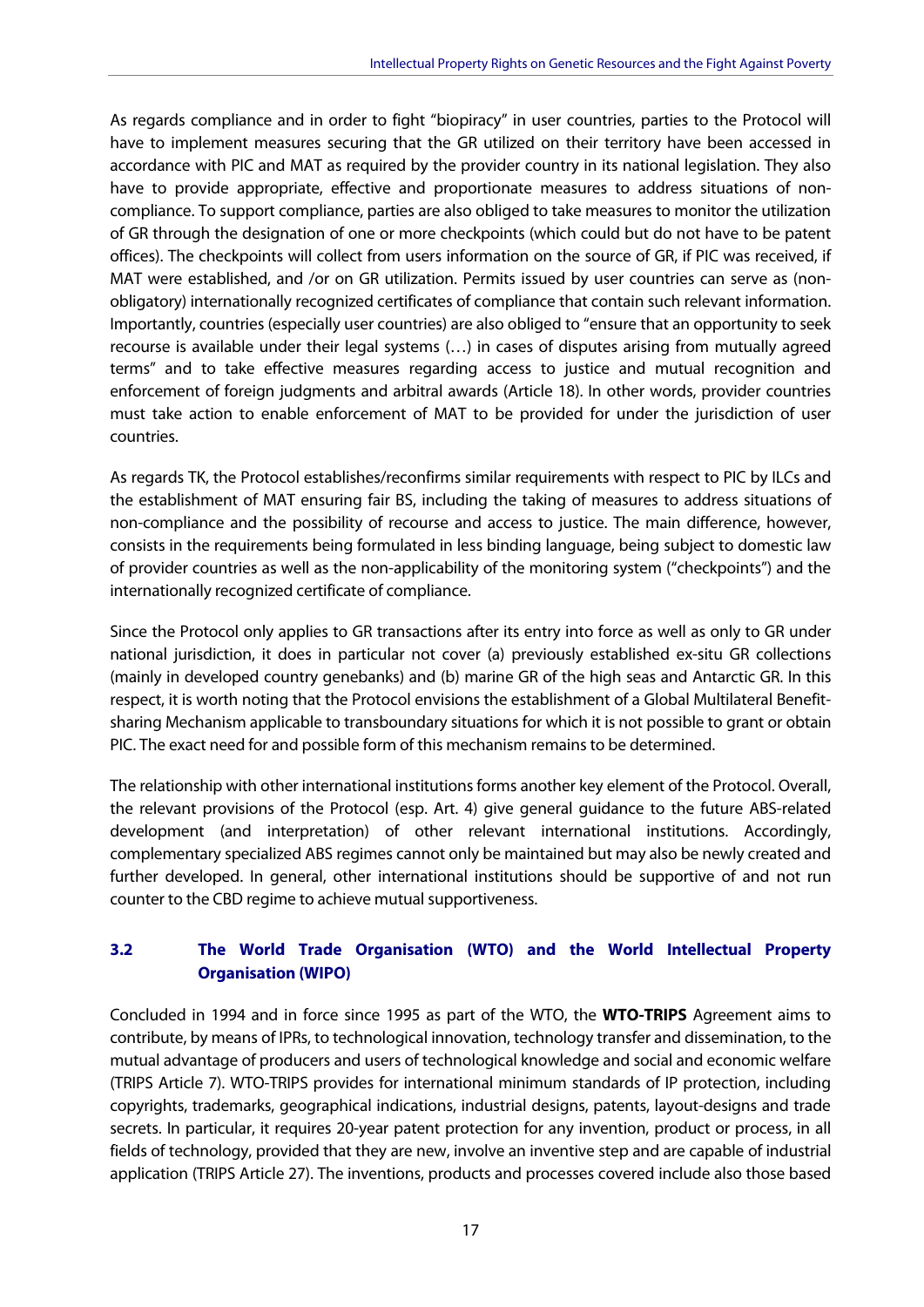As regards compliance and in order to fight "biopiracy" in user countries, parties to the Protocol will have to implement measures securing that the GR utilized on their territory have been accessed in accordance with PIC and MAT as required by the provider country in its national legislation. They also have to provide appropriate, effective and proportionate measures to address situations of non-compliance. To support compliance, parties are also obliged to take measures to monitor the utilization of GR through the designation of one or more checkpoints (which could but do not have to be patent offices). The checkpoints will collect from users information on the source of GR, if PIC was received, if MAT were established, and /or on GR utilization. Permits issued by user countries can serve as (non-obligatory) internationally recognized certificates of compliance that contain such relevant information. Importantly, countries (especially user countries) are also obliged to "ensure that an opportunity to seek recourse is available under their legal systems (…) in cases of disputes arising from mutually agreed terms" and to take effective measures regarding access to justice and mutual recognition and enforcement of foreign judgments and arbitral awards (Article 18). In other words, provider countries must take action to enable enforcement of MAT to be provided for under the jurisdiction of user countries.

As regards TK, the Protocol establishes/reconfirms similar requirements with respect to PIC by ILCs and the establishment of MAT ensuring fair BS, including the taking of measures to address situations of non-compliance and the possibility of recourse and access to justice. The main difference, however, consists in the requirements being formulated in less binding language, being subject to domestic law of provider countries as well as the non-applicability of the monitoring system ("checkpoints") and the internationally recognized certificate of compliance.

Since the Protocol only applies to GR transactions after its entry into force as well as only to GR under national jurisdiction, it does in particular not cover (a) previously established ex-situ GR collections (mainly in developed country genebanks) and (b) marine GR of the high seas and Antarctic GR. In this respect, it is worth noting that the Protocol envisions the establishment of a Global Multilateral Benefit-sharing Mechanism applicable to transboundary situations for which it is not possible to grant or obtain PIC. The exact need for and possible form of this mechanism remains to be determined.

The relationship with other international institutions forms another key element of the Protocol. Overall, the relevant provisions of the Protocol (esp. Art. 4) give general guidance to the future ABS-related development (and interpretation) of other relevant international institutions. Accordingly, complementary specialized ABS regimes cannot only be maintained but may also be newly created and further developed. In general, other international institutions should be supportive of and not run counter to the CBD regime to achieve mutual supportiveness.

### 3.2 The World Trade Organisation (WTO) and the World Intellectual Property Organisation (WIPO)

Concluded in 1994 and in force since 1995 as part of the WTO, the **WTO-TRIPS** Agreement aims to contribute, by means of IPRs, to technological innovation, technology transfer and dissemination, to the mutual advantage of producers and users of technological knowledge and social and economic welfare (TRIPS Article 7). WTO-TRIPS provides for international minimum standards of IP protection, including copyrights, trademarks, geographical indications, industrial designs, patents, layout-designs and trade secrets. In particular, it requires 20-year patent protection for any invention, product or process, in all fields of technology, provided that they are new, involve an inventive step and are capable of industrial application (TRIPS Article 27). The inventions, products and processes covered include also those based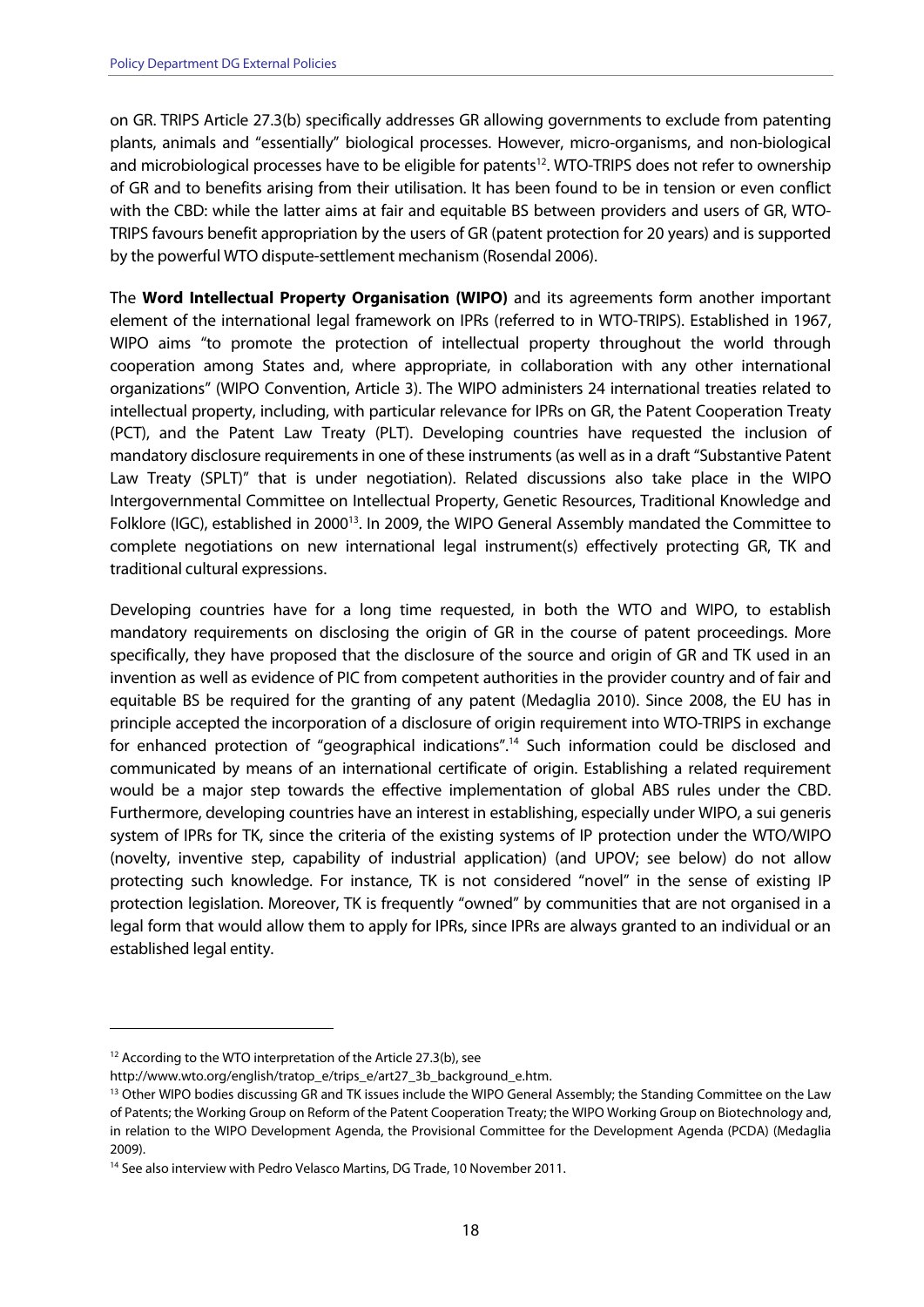on GR. TRIPS Article 27.3(b) specifically addresses GR allowing governments to exclude from patenting plants, animals and "essentially" biological processes. However, micro-organisms, and non-biological and microbiological processes have to be eligible for patents[12]. WTO-TRIPS does not refer to ownership of GR and to benefits arising from their utilisation. It has been found to be in tension or even conflict with the CBD: while the latter aims at fair and equitable BS between providers and users of GR, WTO-TRIPS favours benefit appropriation by the users of GR (patent protection for 20 years) and is supported by the powerful WTO dispute-settlement mechanism (Rosendal 2006).

The **Word Intellectual Property Organisation (WIPO)** and its agreements form another important element of the international legal framework on IPRs (referred to in WTO-TRIPS). Established in 1967, WIPO aims "to promote the protection of intellectual property throughout the world through cooperation among States and, where appropriate, in collaboration with any other international organizations" (WIPO Convention, Article 3). The WIPO administers 24 international treaties related to intellectual property, including, with particular relevance for IPRs on GR, the Patent Cooperation Treaty (PCT), and the Patent Law Treaty (PLT). Developing countries have requested the inclusion of mandatory disclosure requirements in one of these instruments (as well as in a draft "Substantive Patent Law Treaty (SPLT)" that is under negotiation). Related discussions also take place in the WIPO Intergovernmental Committee on Intellectual Property, Genetic Resources, Traditional Knowledge and Folklore (IGC), established in 2000[13]. In 2009, the WIPO General Assembly mandated the Committee to complete negotiations on new international legal instrument(s) effectively protecting GR, TK and traditional cultural expressions.

Developing countries have for a long time requested, in both the WTO and WIPO, to establish mandatory requirements on disclosing the origin of GR in the course of patent proceedings. More specifically, they have proposed that the disclosure of the source and origin of GR and TK used in an invention as well as evidence of PIC from competent authorities in the provider country and of fair and equitable BS be required for the granting of any patent (Medaglia 2010). Since 2008, the EU has in principle accepted the incorporation of a disclosure of origin requirement into WTO-TRIPS in exchange for enhanced protection of "geographical indications".[14] Such information could be disclosed and communicated by means of an international certificate of origin. Establishing a related requirement would be a major step towards the effective implementation of global ABS rules under the CBD. Furthermore, developing countries have an interest in establishing, especially under WIPO, a sui generis system of IPRs for TK, since the criteria of the existing systems of IP protection under the WTO/WIPO (novelty, inventive step, capability of industrial application) (and UPOV; see below) do not allow protecting such knowledge. For instance, TK is not considered "novel" in the sense of existing IP protection legislation. Moreover, TK is frequently "owned" by communities that are not organised in a legal form that would allow them to apply for IPRs, since IPRs are always granted to an individual or an established legal entity.

---

[12] According to the WTO interpretation of the Article 27.3(b), see http://www.wto.org/english/tratop_e/trips_e/art27_3b_background_e.htm.

[13] Other WIPO bodies discussing GR and TK issues include the WIPO General Assembly; the Standing Committee on the Law of Patents; the Working Group on Reform of the Patent Cooperation Treaty; the WIPO Working Group on Biotechnology and, in relation to the WIPO Development Agenda, the Provisional Committee for the Development Agenda (PCDA) (Medaglia 2009).

[14] See also interview with Pedro Velasco Martins, DG Trade, 10 November 2011.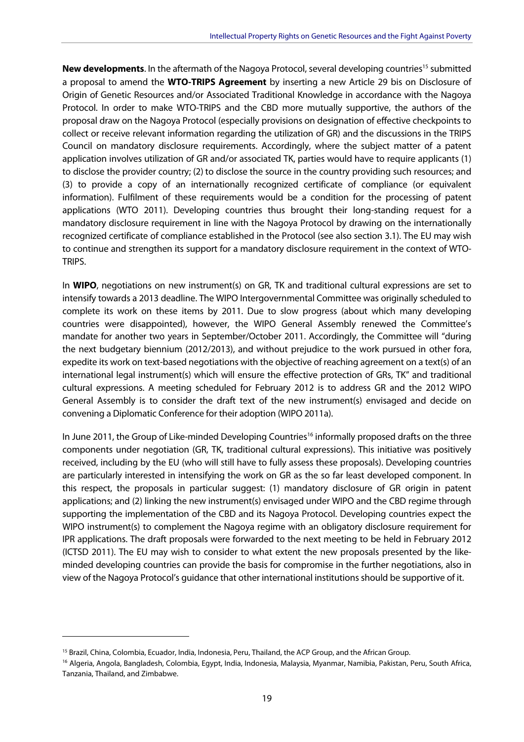**New developments**. In the aftermath of the Nagoya Protocol, several developing countries[15] submitted a proposal to amend the **WTO-TRIPS Agreement** by inserting a new Article 29 bis on Disclosure of Origin of Genetic Resources and/or Associated Traditional Knowledge in accordance with the Nagoya Protocol. In order to make WTO-TRIPS and the CBD more mutually supportive, the authors of the proposal draw on the Nagoya Protocol (especially provisions on designation of effective checkpoints to collect or receive relevant information regarding the utilization of GR) and the discussions in the TRIPS Council on mandatory disclosure requirements. Accordingly, where the subject matter of a patent application involves utilization of GR and/or associated TK, parties would have to require applicants (1) to disclose the provider country; (2) to disclose the source in the country providing such resources; and (3) to provide a copy of an internationally recognized certificate of compliance (or equivalent information). Fulfilment of these requirements would be a condition for the processing of patent applications (WTO 2011). Developing countries thus brought their long-standing request for a mandatory disclosure requirement in line with the Nagoya Protocol by drawing on the internationally recognized certificate of compliance established in the Protocol (see also section 3.1). The EU may wish to continue and strengthen its support for a mandatory disclosure requirement in the context of WTO-TRIPS.

In **WIPO**, negotiations on new instrument(s) on GR, TK and traditional cultural expressions are set to intensify towards a 2013 deadline. The WIPO Intergovernmental Committee was originally scheduled to complete its work on these items by 2011. Due to slow progress (about which many developing countries were disappointed), however, the WIPO General Assembly renewed the Committee's mandate for another two years in September/October 2011. Accordingly, the Committee will "during the next budgetary biennium (2012/2013), and without prejudice to the work pursued in other fora, expedite its work on text-based negotiations with the objective of reaching agreement on a text(s) of an international legal instrument(s) which will ensure the effective protection of GRs, TK" and traditional cultural expressions. A meeting scheduled for February 2012 is to address GR and the 2012 WIPO General Assembly is to consider the draft text of the new instrument(s) envisaged and decide on convening a Diplomatic Conference for their adoption (WIPO 2011a).

In June 2011, the Group of Like-minded Developing Countries[16] informally proposed drafts on the three components under negotiation (GR, TK, traditional cultural expressions). This initiative was positively received, including by the EU (who will still have to fully assess these proposals). Developing countries are particularly interested in intensifying the work on GR as the so far least developed component. In this respect, the proposals in particular suggest: (1) mandatory disclosure of GR origin in patent applications; and (2) linking the new instrument(s) envisaged under WIPO and the CBD regime through supporting the implementation of the CBD and its Nagoya Protocol. Developing countries expect the WIPO instrument(s) to complement the Nagoya regime with an obligatory disclosure requirement for IPR applications. The draft proposals were forwarded to the next meeting to be held in February 2012 (ICTSD 2011). The EU may wish to consider to what extent the new proposals presented by the like-minded developing countries can provide the basis for compromise in the further negotiations, also in view of the Nagoya Protocol's guidance that other international institutions should be supportive of it.

[15] Brazil, China, Colombia, Ecuador, India, Indonesia, Peru, Thailand, the ACP Group, and the African Group.

[16] Algeria, Angola, Bangladesh, Colombia, Egypt, India, Indonesia, Malaysia, Myanmar, Namibia, Pakistan, Peru, South Africa, Tanzania, Thailand, and Zimbabwe.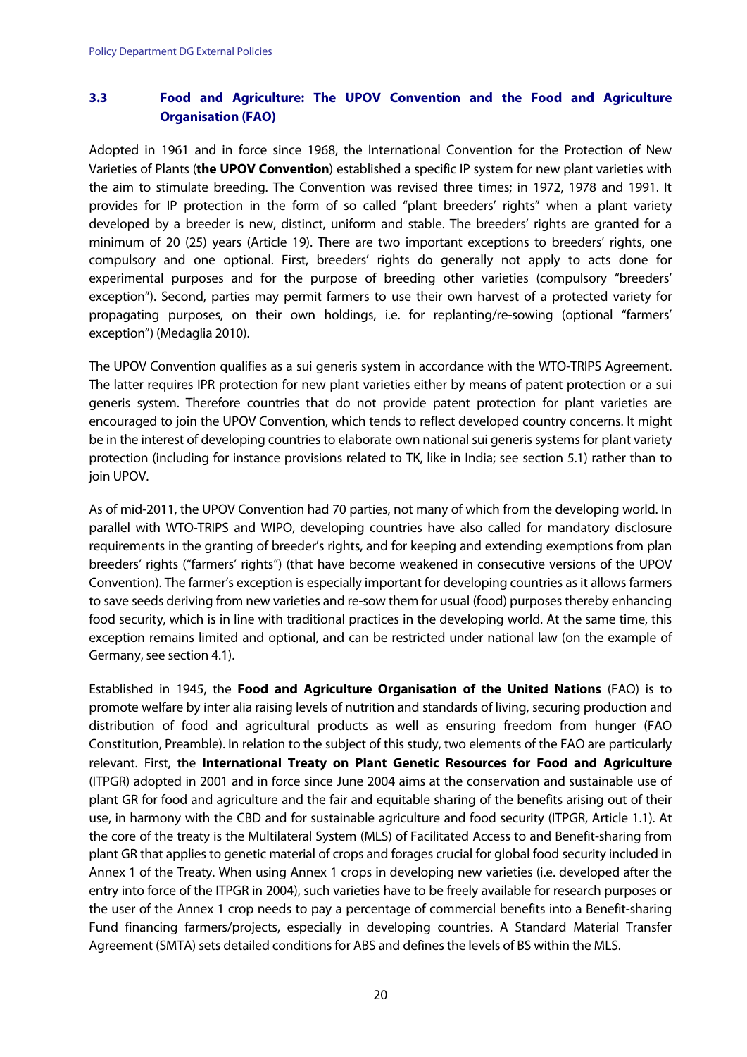### 3.3 Food and Agriculture: The UPOV Convention and the Food and Agriculture Organisation (FAO)

Adopted in 1961 and in force since 1968, the International Convention for the Protection of New Varieties of Plants (**the UPOV Convention**) established a specific IP system for new plant varieties with the aim to stimulate breeding. The Convention was revised three times; in 1972, 1978 and 1991. It provides for IP protection in the form of so called "plant breeders' rights" when a plant variety developed by a breeder is new, distinct, uniform and stable. The breeders' rights are granted for a minimum of 20 (25) years (Article 19). There are two important exceptions to breeders' rights, one compulsory and one optional. First, breeders' rights do generally not apply to acts done for experimental purposes and for the purpose of breeding other varieties (compulsory "breeders' exception"). Second, parties may permit farmers to use their own harvest of a protected variety for propagating purposes, on their own holdings, i.e. for replanting/re-sowing (optional "farmers' exception") (Medaglia 2010).

The UPOV Convention qualifies as a sui generis system in accordance with the WTO-TRIPS Agreement. The latter requires IPR protection for new plant varieties either by means of patent protection or a sui generis system. Therefore countries that do not provide patent protection for plant varieties are encouraged to join the UPOV Convention, which tends to reflect developed country concerns. It might be in the interest of developing countries to elaborate own national sui generis systems for plant variety protection (including for instance provisions related to TK, like in India; see section 5.1) rather than to join UPOV.

As of mid-2011, the UPOV Convention had 70 parties, not many of which from the developing world. In parallel with WTO-TRIPS and WIPO, developing countries have also called for mandatory disclosure requirements in the granting of breeder's rights, and for keeping and extending exemptions from plan breeders' rights ("farmers' rights") (that have become weakened in consecutive versions of the UPOV Convention). The farmer's exception is especially important for developing countries as it allows farmers to save seeds deriving from new varieties and re-sow them for usual (food) purposes thereby enhancing food security, which is in line with traditional practices in the developing world. At the same time, this exception remains limited and optional, and can be restricted under national law (on the example of Germany, see section 4.1).

Established in 1945, the **Food and Agriculture Organisation of the United Nations** (FAO) is to promote welfare by inter alia raising levels of nutrition and standards of living, securing production and distribution of food and agricultural products as well as ensuring freedom from hunger (FAO Constitution, Preamble). In relation to the subject of this study, two elements of the FAO are particularly relevant. First, the **International Treaty on Plant Genetic Resources for Food and Agriculture** (ITPGR) adopted in 2001 and in force since June 2004 aims at the conservation and sustainable use of plant GR for food and agriculture and the fair and equitable sharing of the benefits arising out of their use, in harmony with the CBD and for sustainable agriculture and food security (ITPGR, Article 1.1). At the core of the treaty is the Multilateral System (MLS) of Facilitated Access to and Benefit-sharing from plant GR that applies to genetic material of crops and forages crucial for global food security included in Annex 1 of the Treaty. When using Annex 1 crops in developing new varieties (i.e. developed after the entry into force of the ITPGR in 2004), such varieties have to be freely available for research purposes or the user of the Annex 1 crop needs to pay a percentage of commercial benefits into a Benefit-sharing Fund financing farmers/projects, especially in developing countries. A Standard Material Transfer Agreement (SMTA) sets detailed conditions for ABS and defines the levels of BS within the MLS.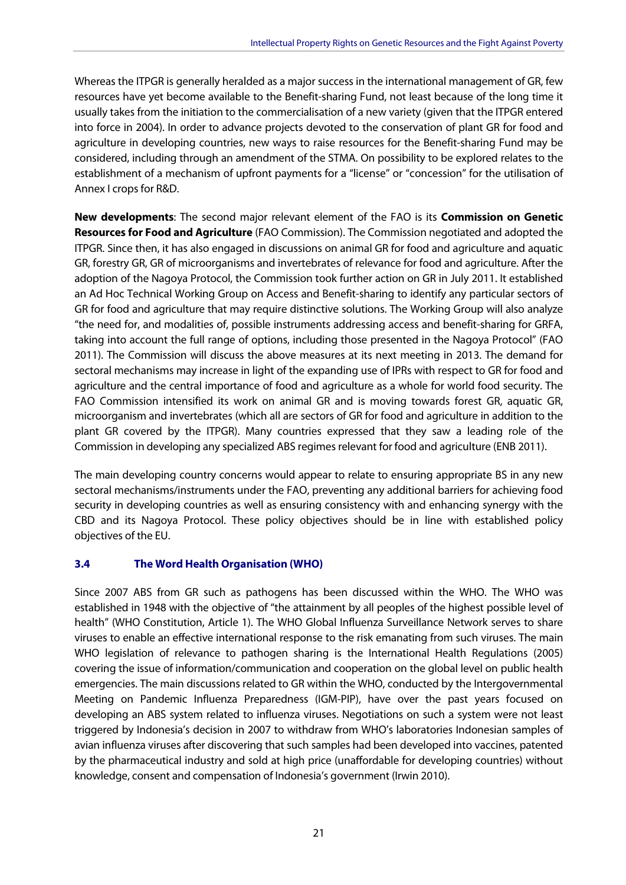Whereas the ITPGR is generally heralded as a major success in the international management of GR, few resources have yet become available to the Benefit-sharing Fund, not least because of the long time it usually takes from the initiation to the commercialisation of a new variety (given that the ITPGR entered into force in 2004). In order to advance projects devoted to the conservation of plant GR for food and agriculture in developing countries, new ways to raise resources for the Benefit-sharing Fund may be considered, including through an amendment of the STMA. On possibility to be explored relates to the establishment of a mechanism of upfront payments for a "license" or "concession" for the utilisation of Annex I crops for R&D.

**New developments**: The second major relevant element of the FAO is its **Commission on Genetic Resources for Food and Agriculture** (FAO Commission). The Commission negotiated and adopted the ITPGR. Since then, it has also engaged in discussions on animal GR for food and agriculture and aquatic GR, forestry GR, GR of microorganisms and invertebrates of relevance for food and agriculture. After the adoption of the Nagoya Protocol, the Commission took further action on GR in July 2011. It established an Ad Hoc Technical Working Group on Access and Benefit-sharing to identify any particular sectors of GR for food and agriculture that may require distinctive solutions. The Working Group will also analyze "the need for, and modalities of, possible instruments addressing access and benefit-sharing for GRFA, taking into account the full range of options, including those presented in the Nagoya Protocol" (FAO 2011). The Commission will discuss the above measures at its next meeting in 2013. The demand for sectoral mechanisms may increase in light of the expanding use of IPRs with respect to GR for food and agriculture and the central importance of food and agriculture as a whole for world food security. The FAO Commission intensified its work on animal GR and is moving towards forest GR, aquatic GR, microorganism and invertebrates (which all are sectors of GR for food and agriculture in addition to the plant GR covered by the ITPGR). Many countries expressed that they saw a leading role of the Commission in developing any specialized ABS regimes relevant for food and agriculture (ENB 2011).

The main developing country concerns would appear to relate to ensuring appropriate BS in any new sectoral mechanisms/instruments under the FAO, preventing any additional barriers for achieving food security in developing countries as well as ensuring consistency with and enhancing synergy with the CBD and its Nagoya Protocol. These policy objectives should be in line with established policy objectives of the EU.

### 3.4 The Word Health Organisation (WHO)

Since 2007 ABS from GR such as pathogens has been discussed within the WHO. The WHO was established in 1948 with the objective of "the attainment by all peoples of the highest possible level of health" (WHO Constitution, Article 1). The WHO Global Influenza Surveillance Network serves to share viruses to enable an effective international response to the risk emanating from such viruses. The main WHO legislation of relevance to pathogen sharing is the International Health Regulations (2005) covering the issue of information/communication and cooperation on the global level on public health emergencies. The main discussions related to GR within the WHO, conducted by the Intergovernmental Meeting on Pandemic Influenza Preparedness (IGM-PIP), have over the past years focused on developing an ABS system related to influenza viruses. Negotiations on such a system were not least triggered by Indonesia's decision in 2007 to withdraw from WHO's laboratories Indonesian samples of avian influenza viruses after discovering that such samples had been developed into vaccines, patented by the pharmaceutical industry and sold at high price (unaffordable for developing countries) without knowledge, consent and compensation of Indonesia's government (Irwin 2010).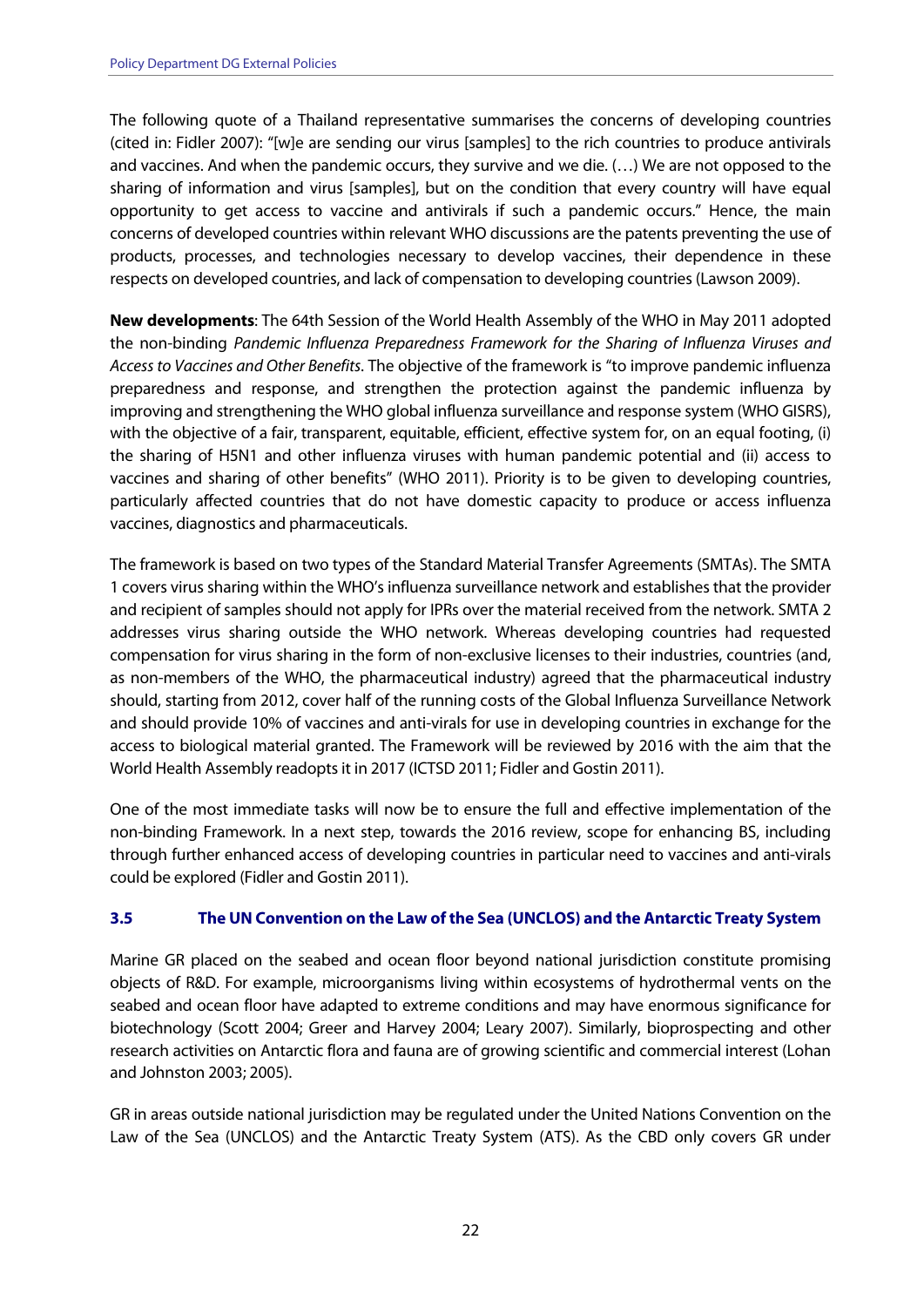The following quote of a Thailand representative summarises the concerns of developing countries (cited in: Fidler 2007): "[w]e are sending our virus [samples] to the rich countries to produce antivirals and vaccines. And when the pandemic occurs, they survive and we die. (…) We are not opposed to the sharing of information and virus [samples], but on the condition that every country will have equal opportunity to get access to vaccine and antivirals if such a pandemic occurs." Hence, the main concerns of developed countries within relevant WHO discussions are the patents preventing the use of products, processes, and technologies necessary to develop vaccines, their dependence in these respects on developed countries, and lack of compensation to developing countries (Lawson 2009).

**New developments**: The 64th Session of the World Health Assembly of the WHO in May 2011 adopted the non-binding *Pandemic Influenza Preparedness Framework for the Sharing of Influenza Viruses and Access to Vaccines and Other Benefits*. The objective of the framework is "to improve pandemic influenza preparedness and response, and strengthen the protection against the pandemic influenza by improving and strengthening the WHO global influenza surveillance and response system (WHO GISRS), with the objective of a fair, transparent, equitable, efficient, effective system for, on an equal footing, (i) the sharing of H5N1 and other influenza viruses with human pandemic potential and (ii) access to vaccines and sharing of other benefits" (WHO 2011). Priority is to be given to developing countries, particularly affected countries that do not have domestic capacity to produce or access influenza vaccines, diagnostics and pharmaceuticals.

The framework is based on two types of the Standard Material Transfer Agreements (SMTAs). The SMTA 1 covers virus sharing within the WHO's influenza surveillance network and establishes that the provider and recipient of samples should not apply for IPRs over the material received from the network. SMTA 2 addresses virus sharing outside the WHO network. Whereas developing countries had requested compensation for virus sharing in the form of non-exclusive licenses to their industries, countries (and, as non-members of the WHO, the pharmaceutical industry) agreed that the pharmaceutical industry should, starting from 2012, cover half of the running costs of the Global Influenza Surveillance Network and should provide 10% of vaccines and anti-virals for use in developing countries in exchange for the access to biological material granted. The Framework will be reviewed by 2016 with the aim that the World Health Assembly readopts it in 2017 (ICTSD 2011; Fidler and Gostin 2011).

One of the most immediate tasks will now be to ensure the full and effective implementation of the non-binding Framework. In a next step, towards the 2016 review, scope for enhancing BS, including through further enhanced access of developing countries in particular need to vaccines and anti-virals could be explored (Fidler and Gostin 2011).

### 3.5 The UN Convention on the Law of the Sea (UNCLOS) and the Antarctic Treaty System

Marine GR placed on the seabed and ocean floor beyond national jurisdiction constitute promising objects of R&D. For example, microorganisms living within ecosystems of hydrothermal vents on the seabed and ocean floor have adapted to extreme conditions and may have enormous significance for biotechnology (Scott 2004; Greer and Harvey 2004; Leary 2007). Similarly, bioprospecting and other research activities on Antarctic flora and fauna are of growing scientific and commercial interest (Lohan and Johnston 2003; 2005).

GR in areas outside national jurisdiction may be regulated under the United Nations Convention on the Law of the Sea (UNCLOS) and the Antarctic Treaty System (ATS). As the CBD only covers GR under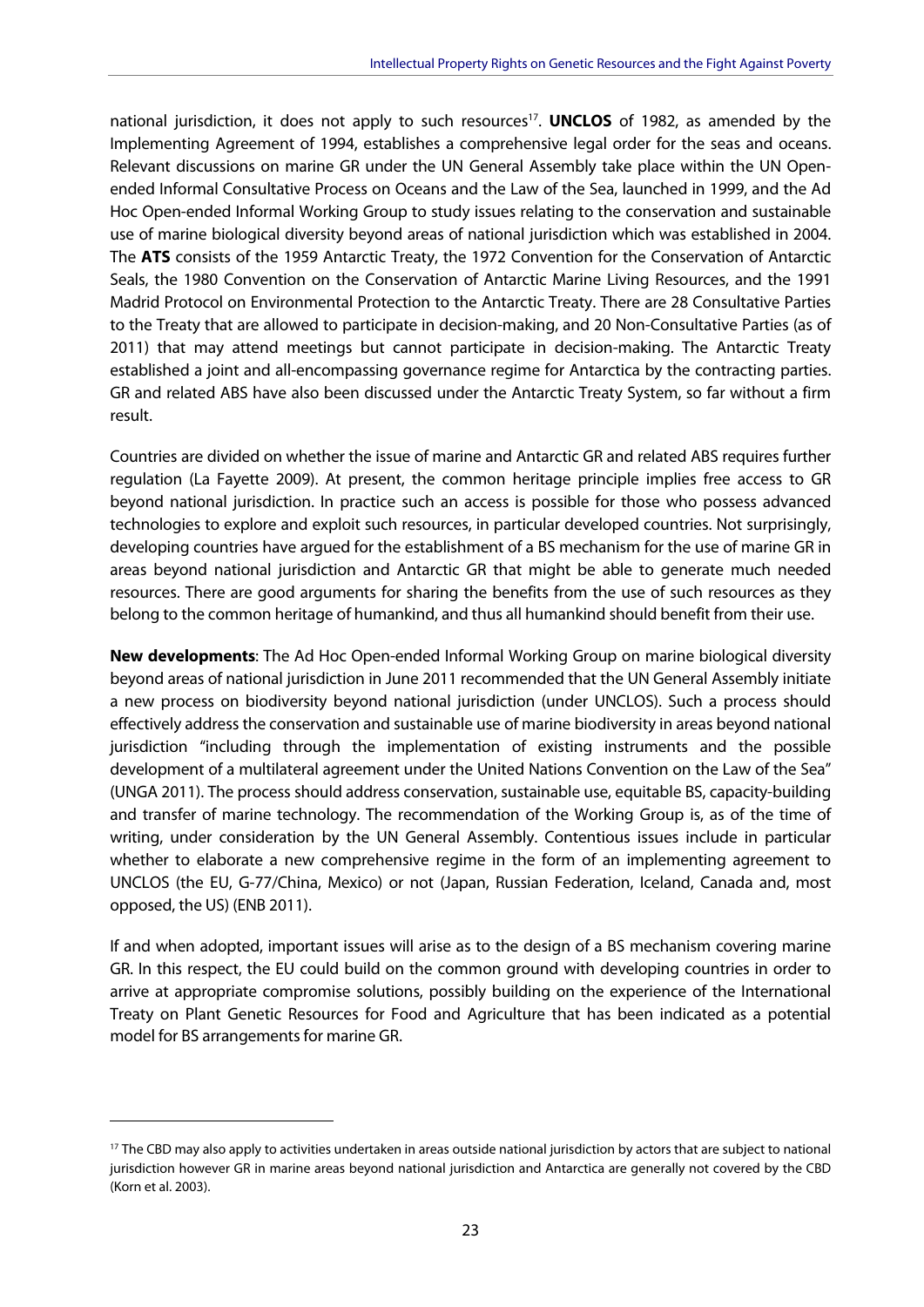national jurisdiction, it does not apply to such resources[17]. **UNCLOS** of 1982, as amended by the Implementing Agreement of 1994, establishes a comprehensive legal order for the seas and oceans. Relevant discussions on marine GR under the UN General Assembly take place within the UN Open-ended Informal Consultative Process on Oceans and the Law of the Sea, launched in 1999, and the Ad Hoc Open-ended Informal Working Group to study issues relating to the conservation and sustainable use of marine biological diversity beyond areas of national jurisdiction which was established in 2004. The **ATS** consists of the 1959 Antarctic Treaty, the 1972 Convention for the Conservation of Antarctic Seals, the 1980 Convention on the Conservation of Antarctic Marine Living Resources, and the 1991 Madrid Protocol on Environmental Protection to the Antarctic Treaty. There are 28 Consultative Parties to the Treaty that are allowed to participate in decision-making, and 20 Non-Consultative Parties (as of 2011) that may attend meetings but cannot participate in decision-making. The Antarctic Treaty established a joint and all-encompassing governance regime for Antarctica by the contracting parties. GR and related ABS have also been discussed under the Antarctic Treaty System, so far without a firm result.

Countries are divided on whether the issue of marine and Antarctic GR and related ABS requires further regulation (La Fayette 2009). At present, the common heritage principle implies free access to GR beyond national jurisdiction. In practice such an access is possible for those who possess advanced technologies to explore and exploit such resources, in particular developed countries. Not surprisingly, developing countries have argued for the establishment of a BS mechanism for the use of marine GR in areas beyond national jurisdiction and Antarctic GR that might be able to generate much needed resources. There are good arguments for sharing the benefits from the use of such resources as they belong to the common heritage of humankind, and thus all humankind should benefit from their use.

**New developments**: The Ad Hoc Open-ended Informal Working Group on marine biological diversity beyond areas of national jurisdiction in June 2011 recommended that the UN General Assembly initiate a new process on biodiversity beyond national jurisdiction (under UNCLOS). Such a process should effectively address the conservation and sustainable use of marine biodiversity in areas beyond national jurisdiction "including through the implementation of existing instruments and the possible development of a multilateral agreement under the United Nations Convention on the Law of the Sea" (UNGA 2011). The process should address conservation, sustainable use, equitable BS, capacity-building and transfer of marine technology. The recommendation of the Working Group is, as of the time of writing, under consideration by the UN General Assembly. Contentious issues include in particular whether to elaborate a new comprehensive regime in the form of an implementing agreement to UNCLOS (the EU, G-77/China, Mexico) or not (Japan, Russian Federation, Iceland, Canada and, most opposed, the US) (ENB 2011).

If and when adopted, important issues will arise as to the design of a BS mechanism covering marine GR. In this respect, the EU could build on the common ground with developing countries in order to arrive at appropriate compromise solutions, possibly building on the experience of the International Treaty on Plant Genetic Resources for Food and Agriculture that has been indicated as a potential model for BS arrangements for marine GR.

---

[17] The CBD may also apply to activities undertaken in areas outside national jurisdiction by actors that are subject to national jurisdiction however GR in marine areas beyond national jurisdiction and Antarctica are generally not covered by the CBD (Korn et al. 2003).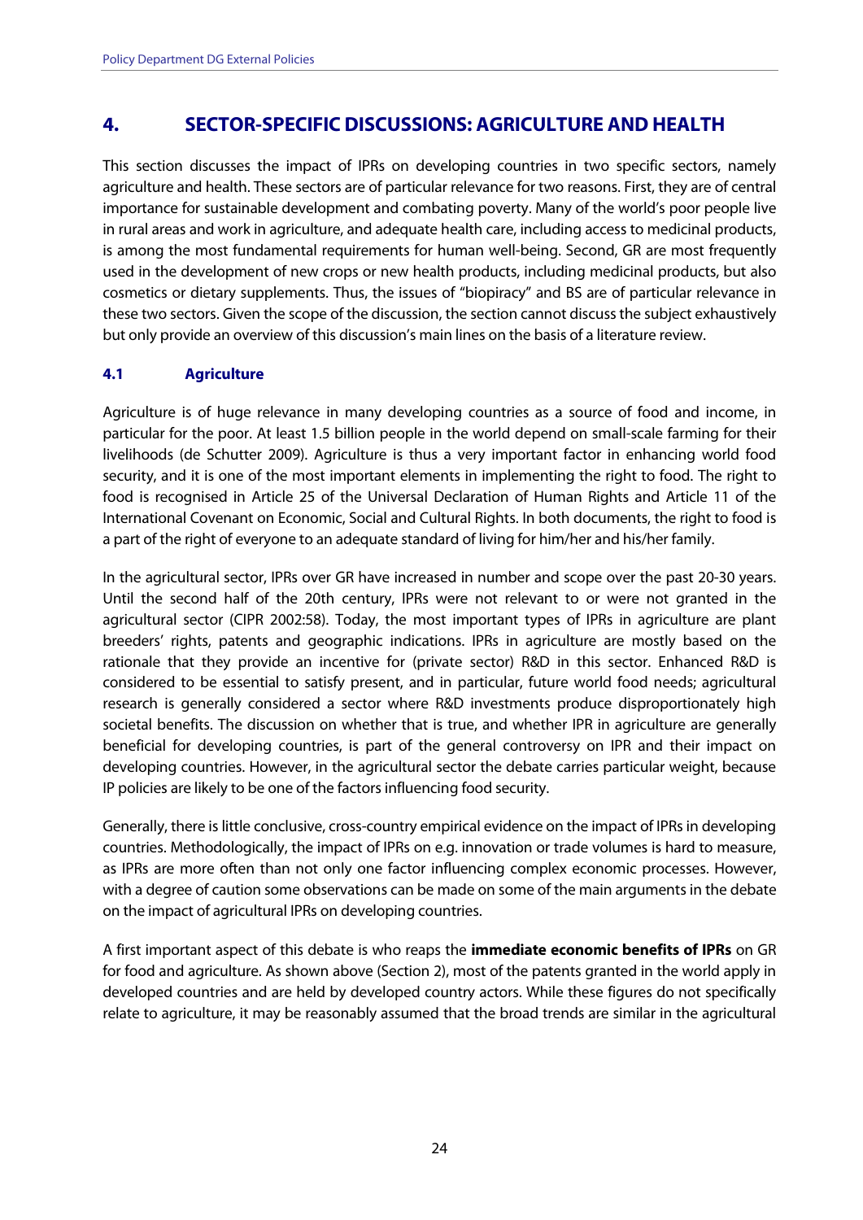# 4. SECTOR-SPECIFIC DISCUSSIONS: AGRICULTURE AND HEALTH

This section discusses the impact of IPRs on developing countries in two specific sectors, namely agriculture and health. These sectors are of particular relevance for two reasons. First, they are of central importance for sustainable development and combating poverty. Many of the world's poor people live in rural areas and work in agriculture, and adequate health care, including access to medicinal products, is among the most fundamental requirements for human well-being. Second, GR are most frequently used in the development of new crops or new health products, including medicinal products, but also cosmetics or dietary supplements. Thus, the issues of "biopiracy" and BS are of particular relevance in these two sectors. Given the scope of the discussion, the section cannot discuss the subject exhaustively but only provide an overview of this discussion's main lines on the basis of a literature review.

## 4.1 Agriculture

Agriculture is of huge relevance in many developing countries as a source of food and income, in particular for the poor. At least 1.5 billion people in the world depend on small-scale farming for their livelihoods (de Schutter 2009). Agriculture is thus a very important factor in enhancing world food security, and it is one of the most important elements in implementing the right to food. The right to food is recognised in Article 25 of the Universal Declaration of Human Rights and Article 11 of the International Covenant on Economic, Social and Cultural Rights. In both documents, the right to food is a part of the right of everyone to an adequate standard of living for him/her and his/her family.

In the agricultural sector, IPRs over GR have increased in number and scope over the past 20-30 years. Until the second half of the 20th century, IPRs were not relevant to or were not granted in the agricultural sector (CIPR 2002:58). Today, the most important types of IPRs in agriculture are plant breeders' rights, patents and geographic indications. IPRs in agriculture are mostly based on the rationale that they provide an incentive for (private sector) R&D in this sector. Enhanced R&D is considered to be essential to satisfy present, and in particular, future world food needs; agricultural research is generally considered a sector where R&D investments produce disproportionately high societal benefits. The discussion on whether that is true, and whether IPR in agriculture are generally beneficial for developing countries, is part of the general controversy on IPR and their impact on developing countries. However, in the agricultural sector the debate carries particular weight, because IP policies are likely to be one of the factors influencing food security.

Generally, there is little conclusive, cross-country empirical evidence on the impact of IPRs in developing countries. Methodologically, the impact of IPRs on e.g. innovation or trade volumes is hard to measure, as IPRs are more often than not only one factor influencing complex economic processes. However, with a degree of caution some observations can be made on some of the main arguments in the debate on the impact of agricultural IPRs on developing countries.

A first important aspect of this debate is who reaps the **immediate economic benefits of IPRs** on GR for food and agriculture. As shown above (Section 2), most of the patents granted in the world apply in developed countries and are held by developed country actors. While these figures do not specifically relate to agriculture, it may be reasonably assumed that the broad trends are similar in the agricultural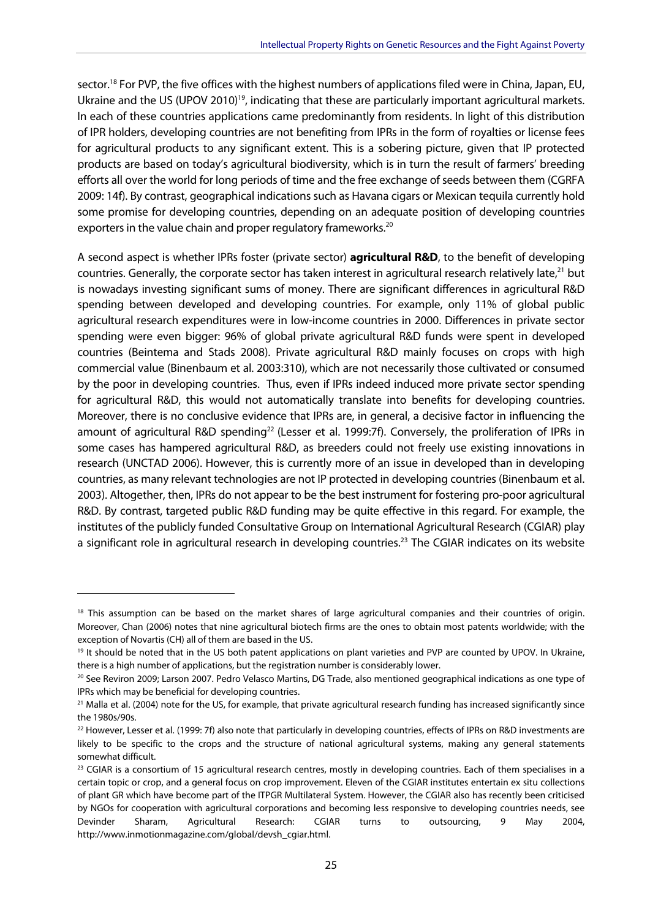sector.[18] For PVP, the five offices with the highest numbers of applications filed were in China, Japan, EU, Ukraine and the US (UPOV 2010)[19], indicating that these are particularly important agricultural markets. In each of these countries applications came predominantly from residents. In light of this distribution of IPR holders, developing countries are not benefiting from IPRs in the form of royalties or license fees for agricultural products to any significant extent. This is a sobering picture, given that IP protected products are based on today's agricultural biodiversity, which is in turn the result of farmers' breeding efforts all over the world for long periods of time and the free exchange of seeds between them (CGRFA 2009: 14f). By contrast, geographical indications such as Havana cigars or Mexican tequila currently hold some promise for developing countries, depending on an adequate position of developing countries exporters in the value chain and proper regulatory frameworks.[20]

A second aspect is whether IPRs foster (private sector) **agricultural R&D**, to the benefit of developing countries. Generally, the corporate sector has taken interest in agricultural research relatively late,[21] but is nowadays investing significant sums of money. There are significant differences in agricultural R&D spending between developed and developing countries. For example, only 11% of global public agricultural research expenditures were in low-income countries in 2000. Differences in private sector spending were even bigger: 96% of global private agricultural R&D funds were spent in developed countries (Beintema and Stads 2008). Private agricultural R&D mainly focuses on crops with high commercial value (Binenbaum et al. 2003:310), which are not necessarily those cultivated or consumed by the poor in developing countries. Thus, even if IPRs indeed induced more private sector spending for agricultural R&D, this would not automatically translate into benefits for developing countries. Moreover, there is no conclusive evidence that IPRs are, in general, a decisive factor in influencing the amount of agricultural R&D spending[22] (Lesser et al. 1999:7f). Conversely, the proliferation of IPRs in some cases has hampered agricultural R&D, as breeders could not freely use existing innovations in research (UNCTAD 2006). However, this is currently more of an issue in developed than in developing countries, as many relevant technologies are not IP protected in developing countries (Binenbaum et al. 2003). Altogether, then, IPRs do not appear to be the best instrument for fostering pro-poor agricultural R&D. By contrast, targeted public R&D funding may be quite effective in this regard. For example, the institutes of the publicly funded Consultative Group on International Agricultural Research (CGIAR) play a significant role in agricultural research in developing countries.[23] The CGIAR indicates on its website

---

[18] This assumption can be based on the market shares of large agricultural companies and their countries of origin. Moreover, Chan (2006) notes that nine agricultural biotech firms are the ones to obtain most patents worldwide; with the exception of Novartis (CH) all of them are based in the US.

[19] It should be noted that in the US both patent applications on plant varieties and PVP are counted by UPOV. In Ukraine, there is a high number of applications, but the registration number is considerably lower.

[20] See Reviron 2009; Larson 2007. Pedro Velasco Martins, DG Trade, also mentioned geographical indications as one type of IPRs which may be beneficial for developing countries.

[21] Malla et al. (2004) note for the US, for example, that private agricultural research funding has increased significantly since the 1980s/90s.

[22] However, Lesser et al. (1999: 7f) also note that particularly in developing countries, effects of IPRs on R&D investments are likely to be specific to the crops and the structure of national agricultural systems, making any general statements somewhat difficult.

[23] CGIAR is a consortium of 15 agricultural research centres, mostly in developing countries. Each of them specialises in a certain topic or crop, and a general focus on crop improvement. Eleven of the CGIAR institutes entertain ex situ collections of plant GR which have become part of the ITPGR Multilateral System. However, the CGIAR also has recently been criticised by NGOs for cooperation with agricultural corporations and becoming less responsive to developing countries needs, see Devinder Sharam, Agricultural Research: CGIAR turns to outsourcing, 9 May 2004, http://www.inmotionmagazine.com/global/devsh_cgiar.html.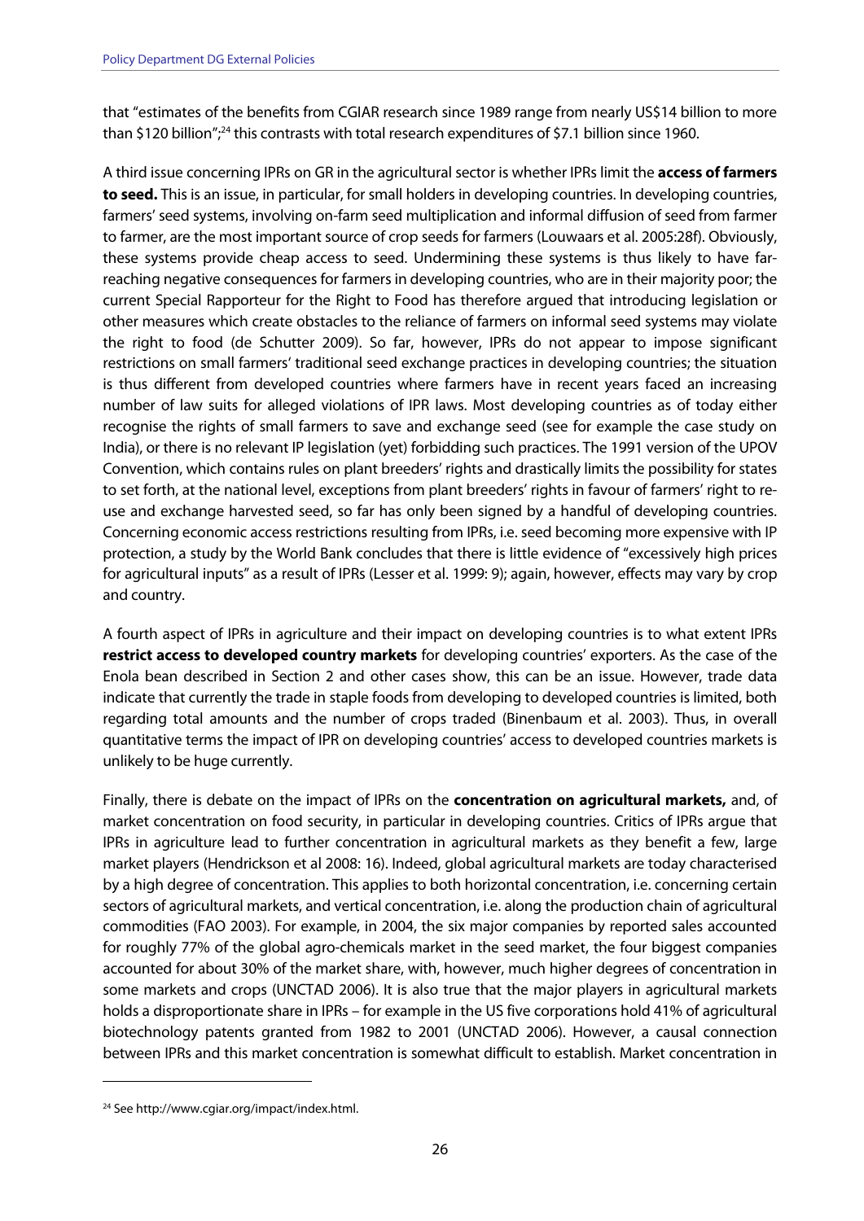that "estimates of the benefits from CGIAR research since 1989 range from nearly US$14 billion to more than $120 billion";[24] this contrasts with total research expenditures of $7.1 billion since 1960.

A third issue concerning IPRs on GR in the agricultural sector is whether IPRs limit the **access of farmers to seed.** This is an issue, in particular, for small holders in developing countries. In developing countries, farmers' seed systems, involving on-farm seed multiplication and informal diffusion of seed from farmer to farmer, are the most important source of crop seeds for farmers (Louwaars et al. 2005:28f). Obviously, these systems provide cheap access to seed. Undermining these systems is thus likely to have far-reaching negative consequences for farmers in developing countries, who are in their majority poor; the current Special Rapporteur for the Right to Food has therefore argued that introducing legislation or other measures which create obstacles to the reliance of farmers on informal seed systems may violate the right to food (de Schutter 2009). So far, however, IPRs do not appear to impose significant restrictions on small farmers' traditional seed exchange practices in developing countries; the situation is thus different from developed countries where farmers have in recent years faced an increasing number of law suits for alleged violations of IPR laws. Most developing countries as of today either recognise the rights of small farmers to save and exchange seed (see for example the case study on India), or there is no relevant IP legislation (yet) forbidding such practices. The 1991 version of the UPOV Convention, which contains rules on plant breeders' rights and drastically limits the possibility for states to set forth, at the national level, exceptions from plant breeders' rights in favour of farmers' right to re-use and exchange harvested seed, so far has only been signed by a handful of developing countries. Concerning economic access restrictions resulting from IPRs, i.e. seed becoming more expensive with IP protection, a study by the World Bank concludes that there is little evidence of "excessively high prices for agricultural inputs" as a result of IPRs (Lesser et al. 1999: 9); again, however, effects may vary by crop and country.

A fourth aspect of IPRs in agriculture and their impact on developing countries is to what extent IPRs **restrict access to developed country markets** for developing countries' exporters. As the case of the Enola bean described in Section 2 and other cases show, this can be an issue. However, trade data indicate that currently the trade in staple foods from developing to developed countries is limited, both regarding total amounts and the number of crops traded (Binenbaum et al. 2003). Thus, in overall quantitative terms the impact of IPR on developing countries' access to developed countries markets is unlikely to be huge currently.

Finally, there is debate on the impact of IPRs on the **concentration on agricultural markets,** and, of market concentration on food security, in particular in developing countries. Critics of IPRs argue that IPRs in agriculture lead to further concentration in agricultural markets as they benefit a few, large market players (Hendrickson et al 2008: 16). Indeed, global agricultural markets are today characterised by a high degree of concentration. This applies to both horizontal concentration, i.e. concerning certain sectors of agricultural markets, and vertical concentration, i.e. along the production chain of agricultural commodities (FAO 2003). For example, in 2004, the six major companies by reported sales accounted for roughly 77% of the global agro-chemicals market in the seed market, the four biggest companies accounted for about 30% of the market share, with, however, much higher degrees of concentration in some markets and crops (UNCTAD 2006). It is also true that the major players in agricultural markets holds a disproportionate share in IPRs – for example in the US five corporations hold 41% of agricultural biotechnology patents granted from 1982 to 2001 (UNCTAD 2006). However, a causal connection between IPRs and this market concentration is somewhat difficult to establish. Market concentration in

[24] See http://www.cgiar.org/impact/index.html.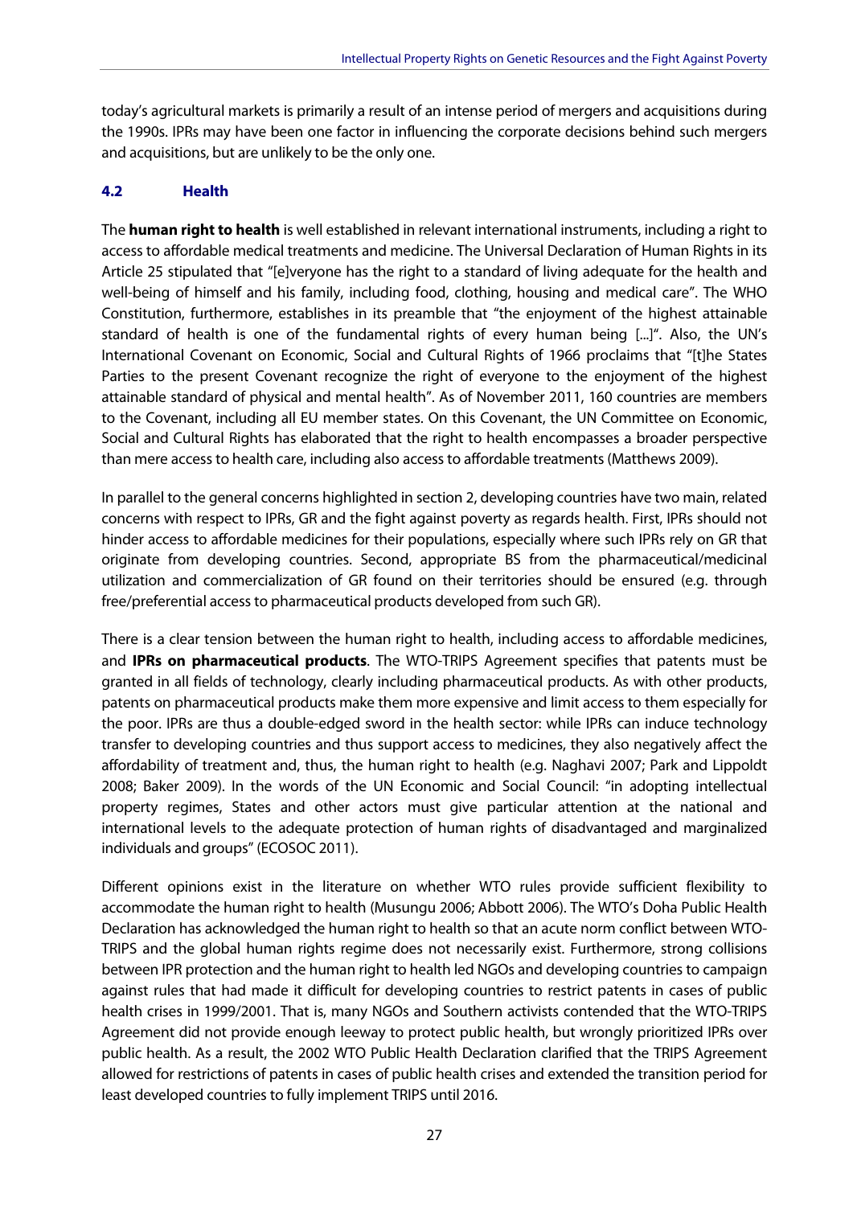today's agricultural markets is primarily a result of an intense period of mergers and acquisitions during the 1990s. IPRs may have been one factor in influencing the corporate decisions behind such mergers and acquisitions, but are unlikely to be the only one.

### 4.2 Health

The **human right to health** is well established in relevant international instruments, including a right to access to affordable medical treatments and medicine. The Universal Declaration of Human Rights in its Article 25 stipulated that "[e]veryone has the right to a standard of living adequate for the health and well-being of himself and his family, including food, clothing, housing and medical care". The WHO Constitution, furthermore, establishes in its preamble that "the enjoyment of the highest attainable standard of health is one of the fundamental rights of every human being [...]". Also, the UN's International Covenant on Economic, Social and Cultural Rights of 1966 proclaims that "[t]he States Parties to the present Covenant recognize the right of everyone to the enjoyment of the highest attainable standard of physical and mental health". As of November 2011, 160 countries are members to the Covenant, including all EU member states. On this Covenant, the UN Committee on Economic, Social and Cultural Rights has elaborated that the right to health encompasses a broader perspective than mere access to health care, including also access to affordable treatments (Matthews 2009).

In parallel to the general concerns highlighted in section 2, developing countries have two main, related concerns with respect to IPRs, GR and the fight against poverty as regards health. First, IPRs should not hinder access to affordable medicines for their populations, especially where such IPRs rely on GR that originate from developing countries. Second, appropriate BS from the pharmaceutical/medicinal utilization and commercialization of GR found on their territories should be ensured (e.g. through free/preferential access to pharmaceutical products developed from such GR).

There is a clear tension between the human right to health, including access to affordable medicines, and **IPRs on pharmaceutical products**. The WTO-TRIPS Agreement specifies that patents must be granted in all fields of technology, clearly including pharmaceutical products. As with other products, patents on pharmaceutical products make them more expensive and limit access to them especially for the poor. IPRs are thus a double-edged sword in the health sector: while IPRs can induce technology transfer to developing countries and thus support access to medicines, they also negatively affect the affordability of treatment and, thus, the human right to health (e.g. Naghavi 2007; Park and Lippoldt 2008; Baker 2009). In the words of the UN Economic and Social Council: "in adopting intellectual property regimes, States and other actors must give particular attention at the national and international levels to the adequate protection of human rights of disadvantaged and marginalized individuals and groups" (ECOSOC 2011).

Different opinions exist in the literature on whether WTO rules provide sufficient flexibility to accommodate the human right to health (Musungu 2006; Abbott 2006). The WTO's Doha Public Health Declaration has acknowledged the human right to health so that an acute norm conflict between WTO-TRIPS and the global human rights regime does not necessarily exist. Furthermore, strong collisions between IPR protection and the human right to health led NGOs and developing countries to campaign against rules that had made it difficult for developing countries to restrict patents in cases of public health crises in 1999/2001. That is, many NGOs and Southern activists contended that the WTO-TRIPS Agreement did not provide enough leeway to protect public health, but wrongly prioritized IPRs over public health. As a result, the 2002 WTO Public Health Declaration clarified that the TRIPS Agreement allowed for restrictions of patents in cases of public health crises and extended the transition period for least developed countries to fully implement TRIPS until 2016.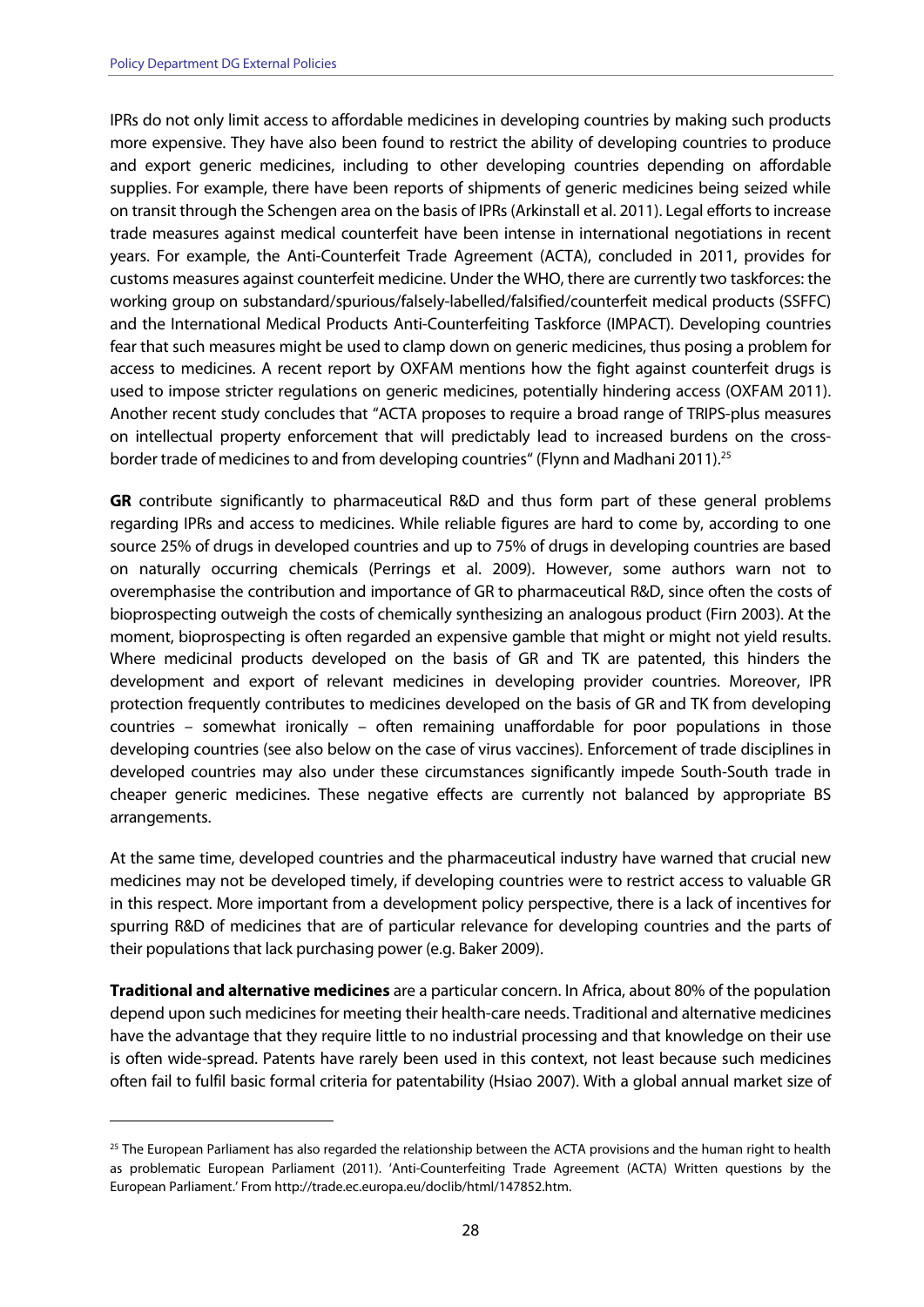IPRs do not only limit access to affordable medicines in developing countries by making such products more expensive. They have also been found to restrict the ability of developing countries to produce and export generic medicines, including to other developing countries depending on affordable supplies. For example, there have been reports of shipments of generic medicines being seized while on transit through the Schengen area on the basis of IPRs (Arkinstall et al. 2011). Legal efforts to increase trade measures against medical counterfeit have been intense in international negotiations in recent years. For example, the Anti-Counterfeit Trade Agreement (ACTA), concluded in 2011, provides for customs measures against counterfeit medicine. Under the WHO, there are currently two taskforces: the working group on substandard/spurious/falsely-labelled/falsified/counterfeit medical products (SSFFC) and the International Medical Products Anti-Counterfeiting Taskforce (IMPACT). Developing countries fear that such measures might be used to clamp down on generic medicines, thus posing a problem for access to medicines. A recent report by OXFAM mentions how the fight against counterfeit drugs is used to impose stricter regulations on generic medicines, potentially hindering access (OXFAM 2011). Another recent study concludes that "ACTA proposes to require a broad range of TRIPS-plus measures on intellectual property enforcement that will predictably lead to increased burdens on the cross-border trade of medicines to and from developing countries" (Flynn and Madhani 2011).[25]

**GR** contribute significantly to pharmaceutical R&D and thus form part of these general problems regarding IPRs and access to medicines. While reliable figures are hard to come by, according to one source 25% of drugs in developed countries and up to 75% of drugs in developing countries are based on naturally occurring chemicals (Perrings et al. 2009). However, some authors warn not to overemphasise the contribution and importance of GR to pharmaceutical R&D, since often the costs of bioprospecting outweigh the costs of chemically synthesizing an analogous product (Firn 2003). At the moment, bioprospecting is often regarded an expensive gamble that might or might not yield results. Where medicinal products developed on the basis of GR and TK are patented, this hinders the development and export of relevant medicines in developing provider countries. Moreover, IPR protection frequently contributes to medicines developed on the basis of GR and TK from developing countries – somewhat ironically – often remaining unaffordable for poor populations in those developing countries (see also below on the case of virus vaccines). Enforcement of trade disciplines in developed countries may also under these circumstances significantly impede South-South trade in cheaper generic medicines. These negative effects are currently not balanced by appropriate BS arrangements.

At the same time, developed countries and the pharmaceutical industry have warned that crucial new medicines may not be developed timely, if developing countries were to restrict access to valuable GR in this respect. More important from a development policy perspective, there is a lack of incentives for spurring R&D of medicines that are of particular relevance for developing countries and the parts of their populations that lack purchasing power (e.g. Baker 2009).

**Traditional and alternative medicines** are a particular concern. In Africa, about 80% of the population depend upon such medicines for meeting their health-care needs. Traditional and alternative medicines have the advantage that they require little to no industrial processing and that knowledge on their use is often wide-spread. Patents have rarely been used in this context, not least because such medicines often fail to fulfil basic formal criteria for patentability (Hsiao 2007). With a global annual market size of

[25] The European Parliament has also regarded the relationship between the ACTA provisions and the human right to health as problematic European Parliament (2011). 'Anti-Counterfeiting Trade Agreement (ACTA) Written questions by the European Parliament.' From http://trade.ec.europa.eu/doclib/html/147852.htm.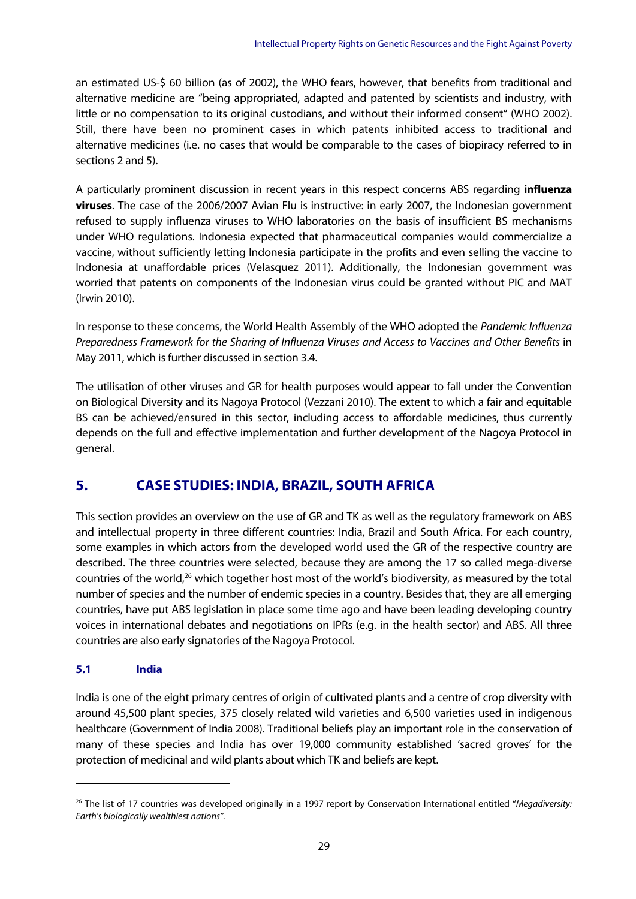an estimated US-$ 60 billion (as of 2002), the WHO fears, however, that benefits from traditional and alternative medicine are "being appropriated, adapted and patented by scientists and industry, with little or no compensation to its original custodians, and without their informed consent" (WHO 2002). Still, there have been no prominent cases in which patents inhibited access to traditional and alternative medicines (i.e. no cases that would be comparable to the cases of biopiracy referred to in sections 2 and 5).

A particularly prominent discussion in recent years in this respect concerns ABS regarding **influenza viruses**. The case of the 2006/2007 Avian Flu is instructive: in early 2007, the Indonesian government refused to supply influenza viruses to WHO laboratories on the basis of insufficient BS mechanisms under WHO regulations. Indonesia expected that pharmaceutical companies would commercialize a vaccine, without sufficiently letting Indonesia participate in the profits and even selling the vaccine to Indonesia at unaffordable prices (Velasquez 2011). Additionally, the Indonesian government was worried that patents on components of the Indonesian virus could be granted without PIC and MAT (Irwin 2010).

In response to these concerns, the World Health Assembly of the WHO adopted the *Pandemic Influenza Preparedness Framework for the Sharing of Influenza Viruses and Access to Vaccines and Other Benefits* in May 2011, which is further discussed in section 3.4.

The utilisation of other viruses and GR for health purposes would appear to fall under the Convention on Biological Diversity and its Nagoya Protocol (Vezzani 2010). The extent to which a fair and equitable BS can be achieved/ensured in this sector, including access to affordable medicines, thus currently depends on the full and effective implementation and further development of the Nagoya Protocol in general.

## 5. CASE STUDIES: INDIA, BRAZIL, SOUTH AFRICA

This section provides an overview on the use of GR and TK as well as the regulatory framework on ABS and intellectual property in three different countries: India, Brazil and South Africa. For each country, some examples in which actors from the developed world used the GR of the respective country are described. The three countries were selected, because they are among the 17 so called mega-diverse countries of the world,[26] which together host most of the world's biodiversity, as measured by the total number of species and the number of endemic species in a country. Besides that, they are all emerging countries, have put ABS legislation in place some time ago and have been leading developing country voices in international debates and negotiations on IPRs (e.g. in the health sector) and ABS. All three countries are also early signatories of the Nagoya Protocol.

### 5.1 India

India is one of the eight primary centres of origin of cultivated plants and a centre of crop diversity with around 45,500 plant species, 375 closely related wild varieties and 6,500 varieties used in indigenous healthcare (Government of India 2008). Traditional beliefs play an important role in the conservation of many of these species and India has over 19,000 community established 'sacred groves' for the protection of medicinal and wild plants about which TK and beliefs are kept.

---

[26] The list of 17 countries was developed originally in a 1997 report by Conservation International entitled "*Megadiversity: Earth's biologically wealthiest nations*".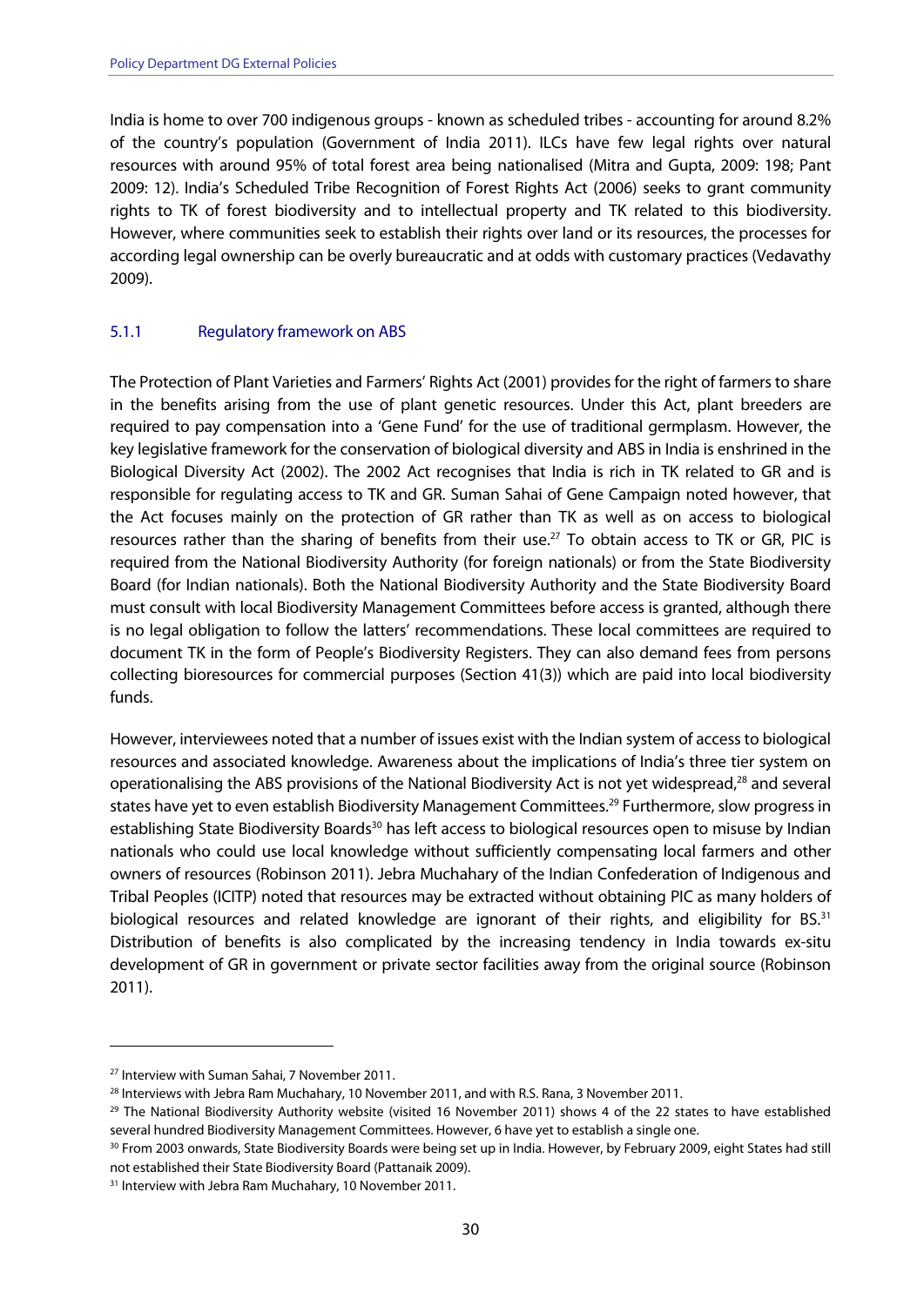India is home to over 700 indigenous groups - known as scheduled tribes - accounting for around 8.2% of the country's population (Government of India 2011). ILCs have few legal rights over natural resources with around 95% of total forest area being nationalised (Mitra and Gupta, 2009: 198; Pant 2009: 12). India's Scheduled Tribe Recognition of Forest Rights Act (2006) seeks to grant community rights to TK of forest biodiversity and to intellectual property and TK related to this biodiversity. However, where communities seek to establish their rights over land or its resources, the processes for according legal ownership can be overly bureaucratic and at odds with customary practices (Vedavathy 2009).

### 5.1.1 Regulatory framework on ABS

The Protection of Plant Varieties and Farmers' Rights Act (2001) provides for the right of farmers to share in the benefits arising from the use of plant genetic resources. Under this Act, plant breeders are required to pay compensation into a 'Gene Fund' for the use of traditional germplasm. However, the key legislative framework for the conservation of biological diversity and ABS in India is enshrined in the Biological Diversity Act (2002). The 2002 Act recognises that India is rich in TK related to GR and is responsible for regulating access to TK and GR. Suman Sahai of Gene Campaign noted however, that the Act focuses mainly on the protection of GR rather than TK as well as on access to biological resources rather than the sharing of benefits from their use.[27] To obtain access to TK or GR, PIC is required from the National Biodiversity Authority (for foreign nationals) or from the State Biodiversity Board (for Indian nationals). Both the National Biodiversity Authority and the State Biodiversity Board must consult with local Biodiversity Management Committees before access is granted, although there is no legal obligation to follow the latters' recommendations. These local committees are required to document TK in the form of People's Biodiversity Registers. They can also demand fees from persons collecting bioresources for commercial purposes (Section 41(3)) which are paid into local biodiversity funds.

However, interviewees noted that a number of issues exist with the Indian system of access to biological resources and associated knowledge. Awareness about the implications of India's three tier system on operationalising the ABS provisions of the National Biodiversity Act is not yet widespread,[28] and several states have yet to even establish Biodiversity Management Committees.[29] Furthermore, slow progress in establishing State Biodiversity Boards[30] has left access to biological resources open to misuse by Indian nationals who could use local knowledge without sufficiently compensating local farmers and other owners of resources (Robinson 2011). Jebra Muchahary of the Indian Confederation of Indigenous and Tribal Peoples (ICITP) noted that resources may be extracted without obtaining PIC as many holders of biological resources and related knowledge are ignorant of their rights, and eligibility for BS.[31] Distribution of benefits is also complicated by the increasing tendency in India towards ex-situ development of GR in government or private sector facilities away from the original source (Robinson 2011).

---

[27] Interview with Suman Sahai, 7 November 2011.

[28] Interviews with Jebra Ram Muchahary, 10 November 2011, and with R.S. Rana, 3 November 2011.

[29] The National Biodiversity Authority website (visited 16 November 2011) shows 4 of the 22 states to have established several hundred Biodiversity Management Committees. However, 6 have yet to establish a single one.

[30] From 2003 onwards, State Biodiversity Boards were being set up in India. However, by February 2009, eight States had still not established their State Biodiversity Board (Pattanaik 2009).

[31] Interview with Jebra Ram Muchahary, 10 November 2011.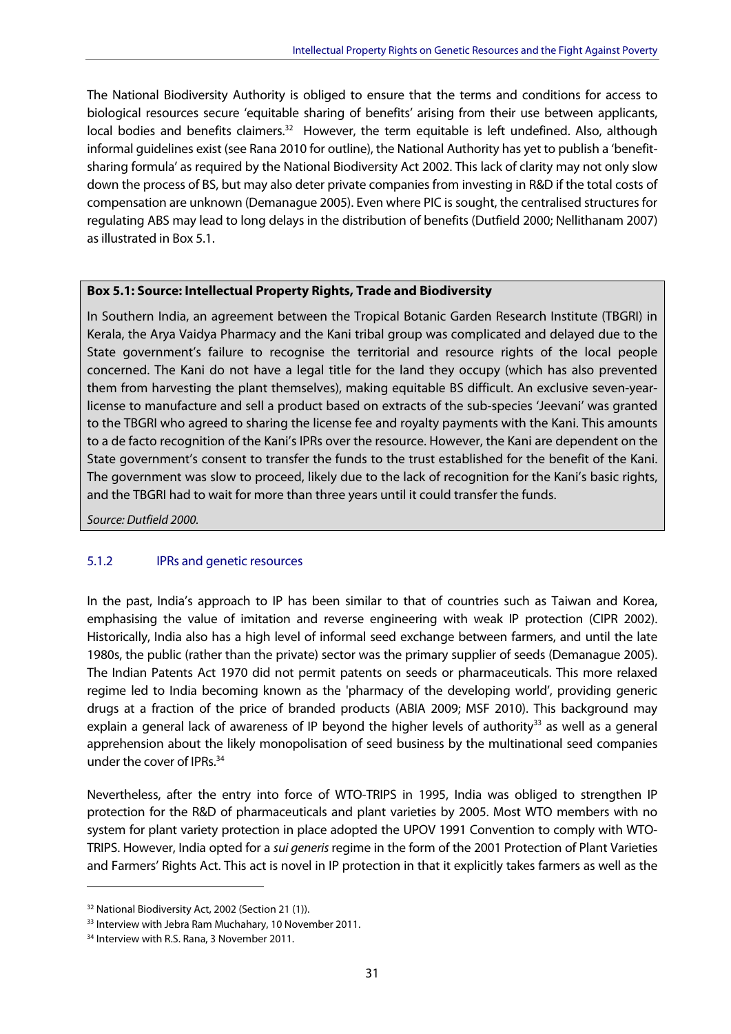The National Biodiversity Authority is obliged to ensure that the terms and conditions for access to biological resources secure 'equitable sharing of benefits' arising from their use between applicants, local bodies and benefits claimers.[32] However, the term equitable is left undefined. Also, although informal guidelines exist (see Rana 2010 for outline), the National Authority has yet to publish a 'benefit-sharing formula' as required by the National Biodiversity Act 2002. This lack of clarity may not only slow down the process of BS, but may also deter private companies from investing in R&D if the total costs of compensation are unknown (Demanague 2005). Even where PIC is sought, the centralised structures for regulating ABS may lead to long delays in the distribution of benefits (Dutfield 2000; Nellithanam 2007) as illustrated in Box 5.1.

**Box 5.1: Source: Intellectual Property Rights, Trade and Biodiversity**

In Southern India, an agreement between the Tropical Botanic Garden Research Institute (TBGRI) in Kerala, the Arya Vaidya Pharmacy and the Kani tribal group was complicated and delayed due to the State government's failure to recognise the territorial and resource rights of the local people concerned. The Kani do not have a legal title for the land they occupy (which has also prevented them from harvesting the plant themselves), making equitable BS difficult. An exclusive seven-year-license to manufacture and sell a product based on extracts of the sub-species 'Jeevani' was granted to the TBGRI who agreed to sharing the license fee and royalty payments with the Kani. This amounts to a de facto recognition of the Kani's IPRs over the resource. However, the Kani are dependent on the State government's consent to transfer the funds to the trust established for the benefit of the Kani. The government was slow to proceed, likely due to the lack of recognition for the Kani's basic rights, and the TBGRI had to wait for more than three years until it could transfer the funds.

*Source: Dutfield 2000.*

### 5.1.2 IPRs and genetic resources

In the past, India's approach to IP has been similar to that of countries such as Taiwan and Korea, emphasising the value of imitation and reverse engineering with weak IP protection (CIPR 2002). Historically, India also has a high level of informal seed exchange between farmers, and until the late 1980s, the public (rather than the private) sector was the primary supplier of seeds (Demanague 2005). The Indian Patents Act 1970 did not permit patents on seeds or pharmaceuticals. This more relaxed regime led to India becoming known as the 'pharmacy of the developing world', providing generic drugs at a fraction of the price of branded products (ABIA 2009; MSF 2010). This background may explain a general lack of awareness of IP beyond the higher levels of authority[33] as well as a general apprehension about the likely monopolisation of seed business by the multinational seed companies under the cover of IPRs.[34]

Nevertheless, after the entry into force of WTO-TRIPS in 1995, India was obliged to strengthen IP protection for the R&D of pharmaceuticals and plant varieties by 2005. Most WTO members with no system for plant variety protection in place adopted the UPOV 1991 Convention to comply with WTO-TRIPS. However, India opted for a *sui generis* regime in the form of the 2001 Protection of Plant Varieties and Farmers' Rights Act. This act is novel in IP protection in that it explicitly takes farmers as well as the

---

[32] National Biodiversity Act, 2002 (Section 21 (1)).

[33] Interview with Jebra Ram Muchahary, 10 November 2011.

[34] Interview with R.S. Rana, 3 November 2011.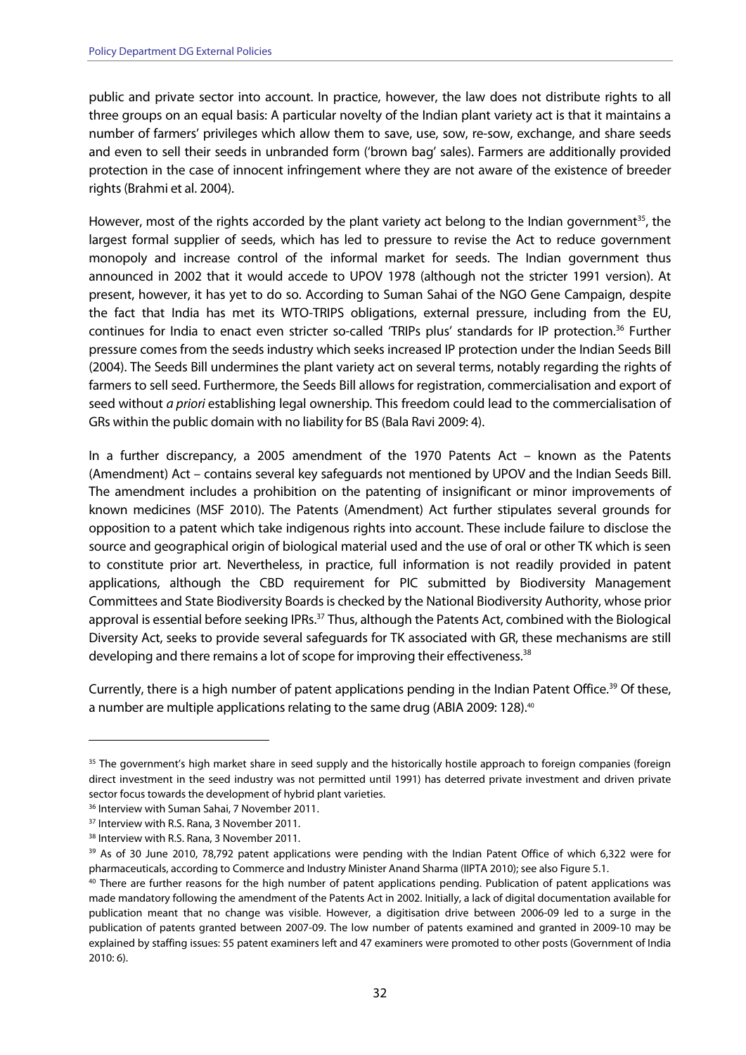public and private sector into account. In practice, however, the law does not distribute rights to all three groups on an equal basis: A particular novelty of the Indian plant variety act is that it maintains a number of farmers' privileges which allow them to save, use, sow, re-sow, exchange, and share seeds and even to sell their seeds in unbranded form ('brown bag' sales). Farmers are additionally provided protection in the case of innocent infringement where they are not aware of the existence of breeder rights (Brahmi et al. 2004).

However, most of the rights accorded by the plant variety act belong to the Indian government[35], the largest formal supplier of seeds, which has led to pressure to revise the Act to reduce government monopoly and increase control of the informal market for seeds. The Indian government thus announced in 2002 that it would accede to UPOV 1978 (although not the stricter 1991 version). At present, however, it has yet to do so. According to Suman Sahai of the NGO Gene Campaign, despite the fact that India has met its WTO-TRIPS obligations, external pressure, including from the EU, continues for India to enact even stricter so-called 'TRIPs plus' standards for IP protection.[36] Further pressure comes from the seeds industry which seeks increased IP protection under the Indian Seeds Bill (2004). The Seeds Bill undermines the plant variety act on several terms, notably regarding the rights of farmers to sell seed. Furthermore, the Seeds Bill allows for registration, commercialisation and export of seed without *a priori* establishing legal ownership. This freedom could lead to the commercialisation of GRs within the public domain with no liability for BS (Bala Ravi 2009: 4).

In a further discrepancy, a 2005 amendment of the 1970 Patents Act – known as the Patents (Amendment) Act – contains several key safeguards not mentioned by UPOV and the Indian Seeds Bill. The amendment includes a prohibition on the patenting of insignificant or minor improvements of known medicines (MSF 2010). The Patents (Amendment) Act further stipulates several grounds for opposition to a patent which take indigenous rights into account. These include failure to disclose the source and geographical origin of biological material used and the use of oral or other TK which is seen to constitute prior art. Nevertheless, in practice, full information is not readily provided in patent applications, although the CBD requirement for PIC submitted by Biodiversity Management Committees and State Biodiversity Boards is checked by the National Biodiversity Authority, whose prior approval is essential before seeking IPRs.[37] Thus, although the Patents Act, combined with the Biological Diversity Act, seeks to provide several safeguards for TK associated with GR, these mechanisms are still developing and there remains a lot of scope for improving their effectiveness.[38]

Currently, there is a high number of patent applications pending in the Indian Patent Office.[39] Of these, a number are multiple applications relating to the same drug (ABIA 2009: 128).[40]

---

[35] The government's high market share in seed supply and the historically hostile approach to foreign companies (foreign direct investment in the seed industry was not permitted until 1991) has deterred private investment and driven private sector focus towards the development of hybrid plant varieties.

[36] Interview with Suman Sahai, 7 November 2011.

[37] Interview with R.S. Rana, 3 November 2011.

[38] Interview with R.S. Rana, 3 November 2011.

[39] As of 30 June 2010, 78,792 patent applications were pending with the Indian Patent Office of which 6,322 were for pharmaceuticals, according to Commerce and Industry Minister Anand Sharma (IIPTA 2010); see also Figure 5.1.

[40] There are further reasons for the high number of patent applications pending. Publication of patent applications was made mandatory following the amendment of the Patents Act in 2002. Initially, a lack of digital documentation available for publication meant that no change was visible. However, a digitisation drive between 2006-09 led to a surge in the publication of patents granted between 2007-09. The low number of patents examined and granted in 2009-10 may be explained by staffing issues: 55 patent examiners left and 47 examiners were promoted to other posts (Government of India 2010: 6).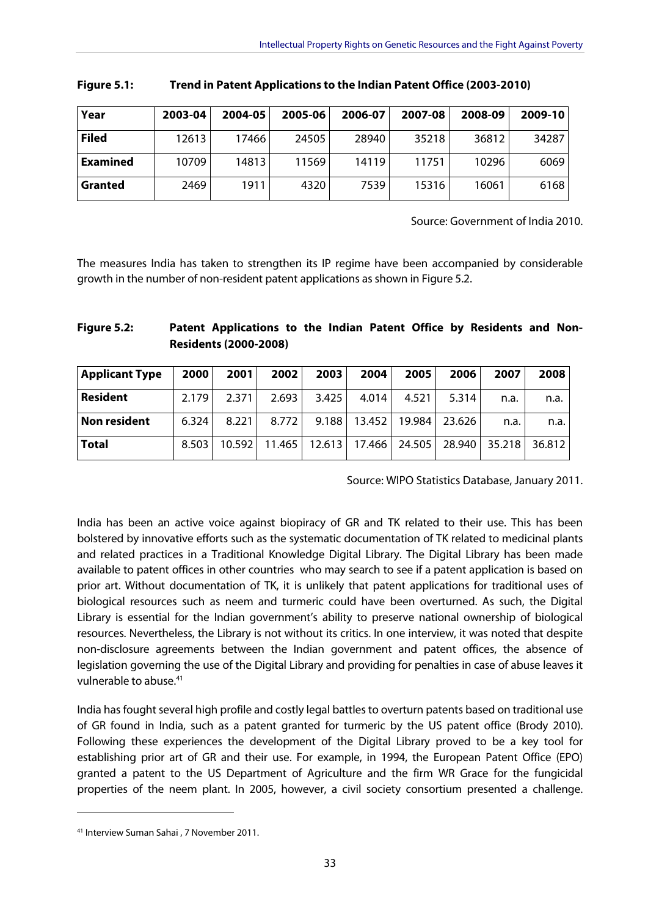**Figure 5.1: Trend in Patent Applications to the Indian Patent Office (2003-2010)**

| Year | 2003-04 | 2004-05 | 2005-06 | 2006-07 | 2007-08 | 2008-09 | 2009-10 |
|---|---|---|---|---|---|---|---|
| **Filed** | 12613 | 17466 | 24505 | 28940 | 35218 | 36812 | 34287 |
| **Examined** | 10709 | 14813 | 11569 | 14119 | 11751 | 10296 | 6069 |
| **Granted** | 2469 | 1911 | 4320 | 7539 | 15316 | 16061 | 6168 |

Source: Government of India 2010.

The measures India has taken to strengthen its IP regime have been accompanied by considerable growth in the number of non-resident patent applications as shown in Figure 5.2.

**Figure 5.2: Patent Applications to the Indian Patent Office by Residents and Non-Residents (2000-2008)**

| Applicant Type | 2000 | 2001 | 2002 | 2003 | 2004 | 2005 | 2006 | 2007 | 2008 |
|---|---|---|---|---|---|---|---|---|---|
| **Resident** | 2.179 | 2.371 | 2.693 | 3.425 | 4.014 | 4.521 | 5.314 | n.a. | n.a. |
| **Non resident** | 6.324 | 8.221 | 8.772 | 9.188 | 13.452 | 19.984 | 23.626 | n.a. | n.a. |
| **Total** | 8.503 | 10.592 | 11.465 | 12.613 | 17.466 | 24.505 | 28.940 | 35.218 | 36.812 |

Source: WIPO Statistics Database, January 2011.

India has been an active voice against biopiracy of GR and TK related to their use. This has been bolstered by innovative efforts such as the systematic documentation of TK related to medicinal plants and related practices in a Traditional Knowledge Digital Library. The Digital Library has been made available to patent offices in other countries who may search to see if a patent application is based on prior art. Without documentation of TK, it is unlikely that patent applications for traditional uses of biological resources such as neem and turmeric could have been overturned. As such, the Digital Library is essential for the Indian government's ability to preserve national ownership of biological resources. Nevertheless, the Library is not without its critics. In one interview, it was noted that despite non-disclosure agreements between the Indian government and patent offices, the absence of legislation governing the use of the Digital Library and providing for penalties in case of abuse leaves it vulnerable to abuse.[41]

India has fought several high profile and costly legal battles to overturn patents based on traditional use of GR found in India, such as a patent granted for turmeric by the US patent office (Brody 2010). Following these experiences the development of the Digital Library proved to be a key tool for establishing prior art of GR and their use. For example, in 1994, the European Patent Office (EPO) granted a patent to the US Department of Agriculture and the firm WR Grace for the fungicidal properties of the neem plant. In 2005, however, a civil society consortium presented a challenge.

[41] Interview Suman Sahai , 7 November 2011.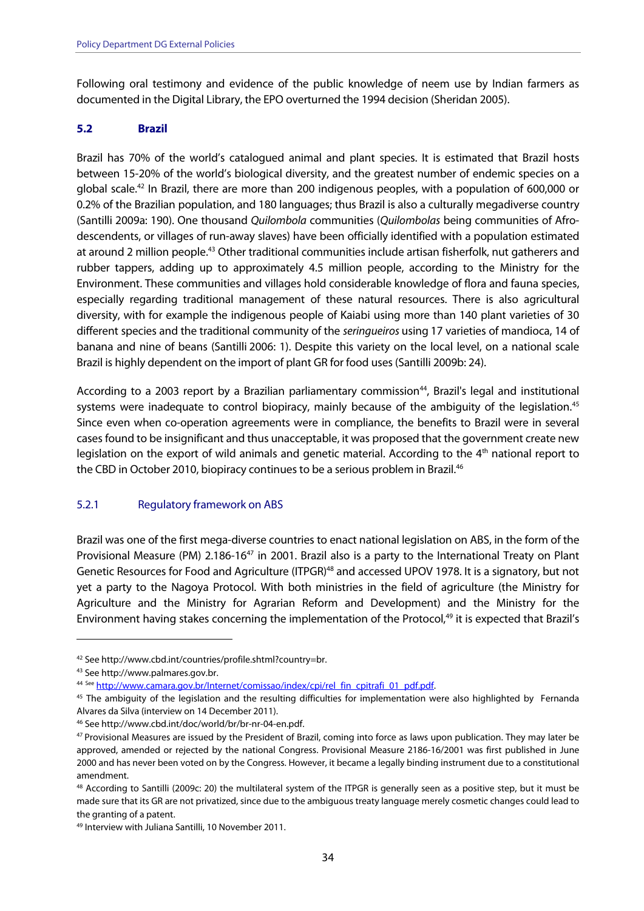Following oral testimony and evidence of the public knowledge of neem use by Indian farmers as documented in the Digital Library, the EPO overturned the 1994 decision (Sheridan 2005).

## 5.2 Brazil

Brazil has 70% of the world's catalogued animal and plant species. It is estimated that Brazil hosts between 15-20% of the world's biological diversity, and the greatest number of endemic species on a global scale.[42] In Brazil, there are more than 200 indigenous peoples, with a population of 600,000 or 0.2% of the Brazilian population, and 180 languages; thus Brazil is also a culturally megadiverse country (Santilli 2009a: 190). One thousand *Quilombola* communities (*Quilombolas* being communities of Afro-descendents, or villages of run-away slaves) have been officially identified with a population estimated at around 2 million people.[43] Other traditional communities include artisan fisherfolk, nut gatherers and rubber tappers, adding up to approximately 4.5 million people, according to the Ministry for the Environment. These communities and villages hold considerable knowledge of flora and fauna species, especially regarding traditional management of these natural resources. There is also agricultural diversity, with for example the indigenous people of Kaiabi using more than 140 plant varieties of 30 different species and the traditional community of the *seringueiros* using 17 varieties of mandioca, 14 of banana and nine of beans (Santilli 2006: 1). Despite this variety on the local level, on a national scale Brazil is highly dependent on the import of plant GR for food uses (Santilli 2009b: 24).

According to a 2003 report by a Brazilian parliamentary commission[44], Brazil's legal and institutional systems were inadequate to control biopiracy, mainly because of the ambiguity of the legislation.[45] Since even when co-operation agreements were in compliance, the benefits to Brazil were in several cases found to be insignificant and thus unacceptable, it was proposed that the government create new legislation on the export of wild animals and genetic material. According to the 4th national report to the CBD in October 2010, biopiracy continues to be a serious problem in Brazil.[46]

### 5.2.1 Regulatory framework on ABS

Brazil was one of the first mega-diverse countries to enact national legislation on ABS, in the form of the Provisional Measure (PM) 2.186-16[47] in 2001. Brazil also is a party to the International Treaty on Plant Genetic Resources for Food and Agriculture (ITPGR)[48] and accessed UPOV 1978. It is a signatory, but not yet a party to the Nagoya Protocol. With both ministries in the field of agriculture (the Ministry for Agriculture and the Ministry for Agrarian Reform and Development) and the Ministry for the Environment having stakes concerning the implementation of the Protocol,[49] it is expected that Brazil's

---

[42] See http://www.cbd.int/countries/profile.shtml?country=br.

[43] See http://www.palmares.gov.br.

[44] See http://www.camara.gov.br/Internet/comissao/index/cpi/rel_fin_cpitrafi_01_pdf.pdf.

[45] The ambiguity of the legislation and the resulting difficulties for implementation were also highlighted by Fernanda Alvares da Silva (interview on 14 December 2011).

[46] See http://www.cbd.int/doc/world/br/br-nr-04-en.pdf.

[47] Provisional Measures are issued by the President of Brazil, coming into force as laws upon publication. They may later be approved, amended or rejected by the national Congress. Provisional Measure 2186-16/2001 was first published in June 2000 and has never been voted on by the Congress. However, it became a legally binding instrument due to a constitutional amendment.

[48] According to Santilli (2009c: 20) the multilateral system of the ITPGR is generally seen as a positive step, but it must be made sure that its GR are not privatized, since due to the ambiguous treaty language merely cosmetic changes could lead to the granting of a patent.

[49] Interview with Juliana Santilli, 10 November 2011.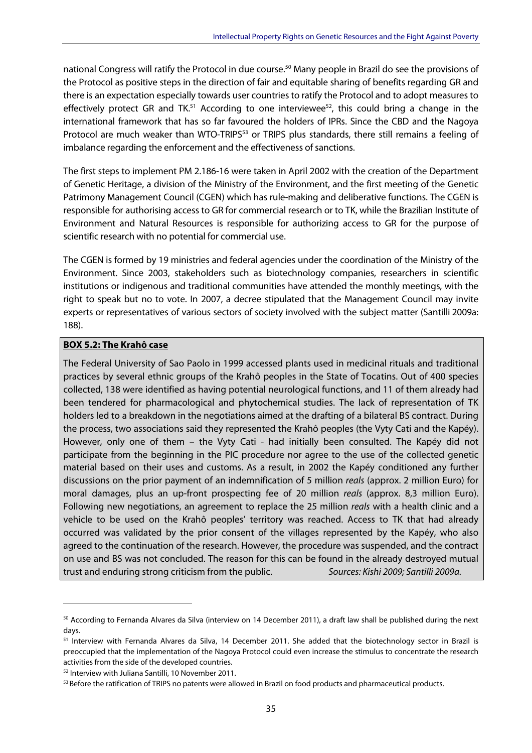national Congress will ratify the Protocol in due course.[50] Many people in Brazil do see the provisions of the Protocol as positive steps in the direction of fair and equitable sharing of benefits regarding GR and there is an expectation especially towards user countries to ratify the Protocol and to adopt measures to effectively protect GR and TK.[51] According to one interviewee[52], this could bring a change in the international framework that has so far favoured the holders of IPRs. Since the CBD and the Nagoya Protocol are much weaker than WTO-TRIPS[53] or TRIPS plus standards, there still remains a feeling of imbalance regarding the enforcement and the effectiveness of sanctions.

The first steps to implement PM 2.186-16 were taken in April 2002 with the creation of the Department of Genetic Heritage, a division of the Ministry of the Environment, and the first meeting of the Genetic Patrimony Management Council (CGEN) which has rule-making and deliberative functions. The CGEN is responsible for authorising access to GR for commercial research or to TK, while the Brazilian Institute of Environment and Natural Resources is responsible for authorizing access to GR for the purpose of scientific research with no potential for commercial use.

The CGEN is formed by 19 ministries and federal agencies under the coordination of the Ministry of the Environment. Since 2003, stakeholders such as biotechnology companies, researchers in scientific institutions or indigenous and traditional communities have attended the monthly meetings, with the right to speak but no to vote. In 2007, a decree stipulated that the Management Council may invite experts or representatives of various sectors of society involved with the subject matter (Santilli 2009a: 188).

**BOX 5.2: The Krahô case**

The Federal University of Sao Paolo in 1999 accessed plants used in medicinal rituals and traditional practices by several ethnic groups of the Krahô peoples in the State of Tocatins. Out of 400 species collected, 138 were identified as having potential neurological functions, and 11 of them already had been tendered for pharmacological and phytochemical studies. The lack of representation of TK holders led to a breakdown in the negotiations aimed at the drafting of a bilateral BS contract. During the process, two associations said they represented the Krahô peoples (the Vyty Cati and the Kapéy). However, only one of them – the Vyty Cati - had initially been consulted. The Kapéy did not participate from the beginning in the PIC procedure nor agree to the use of the collected genetic material based on their uses and customs. As a result, in 2002 the Kapéy conditioned any further discussions on the prior payment of an indemnification of 5 million *reals* (approx. 2 million Euro) for moral damages, plus an up-front prospecting fee of 20 million *reals* (approx. 8,3 million Euro). Following new negotiations, an agreement to replace the 25 million *reals* with a health clinic and a vehicle to be used on the Krahô peoples' territory was reached. Access to TK that had already occurred was validated by the prior consent of the villages represented by the Kapéy, who also agreed to the continuation of the research. However, the procedure was suspended, and the contract on use and BS was not concluded. The reason for this can be found in the already destroyed mutual trust and enduring strong criticism from the public. *Sources: Kishi 2009; Santilli 2009a.*

---

[50] According to Fernanda Alvares da Silva (interview on 14 December 2011), a draft law shall be published during the next days.

[51] Interview with Fernanda Alvares da Silva, 14 December 2011. She added that the biotechnology sector in Brazil is preoccupied that the implementation of the Nagoya Protocol could even increase the stimulus to concentrate the research activities from the side of the developed countries.

[52] Interview with Juliana Santilli, 10 November 2011.

[53] Before the ratification of TRIPS no patents were allowed in Brazil on food products and pharmaceutical products.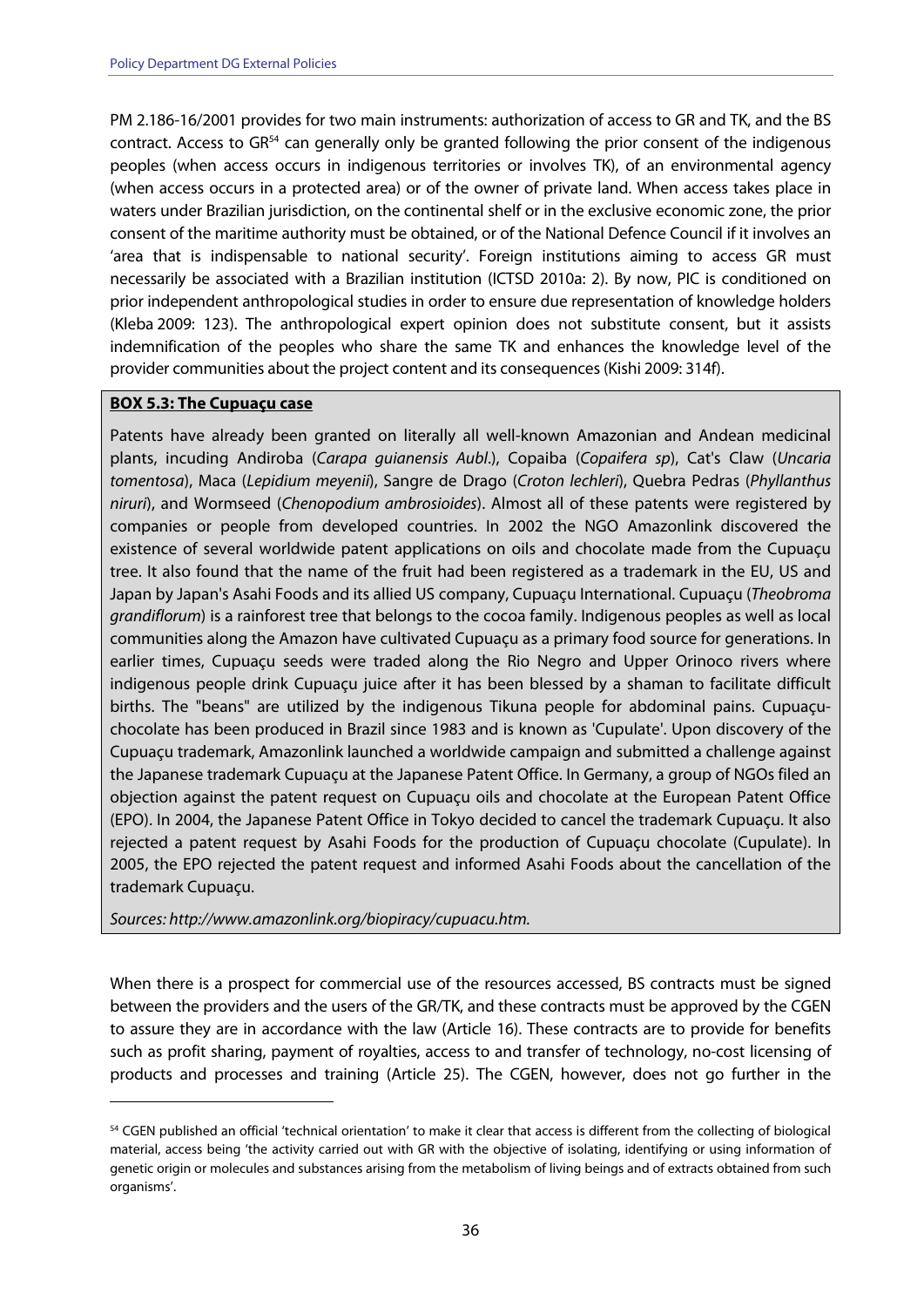PM 2.186-16/2001 provides for two main instruments: authorization of access to GR and TK, and the BS contract. Access to GR[54] can generally only be granted following the prior consent of the indigenous peoples (when access occurs in indigenous territories or involves TK), of an environmental agency (when access occurs in a protected area) or of the owner of private land. When access takes place in waters under Brazilian jurisdiction, on the continental shelf or in the exclusive economic zone, the prior consent of the maritime authority must be obtained, or of the National Defence Council if it involves an 'area that is indispensable to national security'. Foreign institutions aiming to access GR must necessarily be associated with a Brazilian institution (ICTSD 2010a: 2). By now, PIC is conditioned on prior independent anthropological studies in order to ensure due representation of knowledge holders (Kleba 2009: 123). The anthropological expert opinion does not substitute consent, but it assists indemnification of the peoples who share the same TK and enhances the knowledge level of the provider communities about the project content and its consequences (Kishi 2009: 314f).

**BOX 5.3: The Cupuaçu case**

Patents have already been granted on literally all well-known Amazonian and Andean medicinal plants, incuding Andiroba (*Carapa guianensis Aubl*.), Copaiba (*Copaifera sp*), Cat's Claw (*Uncaria tomentosa*), Maca (*Lepidium meyenii*), Sangre de Drago (*Croton lechleri*), Quebra Pedras (*Phyllanthus niruri*), and Wormseed (*Chenopodium ambrosioides*). Almost all of these patents were registered by companies or people from developed countries. In 2002 the NGO Amazonlink discovered the existence of several worldwide patent applications on oils and chocolate made from the Cupuaçu tree. It also found that the name of the fruit had been registered as a trademark in the EU, US and Japan by Japan's Asahi Foods and its allied US company, Cupuaçu International. Cupuaçu (*Theobroma grandiflorum*) is a rainforest tree that belongs to the cocoa family. Indigenous peoples as well as local communities along the Amazon have cultivated Cupuaçu as a primary food source for generations. In earlier times, Cupuaçu seeds were traded along the Rio Negro and Upper Orinoco rivers where indigenous people drink Cupuaçu juice after it has been blessed by a shaman to facilitate difficult births. The "beans" are utilized by the indigenous Tikuna people for abdominal pains. Cupuaçu-chocolate has been produced in Brazil since 1983 and is known as 'Cupulate'. Upon discovery of the Cupuaçu trademark, Amazonlink launched a worldwide campaign and submitted a challenge against the Japanese trademark Cupuaçu at the Japanese Patent Office. In Germany, a group of NGOs filed an objection against the patent request on Cupuaçu oils and chocolate at the European Patent Office (EPO). In 2004, the Japanese Patent Office in Tokyo decided to cancel the trademark Cupuaçu. It also rejected a patent request by Asahi Foods for the production of Cupuaçu chocolate (Cupulate). In 2005, the EPO rejected the patent request and informed Asahi Foods about the cancellation of the trademark Cupuaçu.

*Sources: http://www.amazonlink.org/biopiracy/cupuacu.htm.*

When there is a prospect for commercial use of the resources accessed, BS contracts must be signed between the providers and the users of the GR/TK, and these contracts must be approved by the CGEN to assure they are in accordance with the law (Article 16). These contracts are to provide for benefits such as profit sharing, payment of royalties, access to and transfer of technology, no-cost licensing of products and processes and training (Article 25). The CGEN, however, does not go further in the

[54] CGEN published an official 'technical orientation' to make it clear that access is different from the collecting of biological material, access being 'the activity carried out with GR with the objective of isolating, identifying or using information of genetic origin or molecules and substances arising from the metabolism of living beings and of extracts obtained from such organisms'.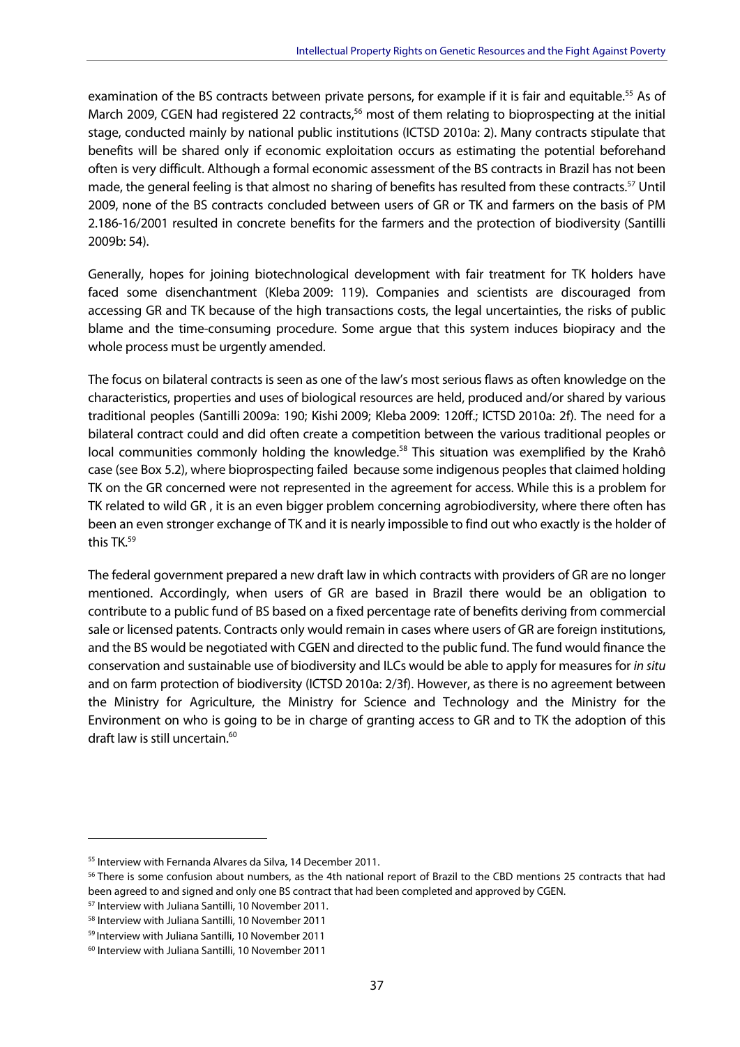examination of the BS contracts between private persons, for example if it is fair and equitable.[55] As of March 2009, CGEN had registered 22 contracts,[56] most of them relating to bioprospecting at the initial stage, conducted mainly by national public institutions (ICTSD 2010a: 2). Many contracts stipulate that benefits will be shared only if economic exploitation occurs as estimating the potential beforehand often is very difficult. Although a formal economic assessment of the BS contracts in Brazil has not been made, the general feeling is that almost no sharing of benefits has resulted from these contracts.[57] Until 2009, none of the BS contracts concluded between users of GR or TK and farmers on the basis of PM 2.186-16/2001 resulted in concrete benefits for the farmers and the protection of biodiversity (Santilli 2009b: 54).

Generally, hopes for joining biotechnological development with fair treatment for TK holders have faced some disenchantment (Kleba 2009: 119). Companies and scientists are discouraged from accessing GR and TK because of the high transactions costs, the legal uncertainties, the risks of public blame and the time-consuming procedure. Some argue that this system induces biopiracy and the whole process must be urgently amended.

The focus on bilateral contracts is seen as one of the law's most serious flaws as often knowledge on the characteristics, properties and uses of biological resources are held, produced and/or shared by various traditional peoples (Santilli 2009a: 190; Kishi 2009; Kleba 2009: 120ff.; ICTSD 2010a: 2f). The need for a bilateral contract could and did often create a competition between the various traditional peoples or local communities commonly holding the knowledge.[58] This situation was exemplified by the Krahô case (see Box 5.2), where bioprospecting failed because some indigenous peoples that claimed holding TK on the GR concerned were not represented in the agreement for access. While this is a problem for TK related to wild GR , it is an even bigger problem concerning agrobiodiversity, where there often has been an even stronger exchange of TK and it is nearly impossible to find out who exactly is the holder of this TK.[59]

The federal government prepared a new draft law in which contracts with providers of GR are no longer mentioned. Accordingly, when users of GR are based in Brazil there would be an obligation to contribute to a public fund of BS based on a fixed percentage rate of benefits deriving from commercial sale or licensed patents. Contracts only would remain in cases where users of GR are foreign institutions, and the BS would be negotiated with CGEN and directed to the public fund. The fund would finance the conservation and sustainable use of biodiversity and ILCs would be able to apply for measures for *in situ* and on farm protection of biodiversity (ICTSD 2010a: 2/3f). However, as there is no agreement between the Ministry for Agriculture, the Ministry for Science and Technology and the Ministry for the Environment on who is going to be in charge of granting access to GR and to TK the adoption of this draft law is still uncertain.[60]

---

[55] Interview with Fernanda Alvares da Silva, 14 December 2011.

[56] There is some confusion about numbers, as the 4th national report of Brazil to the CBD mentions 25 contracts that had been agreed to and signed and only one BS contract that had been completed and approved by CGEN.

[57] Interview with Juliana Santilli, 10 November 2011.

[58] Interview with Juliana Santilli, 10 November 2011

[59] Interview with Juliana Santilli, 10 November 2011

[60] Interview with Juliana Santilli, 10 November 2011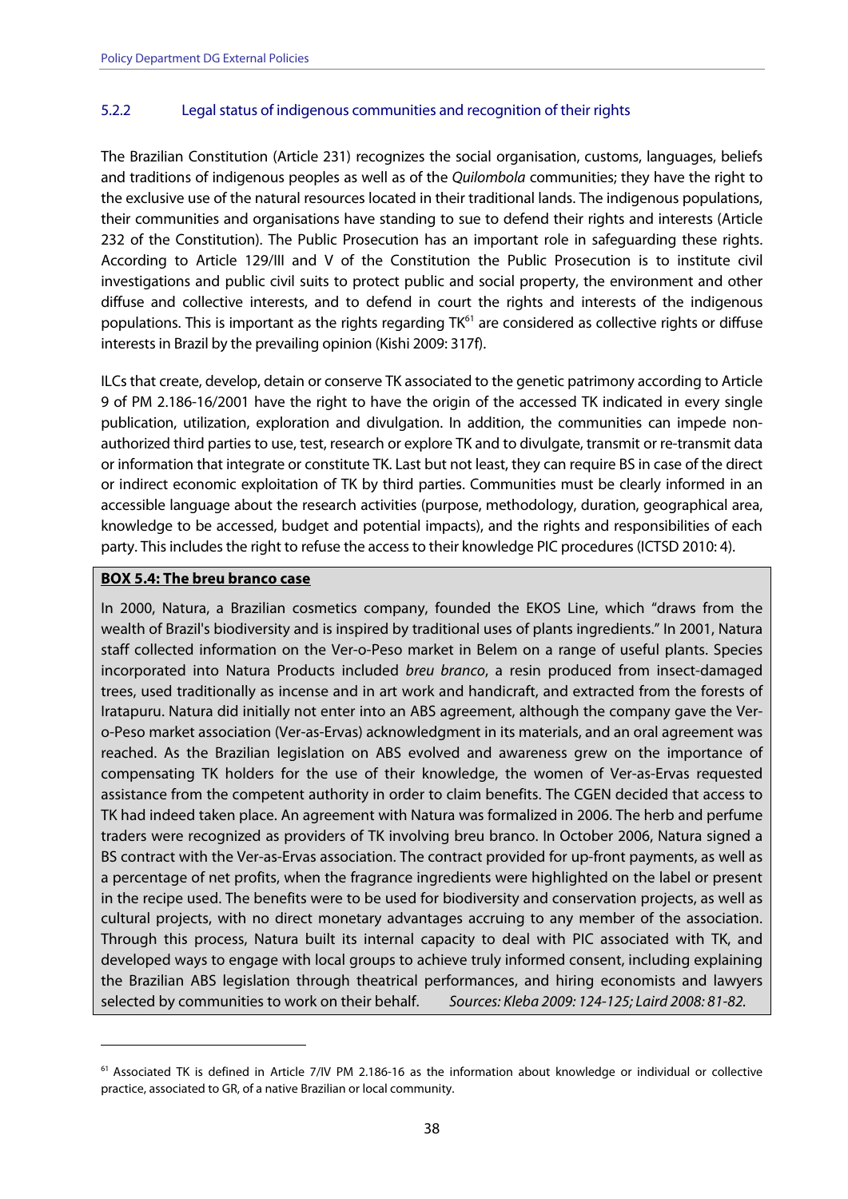### 5.2.2 Legal status of indigenous communities and recognition of their rights

The Brazilian Constitution (Article 231) recognizes the social organisation, customs, languages, beliefs and traditions of indigenous peoples as well as of the *Quilombola* communities; they have the right to the exclusive use of the natural resources located in their traditional lands. The indigenous populations, their communities and organisations have standing to sue to defend their rights and interests (Article 232 of the Constitution). The Public Prosecution has an important role in safeguarding these rights. According to Article 129/III and V of the Constitution the Public Prosecution is to institute civil investigations and public civil suits to protect public and social property, the environment and other diffuse and collective interests, and to defend in court the rights and interests of the indigenous populations. This is important as the rights regarding TK[61] are considered as collective rights or diffuse interests in Brazil by the prevailing opinion (Kishi 2009: 317f).

ILCs that create, develop, detain or conserve TK associated to the genetic patrimony according to Article 9 of PM 2.186-16/2001 have the right to have the origin of the accessed TK indicated in every single publication, utilization, exploration and divulgation. In addition, the communities can impede non-authorized third parties to use, test, research or explore TK and to divulgate, transmit or re-transmit data or information that integrate or constitute TK. Last but not least, they can require BS in case of the direct or indirect economic exploitation of TK by third parties. Communities must be clearly informed in an accessible language about the research activities (purpose, methodology, duration, geographical area, knowledge to be accessed, budget and potential impacts), and the rights and responsibilities of each party. This includes the right to refuse the access to their knowledge PIC procedures (ICTSD 2010: 4).

**BOX 5.4: The breu branco case**

In 2000, Natura, a Brazilian cosmetics company, founded the EKOS Line, which "draws from the wealth of Brazil's biodiversity and is inspired by traditional uses of plants ingredients." In 2001, Natura staff collected information on the Ver-o-Peso market in Belem on a range of useful plants. Species incorporated into Natura Products included *breu branco*, a resin produced from insect-damaged trees, used traditionally as incense and in art work and handicraft, and extracted from the forests of Iratapuru. Natura did initially not enter into an ABS agreement, although the company gave the Ver-o-Peso market association (Ver-as-Ervas) acknowledgment in its materials, and an oral agreement was reached. As the Brazilian legislation on ABS evolved and awareness grew on the importance of compensating TK holders for the use of their knowledge, the women of Ver-as-Ervas requested assistance from the competent authority in order to claim benefits. The CGEN decided that access to TK had indeed taken place. An agreement with Natura was formalized in 2006. The herb and perfume traders were recognized as providers of TK involving breu branco. In October 2006, Natura signed a BS contract with the Ver-as-Ervas association. The contract provided for up-front payments, as well as a percentage of net profits, when the fragrance ingredients were highlighted on the label or present in the recipe used. The benefits were to be used for biodiversity and conservation projects, as well as cultural projects, with no direct monetary advantages accruing to any member of the association. Through this process, Natura built its internal capacity to deal with PIC associated with TK, and developed ways to engage with local groups to achieve truly informed consent, including explaining the Brazilian ABS legislation through theatrical performances, and hiring economists and lawyers selected by communities to work on their behalf. *Sources: Kleba 2009: 124-125; Laird 2008: 81-82.*

---

[61] Associated TK is defined in Article 7/IV PM 2.186-16 as the information about knowledge or individual or collective practice, associated to GR, of a native Brazilian or local community.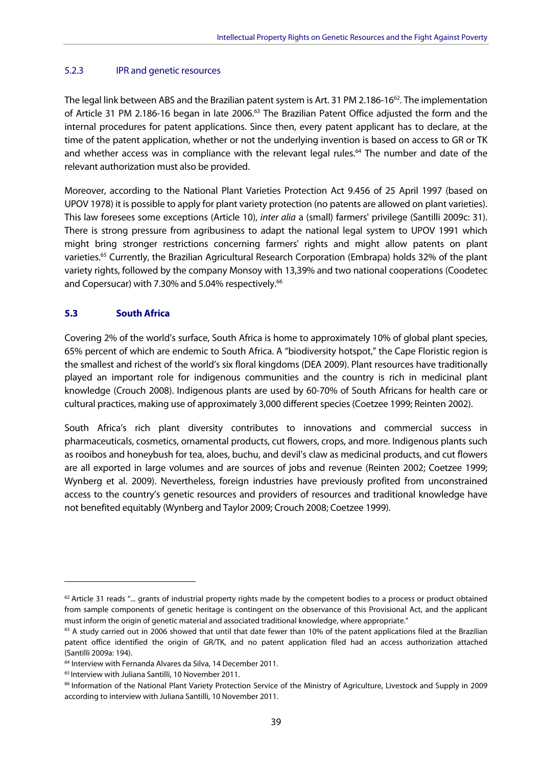### 5.2.3 IPR and genetic resources

The legal link between ABS and the Brazilian patent system is Art. 31 PM 2.186-16[62]. The implementation of Article 31 PM 2.186-16 began in late 2006.[63] The Brazilian Patent Office adjusted the form and the internal procedures for patent applications. Since then, every patent applicant has to declare, at the time of the patent application, whether or not the underlying invention is based on access to GR or TK and whether access was in compliance with the relevant legal rules.[64] The number and date of the relevant authorization must also be provided.

Moreover, according to the National Plant Varieties Protection Act 9.456 of 25 April 1997 (based on UPOV 1978) it is possible to apply for plant variety protection (no patents are allowed on plant varieties). This law foresees some exceptions (Article 10), *inter alia* a (small) farmers' privilege (Santilli 2009c: 31). There is strong pressure from agribusiness to adapt the national legal system to UPOV 1991 which might bring stronger restrictions concerning farmers' rights and might allow patents on plant varieties.[65] Currently, the Brazilian Agricultural Research Corporation (Embrapa) holds 32% of the plant variety rights, followed by the company Monsoy with 13,39% and two national cooperations (Coodetec and Copersucar) with 7.30% and 5.04% respectively.[66]

## 5.3 South Africa

Covering 2% of the world's surface, South Africa is home to approximately 10% of global plant species, 65% percent of which are endemic to South Africa. A "biodiversity hotspot," the Cape Floristic region is the smallest and richest of the world's six floral kingdoms (DEA 2009). Plant resources have traditionally played an important role for indigenous communities and the country is rich in medicinal plant knowledge (Crouch 2008). Indigenous plants are used by 60-70% of South Africans for health care or cultural practices, making use of approximately 3,000 different species (Coetzee 1999; Reinten 2002).

South Africa's rich plant diversity contributes to innovations and commercial success in pharmaceuticals, cosmetics, ornamental products, cut flowers, crops, and more. Indigenous plants such as rooibos and honeybush for tea, aloes, buchu, and devil's claw as medicinal products, and cut flowers are all exported in large volumes and are sources of jobs and revenue (Reinten 2002; Coetzee 1999; Wynberg et al. 2009). Nevertheless, foreign industries have previously profited from unconstrained access to the country's genetic resources and providers of resources and traditional knowledge have not benefited equitably (Wynberg and Taylor 2009; Crouch 2008; Coetzee 1999).

---

[62] Article 31 reads "... grants of industrial property rights made by the competent bodies to a process or product obtained from sample components of genetic heritage is contingent on the observance of this Provisional Act, and the applicant must inform the origin of genetic material and associated traditional knowledge, where appropriate."

[63] A study carried out in 2006 showed that until that date fewer than 10% of the patent applications filed at the Brazilian patent office identified the origin of GR/TK, and no patent application filed had an access authorization attached (Santilli 2009a: 194).

[64] Interview with Fernanda Alvares da Silva, 14 December 2011.

[65] Interview with Juliana Santilli, 10 November 2011.

[66] Information of the National Plant Variety Protection Service of the Ministry of Agriculture, Livestock and Supply in 2009 according to interview with Juliana Santilli, 10 November 2011.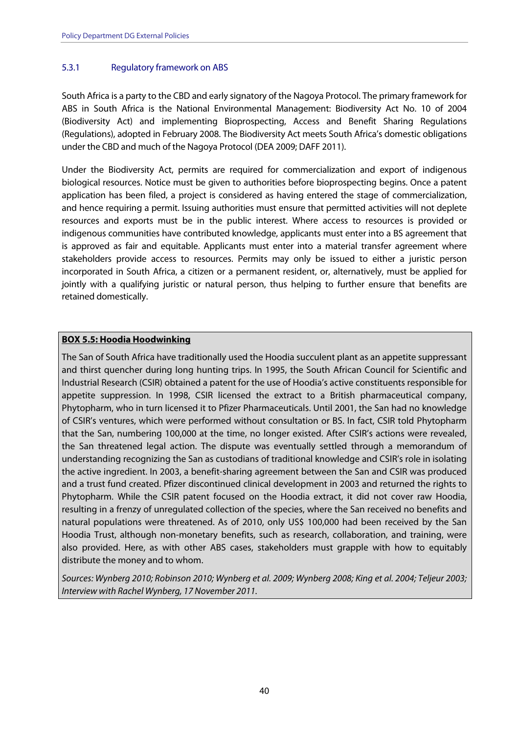### 5.3.1 Regulatory framework on ABS

South Africa is a party to the CBD and early signatory of the Nagoya Protocol. The primary framework for ABS in South Africa is the National Environmental Management: Biodiversity Act No. 10 of 2004 (Biodiversity Act) and implementing Bioprospecting, Access and Benefit Sharing Regulations (Regulations), adopted in February 2008. The Biodiversity Act meets South Africa's domestic obligations under the CBD and much of the Nagoya Protocol (DEA 2009; DAFF 2011).

Under the Biodiversity Act, permits are required for commercialization and export of indigenous biological resources. Notice must be given to authorities before bioprospecting begins. Once a patent application has been filed, a project is considered as having entered the stage of commercialization, and hence requiring a permit. Issuing authorities must ensure that permitted activities will not deplete resources and exports must be in the public interest. Where access to resources is provided or indigenous communities have contributed knowledge, applicants must enter into a BS agreement that is approved as fair and equitable. Applicants must enter into a material transfer agreement where stakeholders provide access to resources. Permits may only be issued to either a juristic person incorporated in South Africa, a citizen or a permanent resident, or, alternatively, must be applied for jointly with a qualifying juristic or natural person, thus helping to further ensure that benefits are retained domestically.

**BOX 5.5: Hoodia Hoodwinking**

The San of South Africa have traditionally used the Hoodia succulent plant as an appetite suppressant and thirst quencher during long hunting trips. In 1995, the South African Council for Scientific and Industrial Research (CSIR) obtained a patent for the use of Hoodia's active constituents responsible for appetite suppression. In 1998, CSIR licensed the extract to a British pharmaceutical company, Phytopharm, who in turn licensed it to Pfizer Pharmaceuticals. Until 2001, the San had no knowledge of CSIR's ventures, which were performed without consultation or BS. In fact, CSIR told Phytopharm that the San, numbering 100,000 at the time, no longer existed. After CSIR's actions were revealed, the San threatened legal action. The dispute was eventually settled through a memorandum of understanding recognizing the San as custodians of traditional knowledge and CSIR's role in isolating the active ingredient. In 2003, a benefit-sharing agreement between the San and CSIR was produced and a trust fund created. Pfizer discontinued clinical development in 2003 and returned the rights to Phytopharm. While the CSIR patent focused on the Hoodia extract, it did not cover raw Hoodia, resulting in a frenzy of unregulated collection of the species, where the San received no benefits and natural populations were threatened. As of 2010, only US$ 100,000 had been received by the San Hoodia Trust, although non-monetary benefits, such as research, collaboration, and training, were also provided. Here, as with other ABS cases, stakeholders must grapple with how to equitably distribute the money and to whom.

*Sources: Wynberg 2010; Robinson 2010; Wynberg et al. 2009; Wynberg 2008; King et al. 2004; Teljeur 2003; Interview with Rachel Wynberg, 17 November 2011.*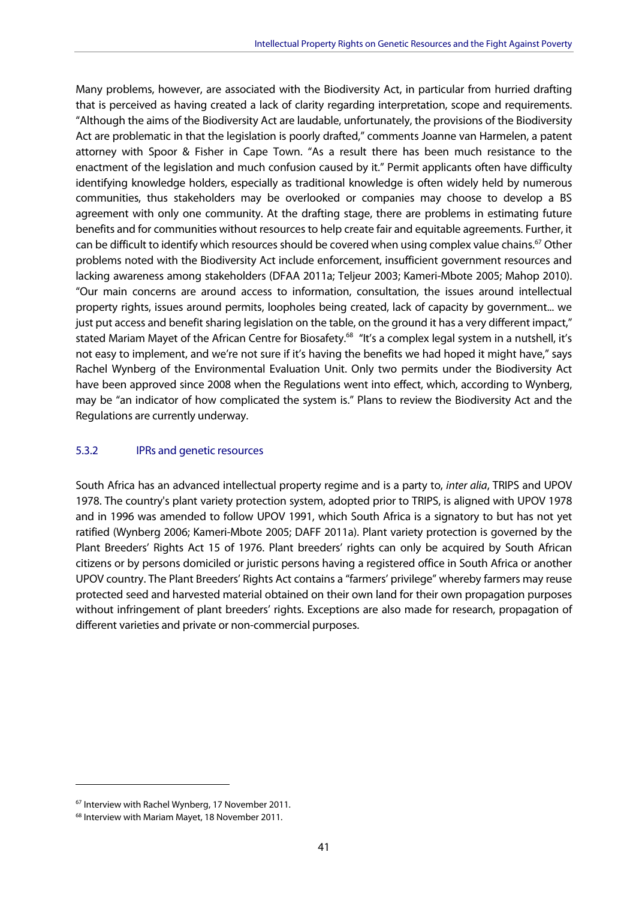Many problems, however, are associated with the Biodiversity Act, in particular from hurried drafting that is perceived as having created a lack of clarity regarding interpretation, scope and requirements. "Although the aims of the Biodiversity Act are laudable, unfortunately, the provisions of the Biodiversity Act are problematic in that the legislation is poorly drafted," comments Joanne van Harmelen, a patent attorney with Spoor & Fisher in Cape Town. "As a result there has been much resistance to the enactment of the legislation and much confusion caused by it." Permit applicants often have difficulty identifying knowledge holders, especially as traditional knowledge is often widely held by numerous communities, thus stakeholders may be overlooked or companies may choose to develop a BS agreement with only one community. At the drafting stage, there are problems in estimating future benefits and for communities without resources to help create fair and equitable agreements. Further, it can be difficult to identify which resources should be covered when using complex value chains.[67] Other problems noted with the Biodiversity Act include enforcement, insufficient government resources and lacking awareness among stakeholders (DFAA 2011a; Teljeur 2003; Kameri-Mbote 2005; Mahop 2010). "Our main concerns are around access to information, consultation, the issues around intellectual property rights, issues around permits, loopholes being created, lack of capacity by government... we just put access and benefit sharing legislation on the table, on the ground it has a very different impact," stated Mariam Mayet of the African Centre for Biosafety.[68] "It's a complex legal system in a nutshell, it's not easy to implement, and we're not sure if it's having the benefits we had hoped it might have," says Rachel Wynberg of the Environmental Evaluation Unit. Only two permits under the Biodiversity Act have been approved since 2008 when the Regulations went into effect, which, according to Wynberg, may be "an indicator of how complicated the system is." Plans to review the Biodiversity Act and the Regulations are currently underway.

### 5.3.2 IPRs and genetic resources

South Africa has an advanced intellectual property regime and is a party to, *inter alia*, TRIPS and UPOV 1978. The country's plant variety protection system, adopted prior to TRIPS, is aligned with UPOV 1978 and in 1996 was amended to follow UPOV 1991, which South Africa is a signatory to but has not yet ratified (Wynberg 2006; Kameri-Mbote 2005; DAFF 2011a). Plant variety protection is governed by the Plant Breeders' Rights Act 15 of 1976. Plant breeders' rights can only be acquired by South African citizens or by persons domiciled or juristic persons having a registered office in South Africa or another UPOV country. The Plant Breeders' Rights Act contains a "farmers' privilege" whereby farmers may reuse protected seed and harvested material obtained on their own land for their own propagation purposes without infringement of plant breeders' rights. Exceptions are also made for research, propagation of different varieties and private or non-commercial purposes.

---

[67] Interview with Rachel Wynberg, 17 November 2011.

[68] Interview with Mariam Mayet, 18 November 2011.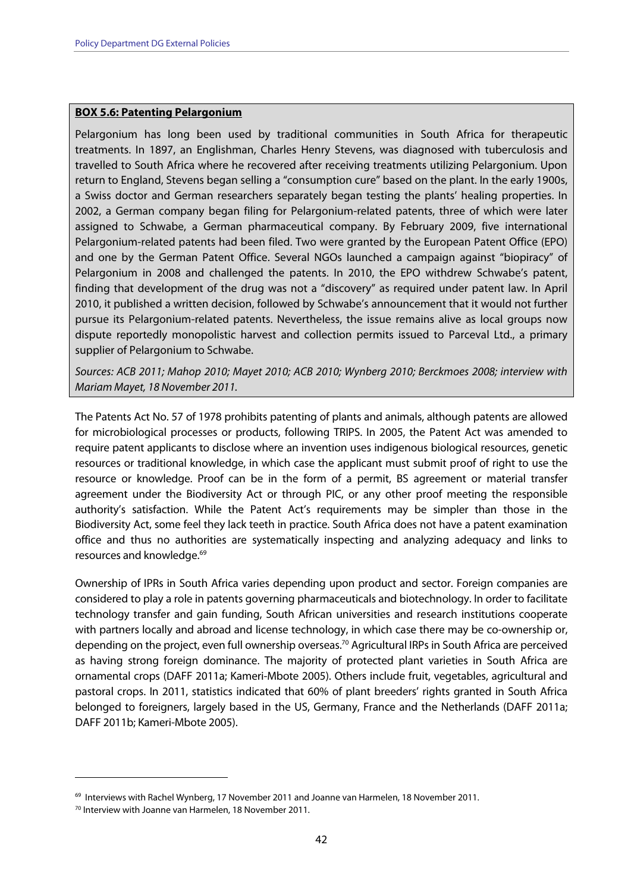**BOX 5.6: Patenting Pelargonium**

Pelargonium has long been used by traditional communities in South Africa for therapeutic treatments. In 1897, an Englishman, Charles Henry Stevens, was diagnosed with tuberculosis and travelled to South Africa where he recovered after receiving treatments utilizing Pelargonium. Upon return to England, Stevens began selling a "consumption cure" based on the plant. In the early 1900s, a Swiss doctor and German researchers separately began testing the plants' healing properties. In 2002, a German company began filing for Pelargonium-related patents, three of which were later assigned to Schwabe, a German pharmaceutical company. By February 2009, five international Pelargonium-related patents had been filed. Two were granted by the European Patent Office (EPO) and one by the German Patent Office. Several NGOs launched a campaign against "biopiracy" of Pelargonium in 2008 and challenged the patents. In 2010, the EPO withdrew Schwabe's patent, finding that development of the drug was not a "discovery" as required under patent law. In April 2010, it published a written decision, followed by Schwabe's announcement that it would not further pursue its Pelargonium-related patents. Nevertheless, the issue remains alive as local groups now dispute reportedly monopolistic harvest and collection permits issued to Parceval Ltd., a primary supplier of Pelargonium to Schwabe.

*Sources: ACB 2011; Mahop 2010; Mayet 2010; ACB 2010; Wynberg 2010; Berckmoes 2008; interview with Mariam Mayet, 18 November 2011.*

The Patents Act No. 57 of 1978 prohibits patenting of plants and animals, although patents are allowed for microbiological processes or products, following TRIPS. In 2005, the Patent Act was amended to require patent applicants to disclose where an invention uses indigenous biological resources, genetic resources or traditional knowledge, in which case the applicant must submit proof of right to use the resource or knowledge. Proof can be in the form of a permit, BS agreement or material transfer agreement under the Biodiversity Act or through PIC, or any other proof meeting the responsible authority's satisfaction. While the Patent Act's requirements may be simpler than those in the Biodiversity Act, some feel they lack teeth in practice. South Africa does not have a patent examination office and thus no authorities are systematically inspecting and analyzing adequacy and links to resources and knowledge.[69]

Ownership of IPRs in South Africa varies depending upon product and sector. Foreign companies are considered to play a role in patents governing pharmaceuticals and biotechnology. In order to facilitate technology transfer and gain funding, South African universities and research institutions cooperate with partners locally and abroad and license technology, in which case there may be co-ownership or, depending on the project, even full ownership overseas.[70] Agricultural IRPs in South Africa are perceived as having strong foreign dominance. The majority of protected plant varieties in South Africa are ornamental crops (DAFF 2011a; Kameri-Mbote 2005). Others include fruit, vegetables, agricultural and pastoral crops. In 2011, statistics indicated that 60% of plant breeders' rights granted in South Africa belonged to foreigners, largely based in the US, Germany, France and the Netherlands (DAFF 2011a; DAFF 2011b; Kameri-Mbote 2005).

---

[69] Interviews with Rachel Wynberg, 17 November 2011 and Joanne van Harmelen, 18 November 2011.

[70] Interview with Joanne van Harmelen, 18 November 2011.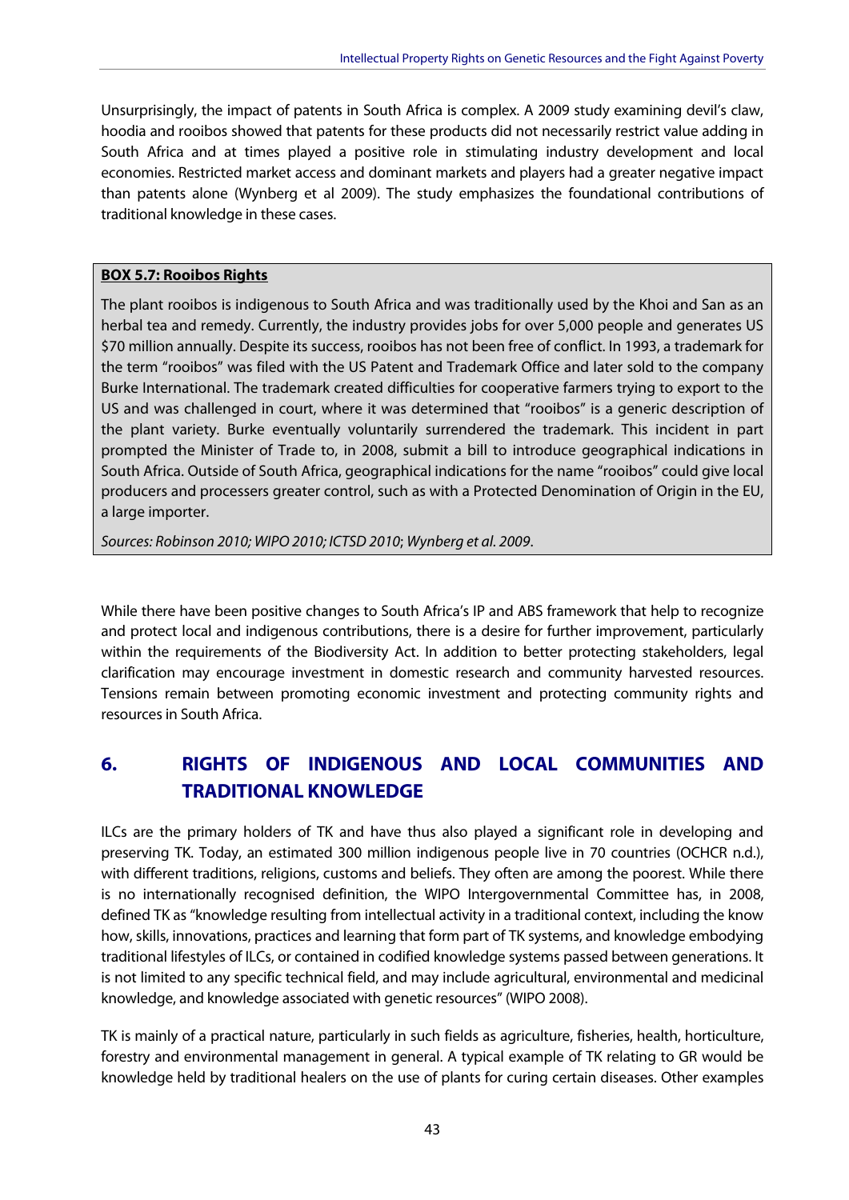Unsurprisingly, the impact of patents in South Africa is complex. A 2009 study examining devil's claw, hoodia and rooibos showed that patents for these products did not necessarily restrict value adding in South Africa and at times played a positive role in stimulating industry development and local economies. Restricted market access and dominant markets and players had a greater negative impact than patents alone (Wynberg et al 2009). The study emphasizes the foundational contributions of traditional knowledge in these cases.

> **BOX 5.7: Rooibos Rights**
>
> The plant rooibos is indigenous to South Africa and was traditionally used by the Khoi and San as an herbal tea and remedy. Currently, the industry provides jobs for over 5,000 people and generates US $70 million annually. Despite its success, rooibos has not been free of conflict. In 1993, a trademark for the term "rooibos" was filed with the US Patent and Trademark Office and later sold to the company Burke International. The trademark created difficulties for cooperative farmers trying to export to the US and was challenged in court, where it was determined that "rooibos" is a generic description of the plant variety. Burke eventually voluntarily surrendered the trademark. This incident in part prompted the Minister of Trade to, in 2008, submit a bill to introduce geographical indications in South Africa. Outside of South Africa, geographical indications for the name "rooibos" could give local producers and processers greater control, such as with a Protected Denomination of Origin in the EU, a large importer.
>
> *Sources: Robinson 2010; WIPO 2010; ICTSD 2010; Wynberg et al. 2009.*

While there have been positive changes to South Africa's IP and ABS framework that help to recognize and protect local and indigenous contributions, there is a desire for further improvement, particularly within the requirements of the Biodiversity Act. In addition to better protecting stakeholders, legal clarification may encourage investment in domestic research and community harvested resources. Tensions remain between promoting economic investment and protecting community rights and resources in South Africa.

# 6. RIGHTS OF INDIGENOUS AND LOCAL COMMUNITIES AND TRADITIONAL KNOWLEDGE

ILCs are the primary holders of TK and have thus also played a significant role in developing and preserving TK. Today, an estimated 300 million indigenous people live in 70 countries (OCHCR n.d.), with different traditions, religions, customs and beliefs. They often are among the poorest. While there is no internationally recognised definition, the WIPO Intergovernmental Committee has, in 2008, defined TK as "knowledge resulting from intellectual activity in a traditional context, including the know how, skills, innovations, practices and learning that form part of TK systems, and knowledge embodying traditional lifestyles of ILCs, or contained in codified knowledge systems passed between generations. It is not limited to any specific technical field, and may include agricultural, environmental and medicinal knowledge, and knowledge associated with genetic resources" (WIPO 2008).

TK is mainly of a practical nature, particularly in such fields as agriculture, fisheries, health, horticulture, forestry and environmental management in general. A typical example of TK relating to GR would be knowledge held by traditional healers on the use of plants for curing certain diseases. Other examples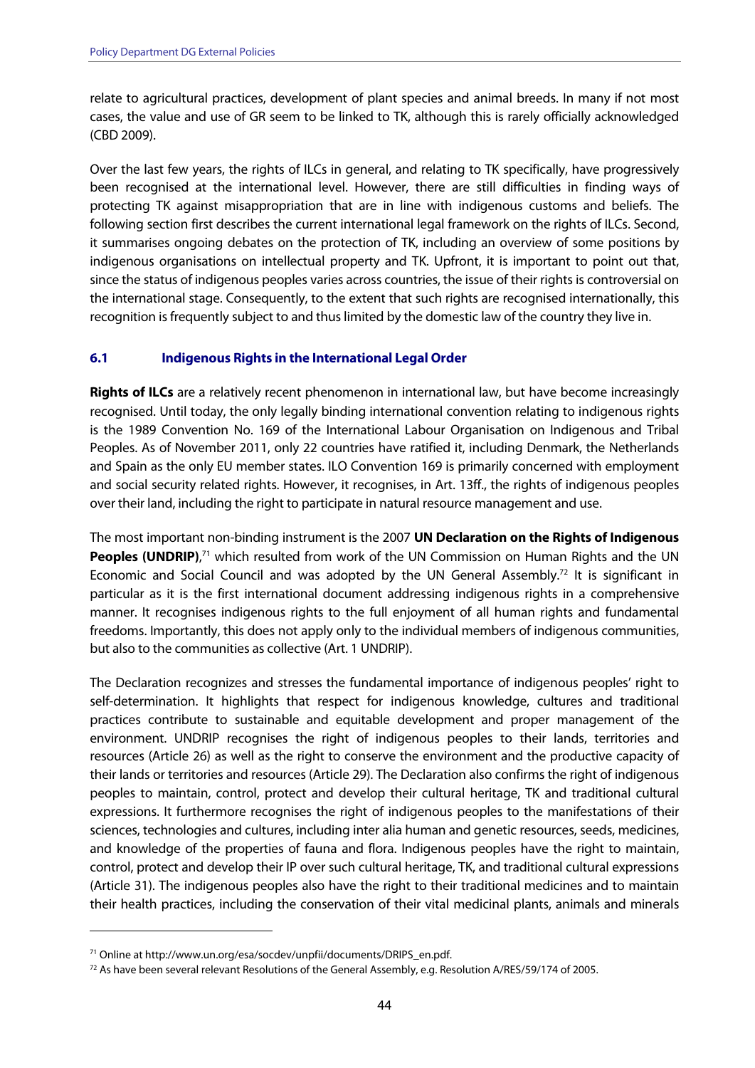relate to agricultural practices, development of plant species and animal breeds. In many if not most cases, the value and use of GR seem to be linked to TK, although this is rarely officially acknowledged (CBD 2009).

Over the last few years, the rights of ILCs in general, and relating to TK specifically, have progressively been recognised at the international level. However, there are still difficulties in finding ways of protecting TK against misappropriation that are in line with indigenous customs and beliefs. The following section first describes the current international legal framework on the rights of ILCs. Second, it summarises ongoing debates on the protection of TK, including an overview of some positions by indigenous organisations on intellectual property and TK. Upfront, it is important to point out that, since the status of indigenous peoples varies across countries, the issue of their rights is controversial on the international stage. Consequently, to the extent that such rights are recognised internationally, this recognition is frequently subject to and thus limited by the domestic law of the country they live in.

### 6.1 Indigenous Rights in the International Legal Order

**Rights of ILCs** are a relatively recent phenomenon in international law, but have become increasingly recognised. Until today, the only legally binding international convention relating to indigenous rights is the 1989 Convention No. 169 of the International Labour Organisation on Indigenous and Tribal Peoples. As of November 2011, only 22 countries have ratified it, including Denmark, the Netherlands and Spain as the only EU member states. ILO Convention 169 is primarily concerned with employment and social security related rights. However, it recognises, in Art. 13ff., the rights of indigenous peoples over their land, including the right to participate in natural resource management and use.

The most important non-binding instrument is the 2007 **UN Declaration on the Rights of Indigenous Peoples (UNDRIP)**,[71] which resulted from work of the UN Commission on Human Rights and the UN Economic and Social Council and was adopted by the UN General Assembly.[72] It is significant in particular as it is the first international document addressing indigenous rights in a comprehensive manner. It recognises indigenous rights to the full enjoyment of all human rights and fundamental freedoms. Importantly, this does not apply only to the individual members of indigenous communities, but also to the communities as collective (Art. 1 UNDRIP).

The Declaration recognizes and stresses the fundamental importance of indigenous peoples' right to self-determination. It highlights that respect for indigenous knowledge, cultures and traditional practices contribute to sustainable and equitable development and proper management of the environment. UNDRIP recognises the right of indigenous peoples to their lands, territories and resources (Article 26) as well as the right to conserve the environment and the productive capacity of their lands or territories and resources (Article 29). The Declaration also confirms the right of indigenous peoples to maintain, control, protect and develop their cultural heritage, TK and traditional cultural expressions. It furthermore recognises the right of indigenous peoples to the manifestations of their sciences, technologies and cultures, including inter alia human and genetic resources, seeds, medicines, and knowledge of the properties of fauna and flora. Indigenous peoples have the right to maintain, control, protect and develop their IP over such cultural heritage, TK, and traditional cultural expressions (Article 31). The indigenous peoples also have the right to their traditional medicines and to maintain their health practices, including the conservation of their vital medicinal plants, animals and minerals

---

[71] Online at http://www.un.org/esa/socdev/unpfii/documents/DRIPS_en.pdf.

[72] As have been several relevant Resolutions of the General Assembly, e.g. Resolution A/RES/59/174 of 2005.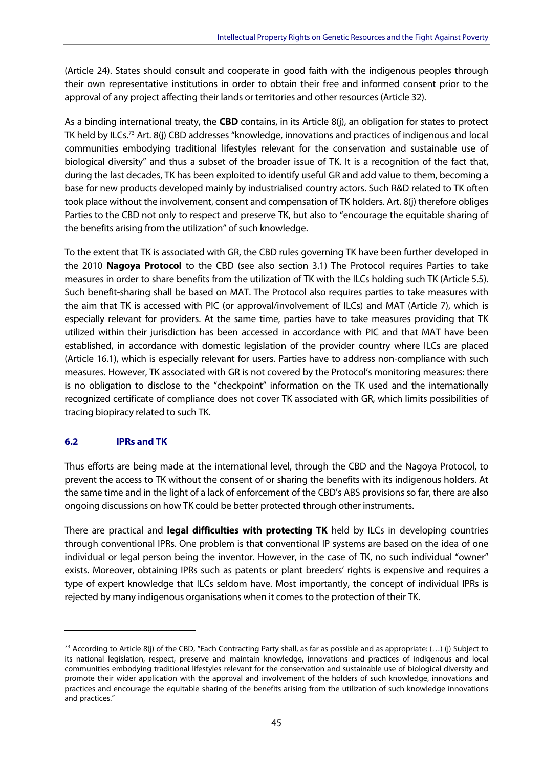(Article 24). States should consult and cooperate in good faith with the indigenous peoples through their own representative institutions in order to obtain their free and informed consent prior to the approval of any project affecting their lands or territories and other resources (Article 32).

As a binding international treaty, the **CBD** contains, in its Article 8(j), an obligation for states to protect TK held by ILCs.[73] Art. 8(j) CBD addresses "knowledge, innovations and practices of indigenous and local communities embodying traditional lifestyles relevant for the conservation and sustainable use of biological diversity" and thus a subset of the broader issue of TK. It is a recognition of the fact that, during the last decades, TK has been exploited to identify useful GR and add value to them, becoming a base for new products developed mainly by industrialised country actors. Such R&D related to TK often took place without the involvement, consent and compensation of TK holders. Art. 8(j) therefore obliges Parties to the CBD not only to respect and preserve TK, but also to "encourage the equitable sharing of the benefits arising from the utilization" of such knowledge.

To the extent that TK is associated with GR, the CBD rules governing TK have been further developed in the 2010 **Nagoya Protocol** to the CBD (see also section 3.1) The Protocol requires Parties to take measures in order to share benefits from the utilization of TK with the ILCs holding such TK (Article 5.5). Such benefit-sharing shall be based on MAT. The Protocol also requires parties to take measures with the aim that TK is accessed with PIC (or approval/involvement of ILCs) and MAT (Article 7), which is especially relevant for providers. At the same time, parties have to take measures providing that TK utilized within their jurisdiction has been accessed in accordance with PIC and that MAT have been established, in accordance with domestic legislation of the provider country where ILCs are placed (Article 16.1), which is especially relevant for users. Parties have to address non-compliance with such measures. However, TK associated with GR is not covered by the Protocol's monitoring measures: there is no obligation to disclose to the "checkpoint" information on the TK used and the internationally recognized certificate of compliance does not cover TK associated with GR, which limits possibilities of tracing biopiracy related to such TK.

### 6.2 IPRs and TK

Thus efforts are being made at the international level, through the CBD and the Nagoya Protocol, to prevent the access to TK without the consent of or sharing the benefits with its indigenous holders. At the same time and in the light of a lack of enforcement of the CBD's ABS provisions so far, there are also ongoing discussions on how TK could be better protected through other instruments.

There are practical and **legal difficulties with protecting TK** held by ILCs in developing countries through conventional IPRs. One problem is that conventional IP systems are based on the idea of one individual or legal person being the inventor. However, in the case of TK, no such individual "owner" exists. Moreover, obtaining IPRs such as patents or plant breeders' rights is expensive and requires a type of expert knowledge that ILCs seldom have. Most importantly, the concept of individual IPRs is rejected by many indigenous organisations when it comes to the protection of their TK.

---

[73] According to Article 8(j) of the CBD, "Each Contracting Party shall, as far as possible and as appropriate: (…) (j) Subject to its national legislation, respect, preserve and maintain knowledge, innovations and practices of indigenous and local communities embodying traditional lifestyles relevant for the conservation and sustainable use of biological diversity and promote their wider application with the approval and involvement of the holders of such knowledge, innovations and practices and encourage the equitable sharing of the benefits arising from the utilization of such knowledge innovations and practices."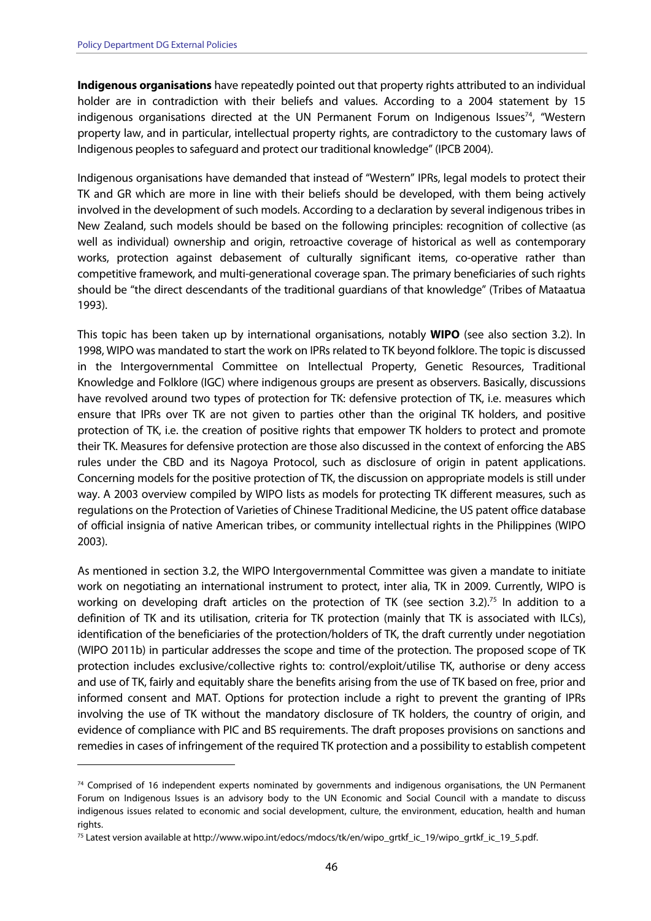**Indigenous organisations** have repeatedly pointed out that property rights attributed to an individual holder are in contradiction with their beliefs and values. According to a 2004 statement by 15 indigenous organisations directed at the UN Permanent Forum on Indigenous Issues[74], "Western property law, and in particular, intellectual property rights, are contradictory to the customary laws of Indigenous peoples to safeguard and protect our traditional knowledge" (IPCB 2004).

Indigenous organisations have demanded that instead of "Western" IPRs, legal models to protect their TK and GR which are more in line with their beliefs should be developed, with them being actively involved in the development of such models. According to a declaration by several indigenous tribes in New Zealand, such models should be based on the following principles: recognition of collective (as well as individual) ownership and origin, retroactive coverage of historical as well as contemporary works, protection against debasement of culturally significant items, co-operative rather than competitive framework, and multi-generational coverage span. The primary beneficiaries of such rights should be "the direct descendants of the traditional guardians of that knowledge" (Tribes of Mataatua 1993).

This topic has been taken up by international organisations, notably **WIPO** (see also section 3.2). In 1998, WIPO was mandated to start the work on IPRs related to TK beyond folklore. The topic is discussed in the Intergovernmental Committee on Intellectual Property, Genetic Resources, Traditional Knowledge and Folklore (IGC) where indigenous groups are present as observers. Basically, discussions have revolved around two types of protection for TK: defensive protection of TK, i.e. measures which ensure that IPRs over TK are not given to parties other than the original TK holders, and positive protection of TK, i.e. the creation of positive rights that empower TK holders to protect and promote their TK. Measures for defensive protection are those also discussed in the context of enforcing the ABS rules under the CBD and its Nagoya Protocol, such as disclosure of origin in patent applications. Concerning models for the positive protection of TK, the discussion on appropriate models is still under way. A 2003 overview compiled by WIPO lists as models for protecting TK different measures, such as regulations on the Protection of Varieties of Chinese Traditional Medicine, the US patent office database of official insignia of native American tribes, or community intellectual rights in the Philippines (WIPO 2003).

As mentioned in section 3.2, the WIPO Intergovernmental Committee was given a mandate to initiate work on negotiating an international instrument to protect, inter alia, TK in 2009. Currently, WIPO is working on developing draft articles on the protection of TK (see section 3.2).[75] In addition to a definition of TK and its utilisation, criteria for TK protection (mainly that TK is associated with ILCs), identification of the beneficiaries of the protection/holders of TK, the draft currently under negotiation (WIPO 2011b) in particular addresses the scope and time of the protection. The proposed scope of TK protection includes exclusive/collective rights to: control/exploit/utilise TK, authorise or deny access and use of TK, fairly and equitably share the benefits arising from the use of TK based on free, prior and informed consent and MAT. Options for protection include a right to prevent the granting of IPRs involving the use of TK without the mandatory disclosure of TK holders, the country of origin, and evidence of compliance with PIC and BS requirements. The draft proposes provisions on sanctions and remedies in cases of infringement of the required TK protection and a possibility to establish competent

[74] Comprised of 16 independent experts nominated by governments and indigenous organisations, the UN Permanent Forum on Indigenous Issues is an advisory body to the UN Economic and Social Council with a mandate to discuss indigenous issues related to economic and social development, culture, the environment, education, health and human rights.

[75] Latest version available at http://www.wipo.int/edocs/mdocs/tk/en/wipo_grtkf_ic_19/wipo_grtkf_ic_19_5.pdf.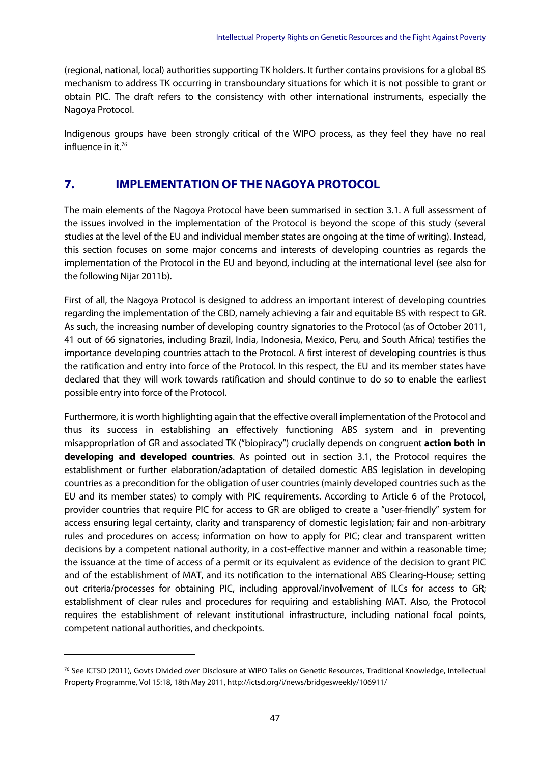(regional, national, local) authorities supporting TK holders. It further contains provisions for a global BS mechanism to address TK occurring in transboundary situations for which it is not possible to grant or obtain PIC. The draft refers to the consistency with other international instruments, especially the Nagoya Protocol.

Indigenous groups have been strongly critical of the WIPO process, as they feel they have no real influence in it.[76]

## 7. IMPLEMENTATION OF THE NAGOYA PROTOCOL

The main elements of the Nagoya Protocol have been summarised in section 3.1. A full assessment of the issues involved in the implementation of the Protocol is beyond the scope of this study (several studies at the level of the EU and individual member states are ongoing at the time of writing). Instead, this section focuses on some major concerns and interests of developing countries as regards the implementation of the Protocol in the EU and beyond, including at the international level (see also for the following Nijar 2011b).

First of all, the Nagoya Protocol is designed to address an important interest of developing countries regarding the implementation of the CBD, namely achieving a fair and equitable BS with respect to GR. As such, the increasing number of developing country signatories to the Protocol (as of October 2011, 41 out of 66 signatories, including Brazil, India, Indonesia, Mexico, Peru, and South Africa) testifies the importance developing countries attach to the Protocol. A first interest of developing countries is thus the ratification and entry into force of the Protocol. In this respect, the EU and its member states have declared that they will work towards ratification and should continue to do so to enable the earliest possible entry into force of the Protocol.

Furthermore, it is worth highlighting again that the effective overall implementation of the Protocol and thus its success in establishing an effectively functioning ABS system and in preventing misappropriation of GR and associated TK ("biopiracy") crucially depends on congruent **action both in developing and developed countries**. As pointed out in section 3.1, the Protocol requires the establishment or further elaboration/adaptation of detailed domestic ABS legislation in developing countries as a precondition for the obligation of user countries (mainly developed countries such as the EU and its member states) to comply with PIC requirements. According to Article 6 of the Protocol, provider countries that require PIC for access to GR are obliged to create a "user-friendly" system for access ensuring legal certainty, clarity and transparency of domestic legislation; fair and non-arbitrary rules and procedures on access; information on how to apply for PIC; clear and transparent written decisions by a competent national authority, in a cost-effective manner and within a reasonable time; the issuance at the time of access of a permit or its equivalent as evidence of the decision to grant PIC and of the establishment of MAT, and its notification to the international ABS Clearing-House; setting out criteria/processes for obtaining PIC, including approval/involvement of ILCs for access to GR; establishment of clear rules and procedures for requiring and establishing MAT. Also, the Protocol requires the establishment of relevant institutional infrastructure, including national focal points, competent national authorities, and checkpoints.

[76] See ICTSD (2011), Govts Divided over Disclosure at WIPO Talks on Genetic Resources, Traditional Knowledge, Intellectual Property Programme, Vol 15:18, 18th May 2011, http://ictsd.org/i/news/bridgesweekly/106911/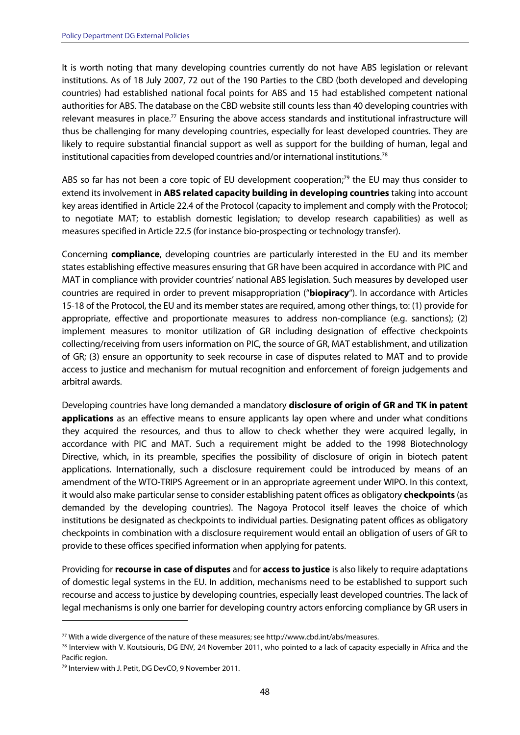It is worth noting that many developing countries currently do not have ABS legislation or relevant institutions. As of 18 July 2007, 72 out of the 190 Parties to the CBD (both developed and developing countries) had established national focal points for ABS and 15 had established competent national authorities for ABS. The database on the CBD website still counts less than 40 developing countries with relevant measures in place.[77] Ensuring the above access standards and institutional infrastructure will thus be challenging for many developing countries, especially for least developed countries. They are likely to require substantial financial support as well as support for the building of human, legal and institutional capacities from developed countries and/or international institutions.[78]

ABS so far has not been a core topic of EU development cooperation;[79] the EU may thus consider to extend its involvement in **ABS related capacity building in developing countries** taking into account key areas identified in Article 22.4 of the Protocol (capacity to implement and comply with the Protocol; to negotiate MAT; to establish domestic legislation; to develop research capabilities) as well as measures specified in Article 22.5 (for instance bio-prospecting or technology transfer).

Concerning **compliance**, developing countries are particularly interested in the EU and its member states establishing effective measures ensuring that GR have been acquired in accordance with PIC and MAT in compliance with provider countries' national ABS legislation. Such measures by developed user countries are required in order to prevent misappropriation ("**biopiracy**"). In accordance with Articles 15-18 of the Protocol, the EU and its member states are required, among other things, to: (1) provide for appropriate, effective and proportionate measures to address non-compliance (e.g. sanctions); (2) implement measures to monitor utilization of GR including designation of effective checkpoints collecting/receiving from users information on PIC, the source of GR, MAT establishment, and utilization of GR; (3) ensure an opportunity to seek recourse in case of disputes related to MAT and to provide access to justice and mechanism for mutual recognition and enforcement of foreign judgements and arbitral awards.

Developing countries have long demanded a mandatory **disclosure of origin of GR and TK in patent applications** as an effective means to ensure applicants lay open where and under what conditions they acquired the resources, and thus to allow to check whether they were acquired legally, in accordance with PIC and MAT. Such a requirement might be added to the 1998 Biotechnology Directive, which, in its preamble, specifies the possibility of disclosure of origin in biotech patent applications. Internationally, such a disclosure requirement could be introduced by means of an amendment of the WTO-TRIPS Agreement or in an appropriate agreement under WIPO. In this context, it would also make particular sense to consider establishing patent offices as obligatory **checkpoints** (as demanded by the developing countries). The Nagoya Protocol itself leaves the choice of which institutions be designated as checkpoints to individual parties. Designating patent offices as obligatory checkpoints in combination with a disclosure requirement would entail an obligation of users of GR to provide to these offices specified information when applying for patents.

Providing for **recourse in case of disputes** and for **access to justice** is also likely to require adaptations of domestic legal systems in the EU. In addition, mechanisms need to be established to support such recourse and access to justice by developing countries, especially least developed countries. The lack of legal mechanisms is only one barrier for developing country actors enforcing compliance by GR users in

---

[77] With a wide divergence of the nature of these measures; see http://www.cbd.int/abs/measures.

[78] Interview with V. Koutsiouris, DG ENV, 24 November 2011, who pointed to a lack of capacity especially in Africa and the Pacific region.

[79] Interview with J. Petit, DG DevCO, 9 November 2011.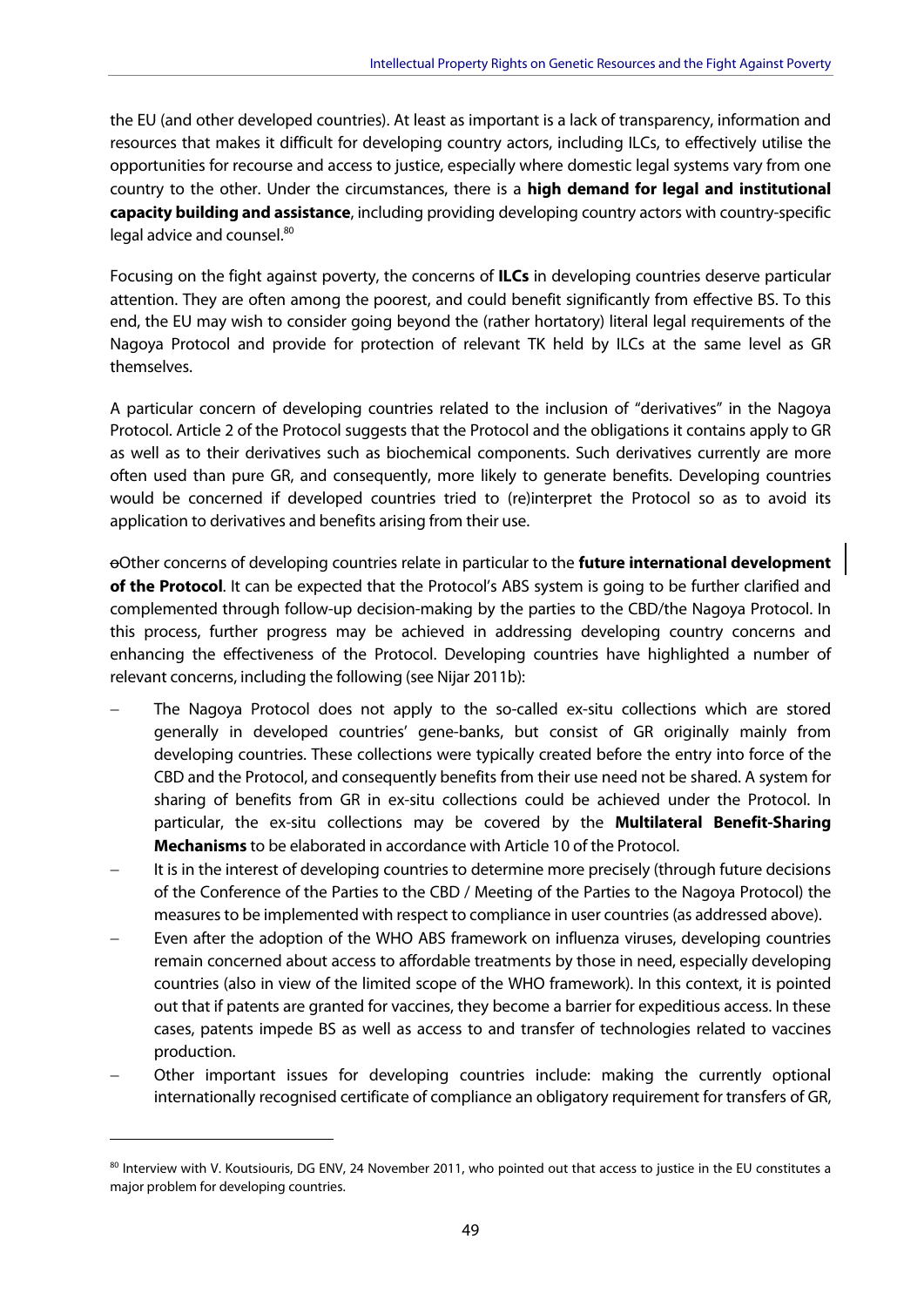the EU (and other developed countries). At least as important is a lack of transparency, information and resources that makes it difficult for developing country actors, including ILCs, to effectively utilise the opportunities for recourse and access to justice, especially where domestic legal systems vary from one country to the other. Under the circumstances, there is a **high demand for legal and institutional capacity building and assistance**, including providing developing country actors with country-specific legal advice and counsel.[80]

Focusing on the fight against poverty, the concerns of **ILCs** in developing countries deserve particular attention. They are often among the poorest, and could benefit significantly from effective BS. To this end, the EU may wish to consider going beyond the (rather hortatory) literal legal requirements of the Nagoya Protocol and provide for protection of relevant TK held by ILCs at the same level as GR themselves.

A particular concern of developing countries related to the inclusion of "derivatives" in the Nagoya Protocol. Article 2 of the Protocol suggests that the Protocol and the obligations it contains apply to GR as well as to their derivatives such as biochemical components. Such derivatives currently are more often used than pure GR, and consequently, more likely to generate benefits. Developing countries would be concerned if developed countries tried to (re)interpret the Protocol so as to avoid its application to derivatives and benefits arising from their use.

oOther concerns of developing countries relate in particular to the **future international development of the Protocol**. It can be expected that the Protocol's ABS system is going to be further clarified and complemented through follow-up decision-making by the parties to the CBD/the Nagoya Protocol. In this process, further progress may be achieved in addressing developing country concerns and enhancing the effectiveness of the Protocol. Developing countries have highlighted a number of relevant concerns, including the following (see Nijar 2011b):

- The Nagoya Protocol does not apply to the so-called ex-situ collections which are stored generally in developed countries' gene-banks, but consist of GR originally mainly from developing countries. These collections were typically created before the entry into force of the CBD and the Protocol, and consequently benefits from their use need not be shared. A system for sharing of benefits from GR in ex-situ collections could be achieved under the Protocol. In particular, the ex-situ collections may be covered by the **Multilateral Benefit-Sharing Mechanisms** to be elaborated in accordance with Article 10 of the Protocol.
- It is in the interest of developing countries to determine more precisely (through future decisions of the Conference of the Parties to the CBD / Meeting of the Parties to the Nagoya Protocol) the measures to be implemented with respect to compliance in user countries (as addressed above).
- Even after the adoption of the WHO ABS framework on influenza viruses, developing countries remain concerned about access to affordable treatments by those in need, especially developing countries (also in view of the limited scope of the WHO framework). In this context, it is pointed out that if patents are granted for vaccines, they become a barrier for expeditious access. In these cases, patents impede BS as well as access to and transfer of technologies related to vaccines production.
- Other important issues for developing countries include: making the currently optional internationally recognised certificate of compliance an obligatory requirement for transfers of GR,

[80] Interview with V. Koutsiouris, DG ENV, 24 November 2011, who pointed out that access to justice in the EU constitutes a major problem for developing countries.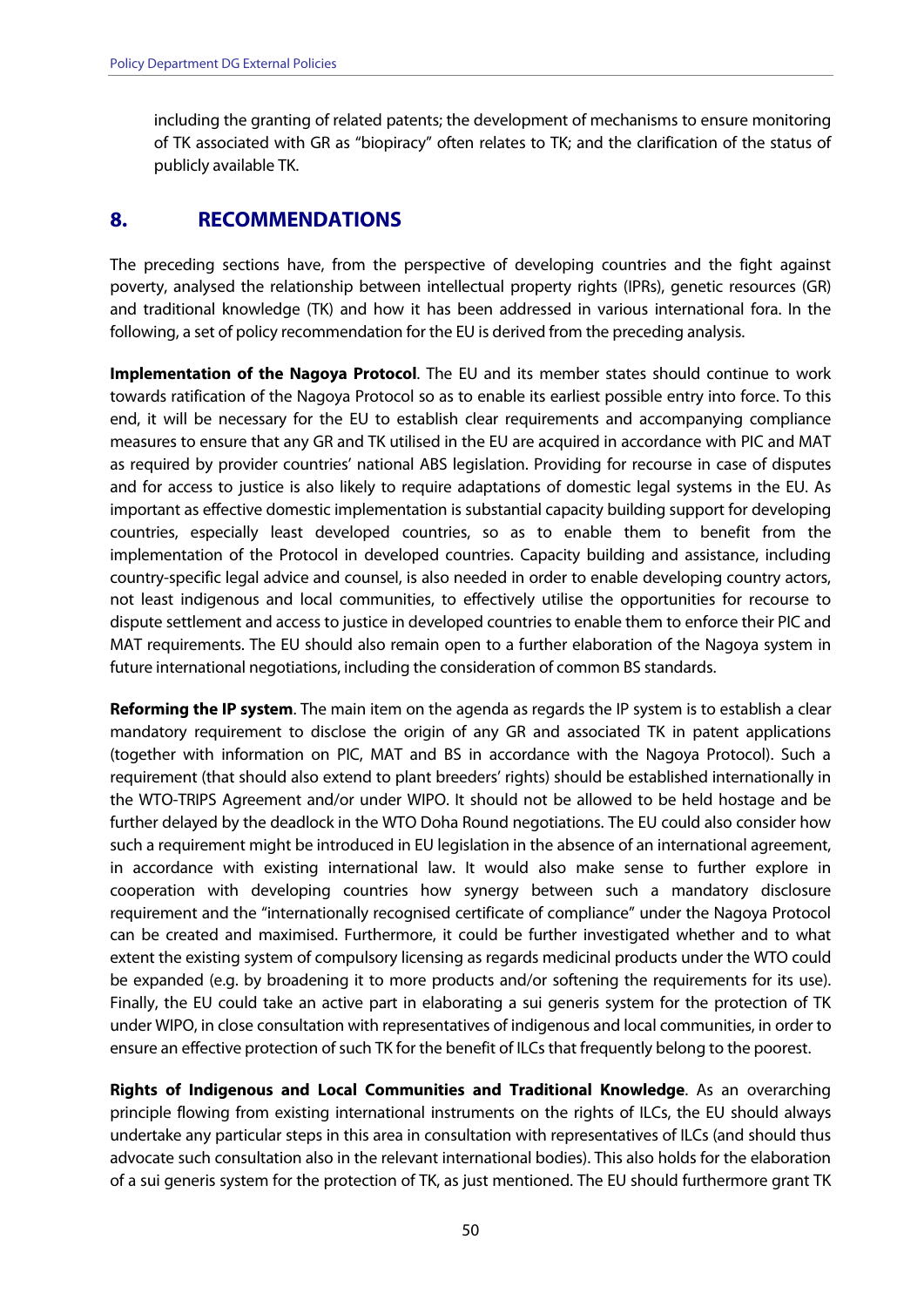including the granting of related patents; the development of mechanisms to ensure monitoring of TK associated with GR as "biopiracy" often relates to TK; and the clarification of the status of publicly available TK.

## 8. RECOMMENDATIONS

The preceding sections have, from the perspective of developing countries and the fight against poverty, analysed the relationship between intellectual property rights (IPRs), genetic resources (GR) and traditional knowledge (TK) and how it has been addressed in various international fora. In the following, a set of policy recommendation for the EU is derived from the preceding analysis.

**Implementation of the Nagoya Protocol**. The EU and its member states should continue to work towards ratification of the Nagoya Protocol so as to enable its earliest possible entry into force. To this end, it will be necessary for the EU to establish clear requirements and accompanying compliance measures to ensure that any GR and TK utilised in the EU are acquired in accordance with PIC and MAT as required by provider countries' national ABS legislation. Providing for recourse in case of disputes and for access to justice is also likely to require adaptations of domestic legal systems in the EU. As important as effective domestic implementation is substantial capacity building support for developing countries, especially least developed countries, so as to enable them to benefit from the implementation of the Protocol in developed countries. Capacity building and assistance, including country-specific legal advice and counsel, is also needed in order to enable developing country actors, not least indigenous and local communities, to effectively utilise the opportunities for recourse to dispute settlement and access to justice in developed countries to enable them to enforce their PIC and MAT requirements. The EU should also remain open to a further elaboration of the Nagoya system in future international negotiations, including the consideration of common BS standards.

**Reforming the IP system**. The main item on the agenda as regards the IP system is to establish a clear mandatory requirement to disclose the origin of any GR and associated TK in patent applications (together with information on PIC, MAT and BS in accordance with the Nagoya Protocol). Such a requirement (that should also extend to plant breeders' rights) should be established internationally in the WTO-TRIPS Agreement and/or under WIPO. It should not be allowed to be held hostage and be further delayed by the deadlock in the WTO Doha Round negotiations. The EU could also consider how such a requirement might be introduced in EU legislation in the absence of an international agreement, in accordance with existing international law. It would also make sense to further explore in cooperation with developing countries how synergy between such a mandatory disclosure requirement and the "internationally recognised certificate of compliance" under the Nagoya Protocol can be created and maximised. Furthermore, it could be further investigated whether and to what extent the existing system of compulsory licensing as regards medicinal products under the WTO could be expanded (e.g. by broadening it to more products and/or softening the requirements for its use). Finally, the EU could take an active part in elaborating a sui generis system for the protection of TK under WIPO, in close consultation with representatives of indigenous and local communities, in order to ensure an effective protection of such TK for the benefit of ILCs that frequently belong to the poorest.

**Rights of Indigenous and Local Communities and Traditional Knowledge**. As an overarching principle flowing from existing international instruments on the rights of ILCs, the EU should always undertake any particular steps in this area in consultation with representatives of ILCs (and should thus advocate such consultation also in the relevant international bodies). This also holds for the elaboration of a sui generis system for the protection of TK, as just mentioned. The EU should furthermore grant TK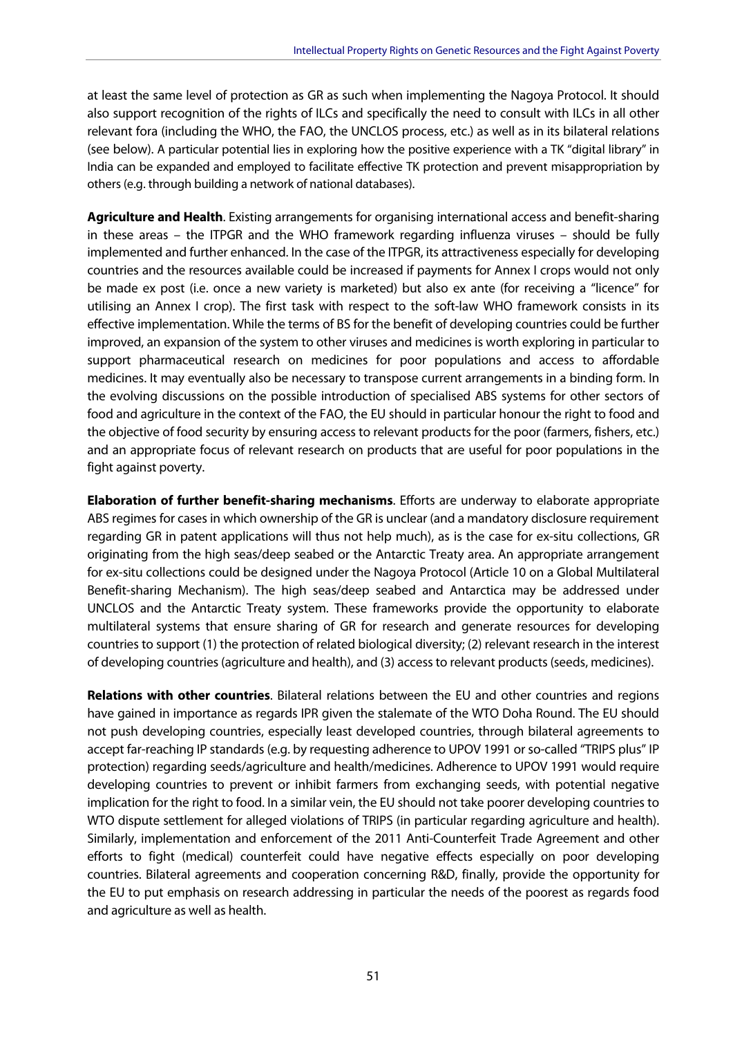at least the same level of protection as GR as such when implementing the Nagoya Protocol. It should also support recognition of the rights of ILCs and specifically the need to consult with ILCs in all other relevant fora (including the WHO, the FAO, the UNCLOS process, etc.) as well as in its bilateral relations (see below). A particular potential lies in exploring how the positive experience with a TK "digital library" in India can be expanded and employed to facilitate effective TK protection and prevent misappropriation by others (e.g. through building a network of national databases).

**Agriculture and Health**. Existing arrangements for organising international access and benefit-sharing in these areas – the ITPGR and the WHO framework regarding influenza viruses – should be fully implemented and further enhanced. In the case of the ITPGR, its attractiveness especially for developing countries and the resources available could be increased if payments for Annex I crops would not only be made ex post (i.e. once a new variety is marketed) but also ex ante (for receiving a "licence" for utilising an Annex I crop). The first task with respect to the soft-law WHO framework consists in its effective implementation. While the terms of BS for the benefit of developing countries could be further improved, an expansion of the system to other viruses and medicines is worth exploring in particular to support pharmaceutical research on medicines for poor populations and access to affordable medicines. It may eventually also be necessary to transpose current arrangements in a binding form. In the evolving discussions on the possible introduction of specialised ABS systems for other sectors of food and agriculture in the context of the FAO, the EU should in particular honour the right to food and the objective of food security by ensuring access to relevant products for the poor (farmers, fishers, etc.) and an appropriate focus of relevant research on products that are useful for poor populations in the fight against poverty.

**Elaboration of further benefit-sharing mechanisms**. Efforts are underway to elaborate appropriate ABS regimes for cases in which ownership of the GR is unclear (and a mandatory disclosure requirement regarding GR in patent applications will thus not help much), as is the case for ex-situ collections, GR originating from the high seas/deep seabed or the Antarctic Treaty area. An appropriate arrangement for ex-situ collections could be designed under the Nagoya Protocol (Article 10 on a Global Multilateral Benefit-sharing Mechanism). The high seas/deep seabed and Antarctica may be addressed under UNCLOS and the Antarctic Treaty system. These frameworks provide the opportunity to elaborate multilateral systems that ensure sharing of GR for research and generate resources for developing countries to support (1) the protection of related biological diversity; (2) relevant research in the interest of developing countries (agriculture and health), and (3) access to relevant products (seeds, medicines).

**Relations with other countries**. Bilateral relations between the EU and other countries and regions have gained in importance as regards IPR given the stalemate of the WTO Doha Round. The EU should not push developing countries, especially least developed countries, through bilateral agreements to accept far-reaching IP standards (e.g. by requesting adherence to UPOV 1991 or so-called "TRIPS plus" IP protection) regarding seeds/agriculture and health/medicines. Adherence to UPOV 1991 would require developing countries to prevent or inhibit farmers from exchanging seeds, with potential negative implication for the right to food. In a similar vein, the EU should not take poorer developing countries to WTO dispute settlement for alleged violations of TRIPS (in particular regarding agriculture and health). Similarly, implementation and enforcement of the 2011 Anti-Counterfeit Trade Agreement and other efforts to fight (medical) counterfeit could have negative effects especially on poor developing countries. Bilateral agreements and cooperation concerning R&D, finally, provide the opportunity for the EU to put emphasis on research addressing in particular the needs of the poorest as regards food and agriculture as well as health.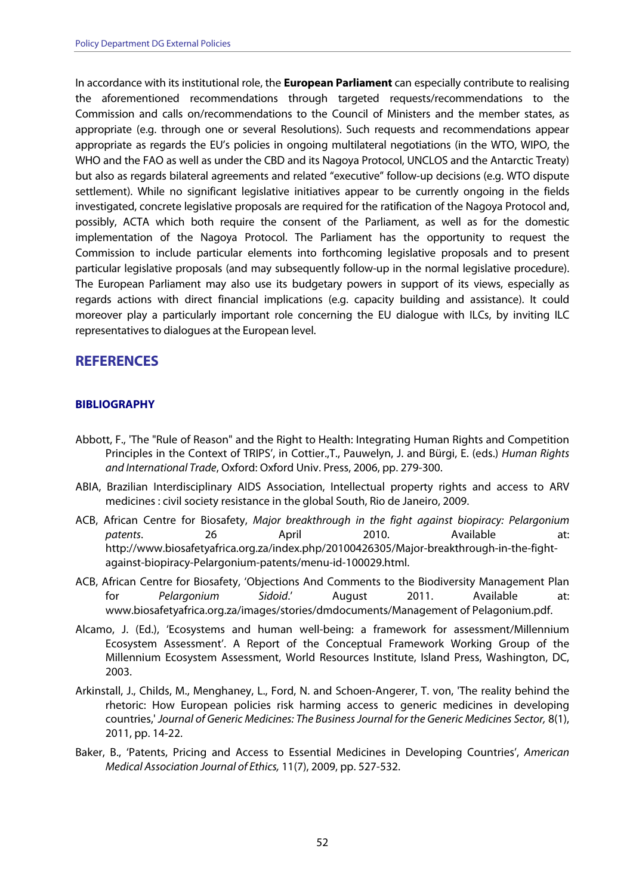In accordance with its institutional role, the **European Parliament** can especially contribute to realising the aforementioned recommendations through targeted requests/recommendations to the Commission and calls on/recommendations to the Council of Ministers and the member states, as appropriate (e.g. through one or several Resolutions). Such requests and recommendations appear appropriate as regards the EU's policies in ongoing multilateral negotiations (in the WTO, WIPO, the WHO and the FAO as well as under the CBD and its Nagoya Protocol, UNCLOS and the Antarctic Treaty) but also as regards bilateral agreements and related "executive" follow-up decisions (e.g. WTO dispute settlement). While no significant legislative initiatives appear to be currently ongoing in the fields investigated, concrete legislative proposals are required for the ratification of the Nagoya Protocol and, possibly, ACTA which both require the consent of the Parliament, as well as for the domestic implementation of the Nagoya Protocol. The Parliament has the opportunity to request the Commission to include particular elements into forthcoming legislative proposals and to present particular legislative proposals (and may subsequently follow-up in the normal legislative procedure). The European Parliament may also use its budgetary powers in support of its views, especially as regards actions with direct financial implications (e.g. capacity building and assistance). It could moreover play a particularly important role concerning the EU dialogue with ILCs, by inviting ILC representatives to dialogues at the European level.

# REFERENCES

### BIBLIOGRAPHY

- Abbott, F., 'The "Rule of Reason" and the Right to Health: Integrating Human Rights and Competition Principles in the Context of TRIPS', in Cottier.,T., Pauwelyn, J. and Bürgi, E. (eds.) *Human Rights and International Trade*, Oxford: Oxford Univ. Press, 2006, pp. 279-300.
- ABIA, Brazilian Interdisciplinary AIDS Association, Intellectual property rights and access to ARV medicines : civil society resistance in the global South, Rio de Janeiro, 2009.
- ACB, African Centre for Biosafety, *Major breakthrough in the fight against biopiracy: Pelargonium patents*. 26 April 2010. Available at: http://www.biosafetyafrica.org.za/index.php/20100426305/Major-breakthrough-in-the-fight-against-biopiracy-Pelargonium-patents/menu-id-100029.html.
- ACB, African Centre for Biosafety, 'Objections And Comments to the Biodiversity Management Plan for *Pelargonium Sidoid*.' August 2011. Available at: www.biosafetyafrica.org.za/images/stories/dmdocuments/Management of Pelagonium.pdf.
- Alcamo, J. (Ed.), 'Ecosystems and human well-being: a framework for assessment/Millennium Ecosystem Assessment'. A Report of the Conceptual Framework Working Group of the Millennium Ecosystem Assessment, World Resources Institute, Island Press, Washington, DC, 2003.
- Arkinstall, J., Childs, M., Menghaney, L., Ford, N. and Schoen-Angerer, T. von, 'The reality behind the rhetoric: How European policies risk harming access to generic medicines in developing countries,' *Journal of Generic Medicines: The Business Journal for the Generic Medicines Sector,* 8(1), 2011, pp. 14-22.
- Baker, B., 'Patents, Pricing and Access to Essential Medicines in Developing Countries', *American Medical Association Journal of Ethics,* 11(7), 2009, pp. 527-532.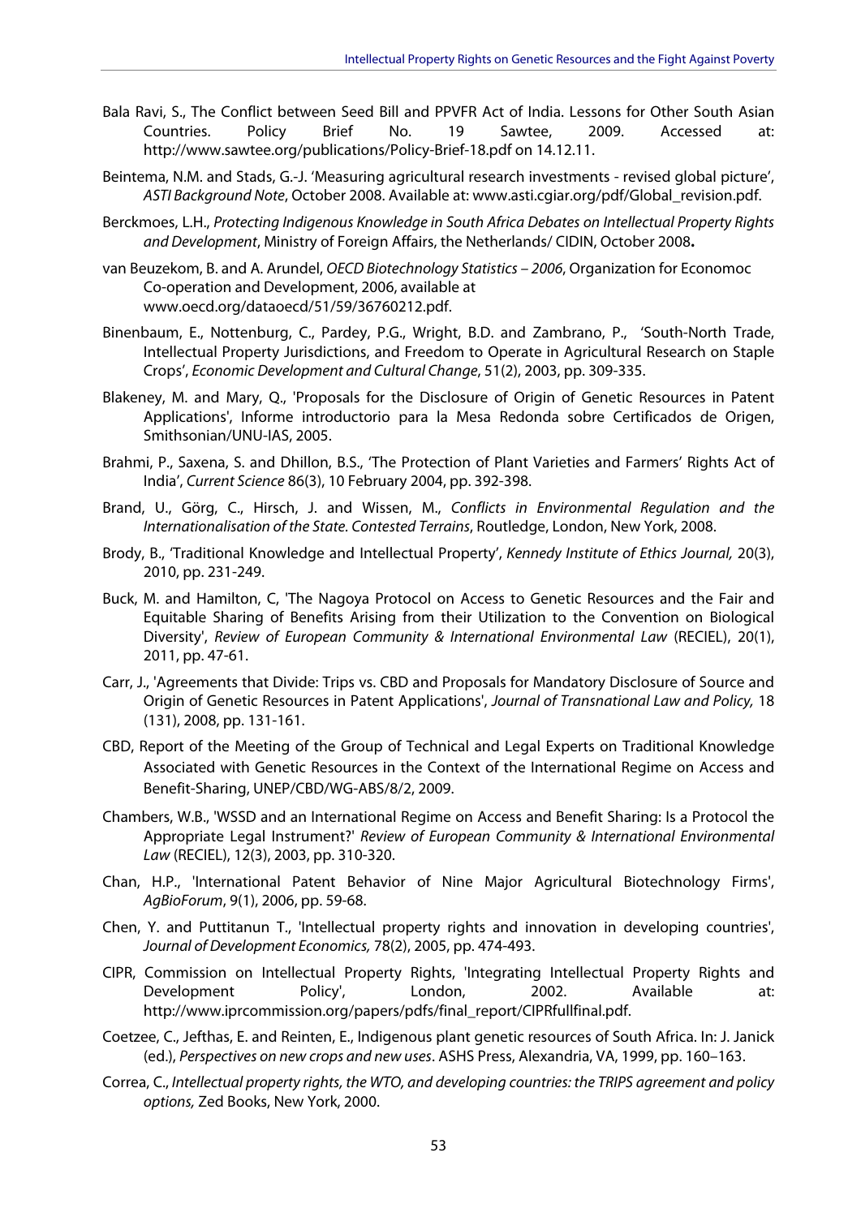Bala Ravi, S., The Conflict between Seed Bill and PPVFR Act of India. Lessons for Other South Asian Countries. Policy Brief No. 19 Sawtee, 2009. Accessed at: http://www.sawtee.org/publications/Policy-Brief-18.pdf on 14.12.11.

Beintema, N.M. and Stads, G.-J. 'Measuring agricultural research investments - revised global picture', *ASTI Background Note*, October 2008. Available at: www.asti.cgiar.org/pdf/Global_revision.pdf.

Berckmoes, L.H., *Protecting Indigenous Knowledge in South Africa Debates on Intellectual Property Rights and Development*, Ministry of Foreign Affairs, the Netherlands/ CIDIN, October 2008**.**

van Beuzekom, B. and A. Arundel, *OECD Biotechnology Statistics – 2006*, Organization for Economoc Co-operation and Development, 2006, available at www.oecd.org/dataoecd/51/59/36760212.pdf.

Binenbaum, E., Nottenburg, C., Pardey, P.G., Wright, B.D. and Zambrano, P., 'South-North Trade, Intellectual Property Jurisdictions, and Freedom to Operate in Agricultural Research on Staple Crops', *Economic Development and Cultural Change*, 51(2), 2003, pp. 309-335.

Blakeney, M. and Mary, Q., 'Proposals for the Disclosure of Origin of Genetic Resources in Patent Applications', Informe introductorio para la Mesa Redonda sobre Certificados de Origen, Smithsonian/UNU-IAS, 2005.

Brahmi, P., Saxena, S. and Dhillon, B.S., 'The Protection of Plant Varieties and Farmers' Rights Act of India', *Current Science* 86(3), 10 February 2004, pp. 392-398.

Brand, U., Görg, C., Hirsch, J. and Wissen, M., *Conflicts in Environmental Regulation and the Internationalisation of the State. Contested Terrains*, Routledge, London, New York, 2008.

Brody, B., 'Traditional Knowledge and Intellectual Property', *Kennedy Institute of Ethics Journal,* 20(3), 2010, pp. 231-249.

Buck, M. and Hamilton, C, 'The Nagoya Protocol on Access to Genetic Resources and the Fair and Equitable Sharing of Benefits Arising from their Utilization to the Convention on Biological Diversity', *Review of European Community & International Environmental Law* (RECIEL), 20(1), 2011, pp. 47-61.

Carr, J., 'Agreements that Divide: Trips vs. CBD and Proposals for Mandatory Disclosure of Source and Origin of Genetic Resources in Patent Applications', *Journal of Transnational Law and Policy,* 18 (131), 2008, pp. 131-161.

CBD, Report of the Meeting of the Group of Technical and Legal Experts on Traditional Knowledge Associated with Genetic Resources in the Context of the International Regime on Access and Benefit-Sharing, UNEP/CBD/WG-ABS/8/2, 2009.

Chambers, W.B., 'WSSD and an International Regime on Access and Benefit Sharing: Is a Protocol the Appropriate Legal Instrument?' *Review of European Community & International Environmental Law* (RECIEL), 12(3), 2003, pp. 310-320.

Chan, H.P., 'International Patent Behavior of Nine Major Agricultural Biotechnology Firms', *AgBioForum*, 9(1), 2006, pp. 59-68.

Chen, Y. and Puttitanun T., 'Intellectual property rights and innovation in developing countries', *Journal of Development Economics,* 78(2), 2005, pp. 474-493.

CIPR, Commission on Intellectual Property Rights, 'Integrating Intellectual Property Rights and Development Policy', London, 2002. Available at: http://www.iprcommission.org/papers/pdfs/final_report/CIPRfullfinal.pdf.

Coetzee, C., Jefthas, E. and Reinten, E., Indigenous plant genetic resources of South Africa. In: J. Janick (ed.), *Perspectives on new crops and new uses*. ASHS Press, Alexandria, VA, 1999, pp. 160–163.

Correa, C., *Intellectual property rights, the WTO, and developing countries: the TRIPS agreement and policy options,* Zed Books, New York, 2000.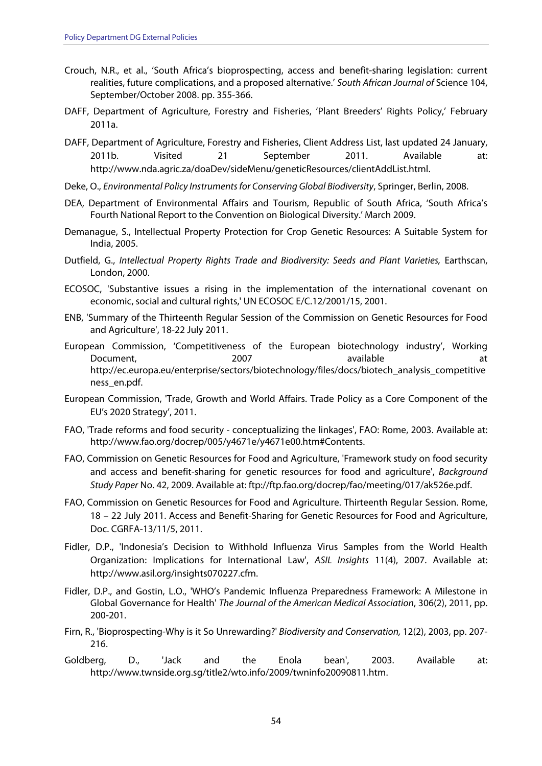Crouch, N.R., et al., 'South Africa's bioprospecting, access and benefit-sharing legislation: current realities, future complications, and a proposed alternative.' *South African Journal of* Science 104, September/October 2008. pp. 355-366.

DAFF, Department of Agriculture, Forestry and Fisheries, 'Plant Breeders' Rights Policy,' February 2011a.

DAFF, Department of Agriculture, Forestry and Fisheries, Client Address List, last updated 24 January, 2011b. Visited 21 September 2011. Available at: http://www.nda.agric.za/doaDev/sideMenu/geneticResources/clientAddList.html.

Deke, O., *Environmental Policy Instruments for Conserving Global Biodiversity*, Springer, Berlin, 2008.

DEA, Department of Environmental Affairs and Tourism, Republic of South Africa, 'South Africa's Fourth National Report to the Convention on Biological Diversity.' March 2009.

Demanague, S., Intellectual Property Protection for Crop Genetic Resources: A Suitable System for India, 2005.

Dutfield, G., *Intellectual Property Rights Trade and Biodiversity: Seeds and Plant Varieties,* Earthscan, London, 2000.

ECOSOC, 'Substantive issues a rising in the implementation of the international covenant on economic, social and cultural rights,' UN ECOSOC E/C.12/2001/15, 2001.

ENB, 'Summary of the Thirteenth Regular Session of the Commission on Genetic Resources for Food and Agriculture', 18-22 July 2011.

European Commission, 'Competitiveness of the European biotechnology industry', Working Document, 2007 available at http://ec.europa.eu/enterprise/sectors/biotechnology/files/docs/biotech_analysis_competitiveness_en.pdf.

European Commission, 'Trade, Growth and World Affairs. Trade Policy as a Core Component of the EU's 2020 Strategy', 2011.

FAO, 'Trade reforms and food security - conceptualizing the linkages', FAO: Rome, 2003. Available at: http://www.fao.org/docrep/005/y4671e/y4671e00.htm#Contents.

FAO, Commission on Genetic Resources for Food and Agriculture, 'Framework study on food security and access and benefit-sharing for genetic resources for food and agriculture', *Background Study Paper* No. 42, 2009. Available at: ftp://ftp.fao.org/docrep/fao/meeting/017/ak526e.pdf.

FAO, Commission on Genetic Resources for Food and Agriculture. Thirteenth Regular Session. Rome, 18 – 22 July 2011. Access and Benefit-Sharing for Genetic Resources for Food and Agriculture, Doc. CGRFA-13/11/5, 2011.

Fidler, D.P., 'Indonesia's Decision to Withhold Influenza Virus Samples from the World Health Organization: Implications for International Law', *ASIL Insights* 11(4), 2007. Available at: http://www.asil.org/insights070227.cfm.

Fidler, D.P., and Gostin, L.O., 'WHO's Pandemic Influenza Preparedness Framework: A Milestone in Global Governance for Health' *The Journal of the American Medical Association*, 306(2), 2011, pp. 200-201.

Firn, R., 'Bioprospecting-Why is it So Unrewarding?' *Biodiversity and Conservation,* 12(2), 2003, pp. 207-216.

Goldberg, D., 'Jack and the Enola bean', 2003. Available at: http://www.twnside.org.sg/title2/wto.info/2009/twninfo20090811.htm.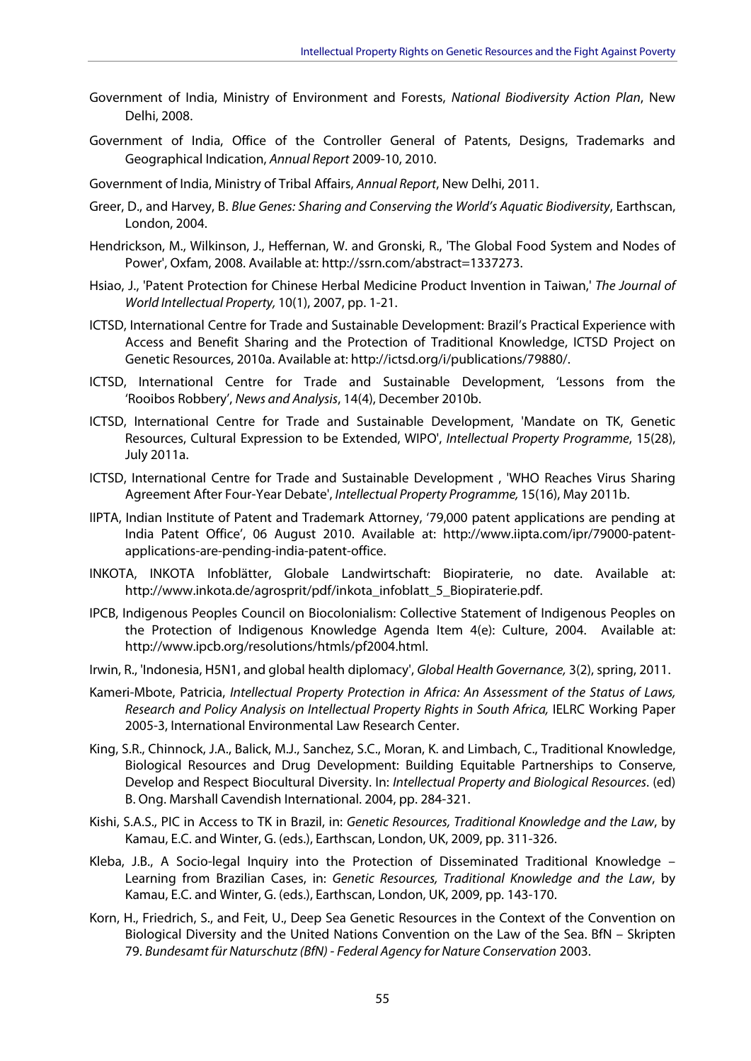Government of India, Ministry of Environment and Forests, *National Biodiversity Action Plan*, New Delhi, 2008.

Government of India, Office of the Controller General of Patents, Designs, Trademarks and Geographical Indication, *Annual Report* 2009-10, 2010.

Government of India, Ministry of Tribal Affairs, *Annual Report*, New Delhi, 2011.

Greer, D., and Harvey, B. *Blue Genes: Sharing and Conserving the World's Aquatic Biodiversity*, Earthscan, London, 2004.

Hendrickson, M., Wilkinson, J., Heffernan, W. and Gronski, R., 'The Global Food System and Nodes of Power', Oxfam, 2008. Available at: http://ssrn.com/abstract=1337273.

Hsiao, J., 'Patent Protection for Chinese Herbal Medicine Product Invention in Taiwan,' *The Journal of World Intellectual Property,* 10(1), 2007, pp. 1-21.

ICTSD, International Centre for Trade and Sustainable Development: Brazil's Practical Experience with Access and Benefit Sharing and the Protection of Traditional Knowledge, ICTSD Project on Genetic Resources, 2010a. Available at: http://ictsd.org/i/publications/79880/.

ICTSD, International Centre for Trade and Sustainable Development, 'Lessons from the 'Rooibos Robbery', *News and Analysis*, 14(4), December 2010b.

ICTSD, International Centre for Trade and Sustainable Development, 'Mandate on TK, Genetic Resources, Cultural Expression to be Extended, WIPO', *Intellectual Property Programme*, 15(28), July 2011a.

ICTSD, International Centre for Trade and Sustainable Development , 'WHO Reaches Virus Sharing Agreement After Four-Year Debate', *Intellectual Property Programme,* 15(16), May 2011b.

IIPTA, Indian Institute of Patent and Trademark Attorney, '79,000 patent applications are pending at India Patent Office', 06 August 2010. Available at: http://www.iipta.com/ipr/79000-patent-applications-are-pending-india-patent-office.

INKOTA, INKOTA Infoblätter, Globale Landwirtschaft: Biopiraterie, no date. Available at: http://www.inkota.de/agrosprit/pdf/inkota_infoblatt_5_Biopiraterie.pdf.

IPCB, Indigenous Peoples Council on Biocolonialism: Collective Statement of Indigenous Peoples on the Protection of Indigenous Knowledge Agenda Item 4(e): Culture, 2004. Available at: http://www.ipcb.org/resolutions/htmls/pf2004.html.

Irwin, R., 'Indonesia, H5N1, and global health diplomacy', *Global Health Governance,* 3(2), spring, 2011.

Kameri-Mbote, Patricia, *Intellectual Property Protection in Africa: An Assessment of the Status of Laws, Research and Policy Analysis on Intellectual Property Rights in South Africa,* IELRC Working Paper 2005-3, International Environmental Law Research Center.

King, S.R., Chinnock, J.A., Balick, M.J., Sanchez, S.C., Moran, K. and Limbach, C., Traditional Knowledge, Biological Resources and Drug Development: Building Equitable Partnerships to Conserve, Develop and Respect Biocultural Diversity. In: *Intellectual Property and Biological Resources.* (ed) B. Ong. Marshall Cavendish International. 2004, pp. 284-321.

Kishi, S.A.S., PIC in Access to TK in Brazil, in: *Genetic Resources, Traditional Knowledge and the Law*, by Kamau, E.C. and Winter, G. (eds.), Earthscan, London, UK, 2009, pp. 311-326.

Kleba, J.B., A Socio-legal Inquiry into the Protection of Disseminated Traditional Knowledge – Learning from Brazilian Cases, in: *Genetic Resources, Traditional Knowledge and the Law*, by Kamau, E.C. and Winter, G. (eds.), Earthscan, London, UK, 2009, pp. 143-170.

Korn, H., Friedrich, S., and Feit, U., Deep Sea Genetic Resources in the Context of the Convention on Biological Diversity and the United Nations Convention on the Law of the Sea. BfN – Skripten 79. *Bundesamt für Naturschutz (BfN) - Federal Agency for Nature Conservation* 2003.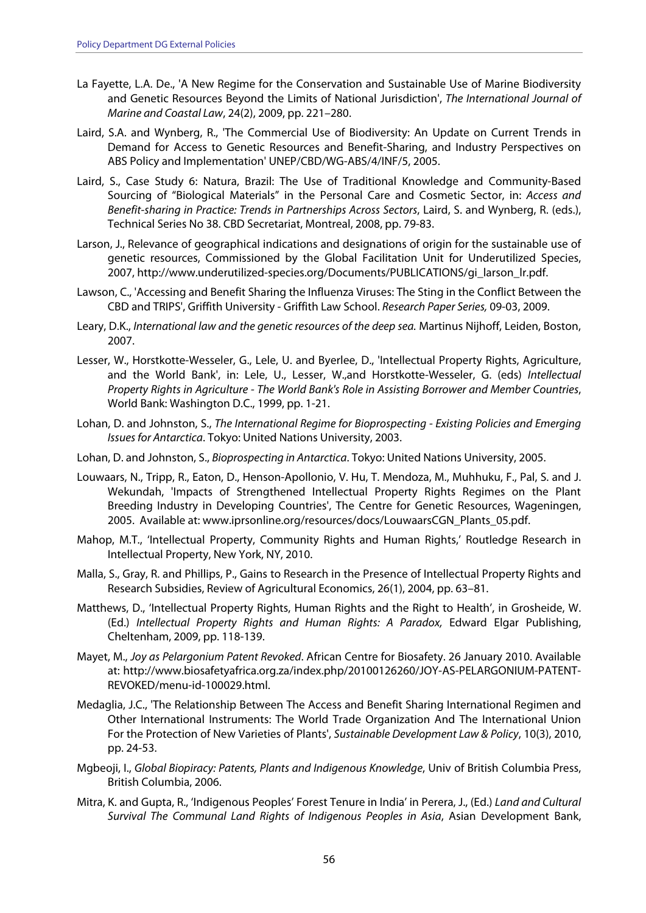La Fayette, L.A. De., 'A New Regime for the Conservation and Sustainable Use of Marine Biodiversity and Genetic Resources Beyond the Limits of National Jurisdiction', *The International Journal of Marine and Coastal Law*, 24(2), 2009, pp. 221–280.

Laird, S.A. and Wynberg, R., 'The Commercial Use of Biodiversity: An Update on Current Trends in Demand for Access to Genetic Resources and Benefit-Sharing, and Industry Perspectives on ABS Policy and Implementation' UNEP/CBD/WG-ABS/4/INF/5, 2005.

Laird, S., Case Study 6: Natura, Brazil: The Use of Traditional Knowledge and Community-Based Sourcing of "Biological Materials" in the Personal Care and Cosmetic Sector, in: *Access and Benefit-sharing in Practice: Trends in Partnerships Across Sectors*, Laird, S. and Wynberg, R. (eds.), Technical Series No 38. CBD Secretariat, Montreal, 2008, pp. 79-83.

Larson, J., Relevance of geographical indications and designations of origin for the sustainable use of genetic resources, Commissioned by the Global Facilitation Unit for Underutilized Species, 2007, http://www.underutilized-species.org/Documents/PUBLICATIONS/gi_larson_lr.pdf.

Lawson, C., 'Accessing and Benefit Sharing the Influenza Viruses: The Sting in the Conflict Between the CBD and TRIPS', Griffith University - Griffith Law School. *Research Paper Series,* 09-03, 2009.

Leary, D.K., *International law and the genetic resources of the deep sea.* Martinus Nijhoff, Leiden, Boston, 2007.

Lesser, W., Horstkotte-Wesseler, G., Lele, U. and Byerlee, D., 'Intellectual Property Rights, Agriculture, and the World Bank', in: Lele, U., Lesser, W.,and Horstkotte-Wesseler, G. (eds) *Intellectual Property Rights in Agriculture - The World Bank's Role in Assisting Borrower and Member Countries*, World Bank: Washington D.C., 1999, pp. 1-21.

Lohan, D. and Johnston, S., *The International Regime for Bioprospecting - Existing Policies and Emerging Issues for Antarctica*. Tokyo: United Nations University, 2003.

Lohan, D. and Johnston, S., *Bioprospecting in Antarctica*. Tokyo: United Nations University, 2005.

Louwaars, N., Tripp, R., Eaton, D., Henson-Apollonio, V. Hu, T. Mendoza, M., Muhhuku, F., Pal, S. and J. Wekundah, 'Impacts of Strengthened Intellectual Property Rights Regimes on the Plant Breeding Industry in Developing Countries', The Centre for Genetic Resources, Wageningen, 2005. Available at: www.iprsonline.org/resources/docs/LouwaarsCGN_Plants_05.pdf.

Mahop, M.T., 'Intellectual Property, Community Rights and Human Rights,' Routledge Research in Intellectual Property, New York, NY, 2010.

Malla, S., Gray, R. and Phillips, P., Gains to Research in the Presence of Intellectual Property Rights and Research Subsidies, Review of Agricultural Economics, 26(1), 2004, pp. 63–81.

Matthews, D., 'Intellectual Property Rights, Human Rights and the Right to Health', in Grosheide, W. (Ed.) *Intellectual Property Rights and Human Rights: A Paradox,* Edward Elgar Publishing, Cheltenham, 2009, pp. 118-139.

Mayet, M., *Joy as Pelargonium Patent Revoked*. African Centre for Biosafety. 26 January 2010. Available at: http://www.biosafetyafrica.org.za/index.php/20100126260/JOY-AS-PELARGONIUM-PATENT-REVOKED/menu-id-100029.html.

Medaglia, J.C., 'The Relationship Between The Access and Benefit Sharing International Regimen and Other International Instruments: The World Trade Organization And The International Union For the Protection of New Varieties of Plants', *Sustainable Development Law & Policy*, 10(3), 2010, pp. 24-53.

Mgbeoji, I., *Global Biopiracy: Patents, Plants and Indigenous Knowledge*, Univ of British Columbia Press, British Columbia, 2006.

Mitra, K. and Gupta, R., 'Indigenous Peoples' Forest Tenure in India' in Perera, J., (Ed.) *Land and Cultural Survival The Communal Land Rights of Indigenous Peoples in Asia*, Asian Development Bank,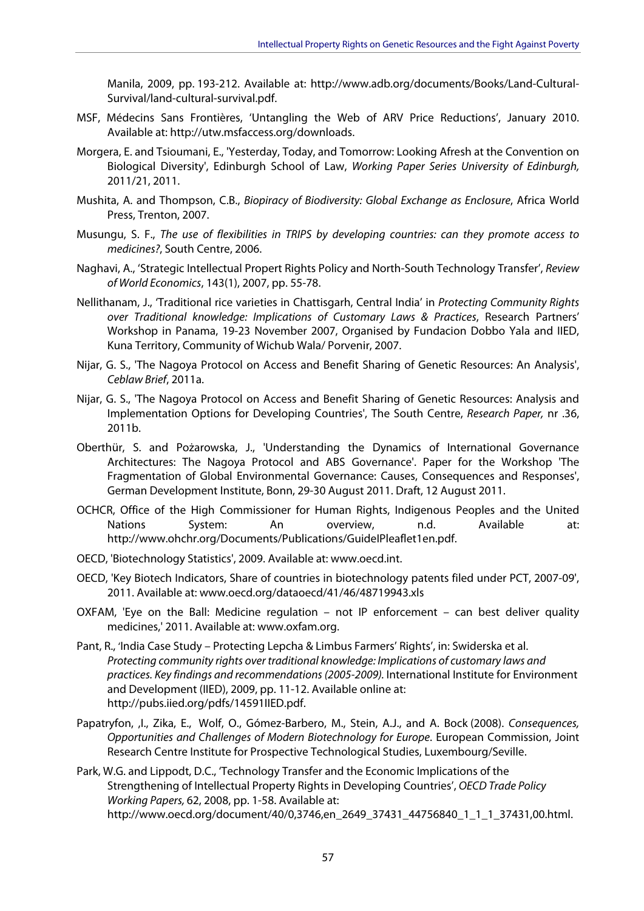Manila, 2009, pp. 193-212. Available at: http://www.adb.org/documents/Books/Land-Cultural-Survival/land-cultural-survival.pdf.

MSF, Médecins Sans Frontières, 'Untangling the Web of ARV Price Reductions', January 2010. Available at: http://utw.msfaccess.org/downloads.

Morgera, E. and Tsioumani, E., 'Yesterday, Today, and Tomorrow: Looking Afresh at the Convention on Biological Diversity', Edinburgh School of Law, *Working Paper Series University of Edinburgh,* 2011/21, 2011.

Mushita, A. and Thompson, C.B., *Biopiracy of Biodiversity: Global Exchange as Enclosure*, Africa World Press, Trenton, 2007.

Musungu, S. F., *The use of flexibilities in TRIPS by developing countries: can they promote access to medicines?*, South Centre, 2006.

Naghavi, A., 'Strategic Intellectual Propert Rights Policy and North-South Technology Transfer', *Review of World Economics*, 143(1), 2007, pp. 55-78.

Nellithanam, J., 'Traditional rice varieties in Chattisgarh, Central India' in *Protecting Community Rights over Traditional knowledge: Implications of Customary Laws & Practices*, Research Partners' Workshop in Panama, 19-23 November 2007, Organised by Fundacion Dobbo Yala and IIED, Kuna Territory, Community of Wichub Wala/ Porvenir, 2007.

Nijar, G. S., 'The Nagoya Protocol on Access and Benefit Sharing of Genetic Resources: An Analysis', *Ceblaw Brief*, 2011a.

Nijar, G. S., 'The Nagoya Protocol on Access and Benefit Sharing of Genetic Resources: Analysis and Implementation Options for Developing Countries', The South Centre, *Research Paper,* nr .36, 2011b.

Oberthür, S. and Pożarowska, J., 'Understanding the Dynamics of International Governance Architectures: The Nagoya Protocol and ABS Governance'. Paper for the Workshop 'The Fragmentation of Global Environmental Governance: Causes, Consequences and Responses', German Development Institute, Bonn, 29-30 August 2011. Draft, 12 August 2011.

OCHCR, Office of the High Commissioner for Human Rights, Indigenous Peoples and the United Nations System: An overview, n.d. Available at: http://www.ohchr.org/Documents/Publications/GuideIPleaflet1en.pdf.

OECD, 'Biotechnology Statistics', 2009. Available at: www.oecd.int.

OECD, 'Key Biotech Indicators, Share of countries in biotechnology patents filed under PCT, 2007-09', 2011. Available at: www.oecd.org/dataoecd/41/46/48719943.xls

OXFAM, 'Eye on the Ball: Medicine regulation – not IP enforcement – can best deliver quality medicines,' 2011. Available at: www.oxfam.org.

Pant, R., 'India Case Study – Protecting Lepcha & Limbus Farmers' Rights', in: Swiderska et al. *Protecting community rights over traditional knowledge: Implications of customary laws and practices. Key findings and recommendations (2005-2009).* International Institute for Environment and Development (IIED), 2009, pp. 11-12. Available online at: http://pubs.iied.org/pdfs/14591IIED.pdf.

Papatryfon, ,I., Zika, E., Wolf, O., Gómez-Barbero, M., Stein, A.J., and A. Bock (2008). *Consequences, Opportunities and Challenges of Modern Biotechnology for Europe*. European Commission, Joint Research Centre Institute for Prospective Technological Studies, Luxembourg/Seville.

Park, W.G. and Lippodt, D.C., 'Technology Transfer and the Economic Implications of the Strengthening of Intellectual Property Rights in Developing Countries', *OECD Trade Policy Working Papers,* 62, 2008, pp. 1-58. Available at: http://www.oecd.org/document/40/0,3746,en_2649_37431_44756840_1_1_1_37431,00.html.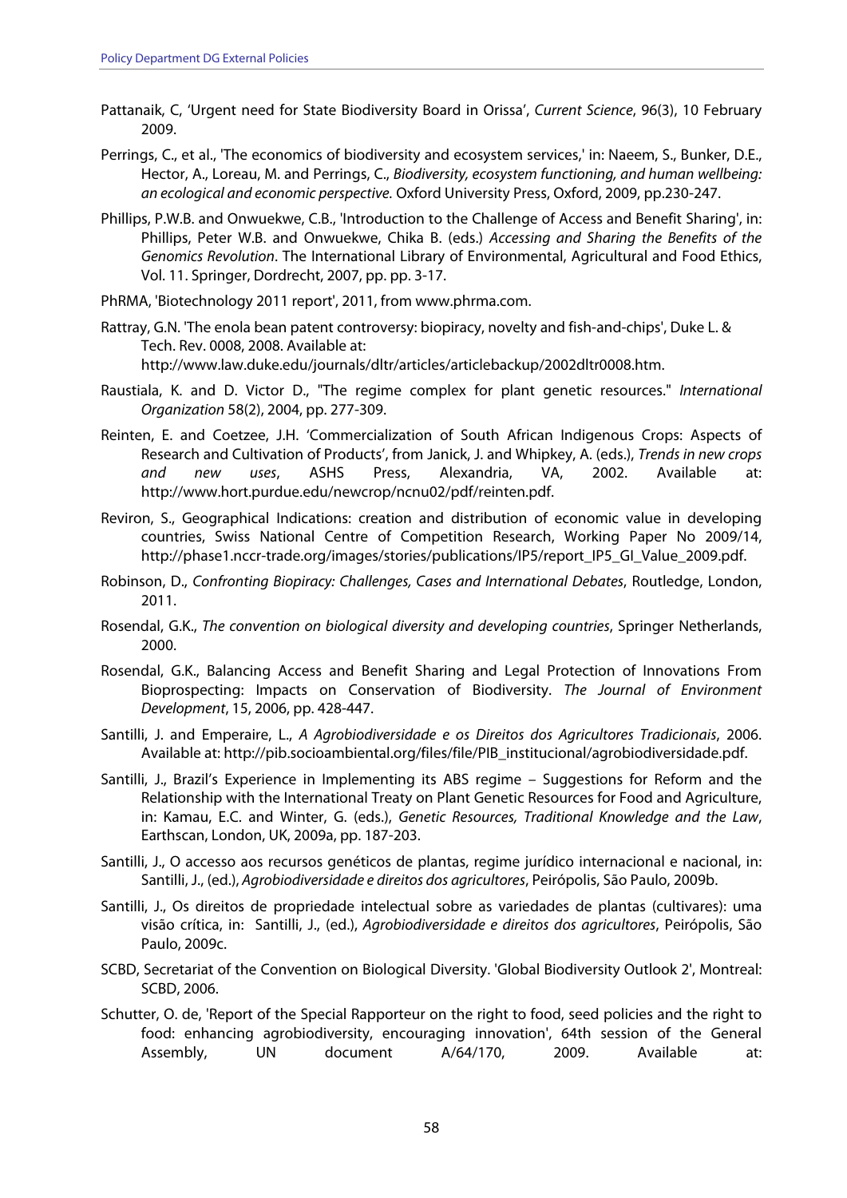Pattanaik, C, 'Urgent need for State Biodiversity Board in Orissa', *Current Science*, 96(3), 10 February 2009.

Perrings, C., et al., 'The economics of biodiversity and ecosystem services,' in: Naeem, S., Bunker, D.E., Hector, A., Loreau, M. and Perrings, C., *Biodiversity, ecosystem functioning, and human wellbeing: an ecological and economic perspective.* Oxford University Press, Oxford, 2009, pp.230-247.

Phillips, P.W.B. and Onwuekwe, C.B., 'Introduction to the Challenge of Access and Benefit Sharing', in: Phillips, Peter W.B. and Onwuekwe, Chika B. (eds.) *Accessing and Sharing the Benefits of the Genomics Revolution*. The International Library of Environmental, Agricultural and Food Ethics, Vol. 11. Springer, Dordrecht, 2007, pp. pp. 3-17.

PhRMA, 'Biotechnology 2011 report', 2011, from www.phrma.com.

Rattray, G.N. 'The enola bean patent controversy: biopiracy, novelty and fish-and-chips', Duke L. & Tech. Rev. 0008, 2008. Available at: http://www.law.duke.edu/journals/dltr/articles/articlebackup/2002dltr0008.htm.

Raustiala, K. and D. Victor D., "The regime complex for plant genetic resources." *International Organization* 58(2), 2004, pp. 277-309.

Reinten, E. and Coetzee, J.H. 'Commercialization of South African Indigenous Crops: Aspects of Research and Cultivation of Products', from Janick, J. and Whipkey, A. (eds.), *Trends in new crops and new uses*, ASHS Press, Alexandria, VA, 2002. Available at: http://www.hort.purdue.edu/newcrop/ncnu02/pdf/reinten.pdf.

Reviron, S., Geographical Indications: creation and distribution of economic value in developing countries, Swiss National Centre of Competition Research, Working Paper No 2009/14, http://phase1.nccr-trade.org/images/stories/publications/IP5/report_IP5_GI_Value_2009.pdf.

Robinson, D., *Confronting Biopiracy: Challenges, Cases and International Debates*, Routledge, London, 2011.

Rosendal, G.K., *The convention on biological diversity and developing countries*, Springer Netherlands, 2000.

Rosendal, G.K., Balancing Access and Benefit Sharing and Legal Protection of Innovations From Bioprospecting: Impacts on Conservation of Biodiversity. *The Journal of Environment Development*, 15, 2006, pp. 428-447.

Santilli, J. and Emperaire, L., *A Agrobiodiversidade e os Direitos dos Agricultores Tradicionais*, 2006. Available at: http://pib.socioambiental.org/files/file/PIB_institucional/agrobiodiversidade.pdf.

Santilli, J., Brazil's Experience in Implementing its ABS regime – Suggestions for Reform and the Relationship with the International Treaty on Plant Genetic Resources for Food and Agriculture, in: Kamau, E.C. and Winter, G. (eds.), *Genetic Resources, Traditional Knowledge and the Law*, Earthscan, London, UK, 2009a, pp. 187-203.

Santilli, J., O accesso aos recursos genéticos de plantas, regime jurídico internacional e nacional, in: Santilli, J., (ed.), *Agrobiodiversidade e direitos dos agricultores*, Peirópolis, São Paulo, 2009b.

Santilli, J., Os direitos de propriedade intelectual sobre as variedades de plantas (cultivares): uma visão crítica, in: Santilli, J., (ed.), *Agrobiodiversidade e direitos dos agricultores*, Peirópolis, São Paulo, 2009c.

SCBD, Secretariat of the Convention on Biological Diversity. 'Global Biodiversity Outlook 2', Montreal: SCBD, 2006.

Schutter, O. de, 'Report of the Special Rapporteur on the right to food, seed policies and the right to food: enhancing agrobiodiversity, encouraging innovation', 64th session of the General Assembly, UN document A/64/170, 2009. Available at: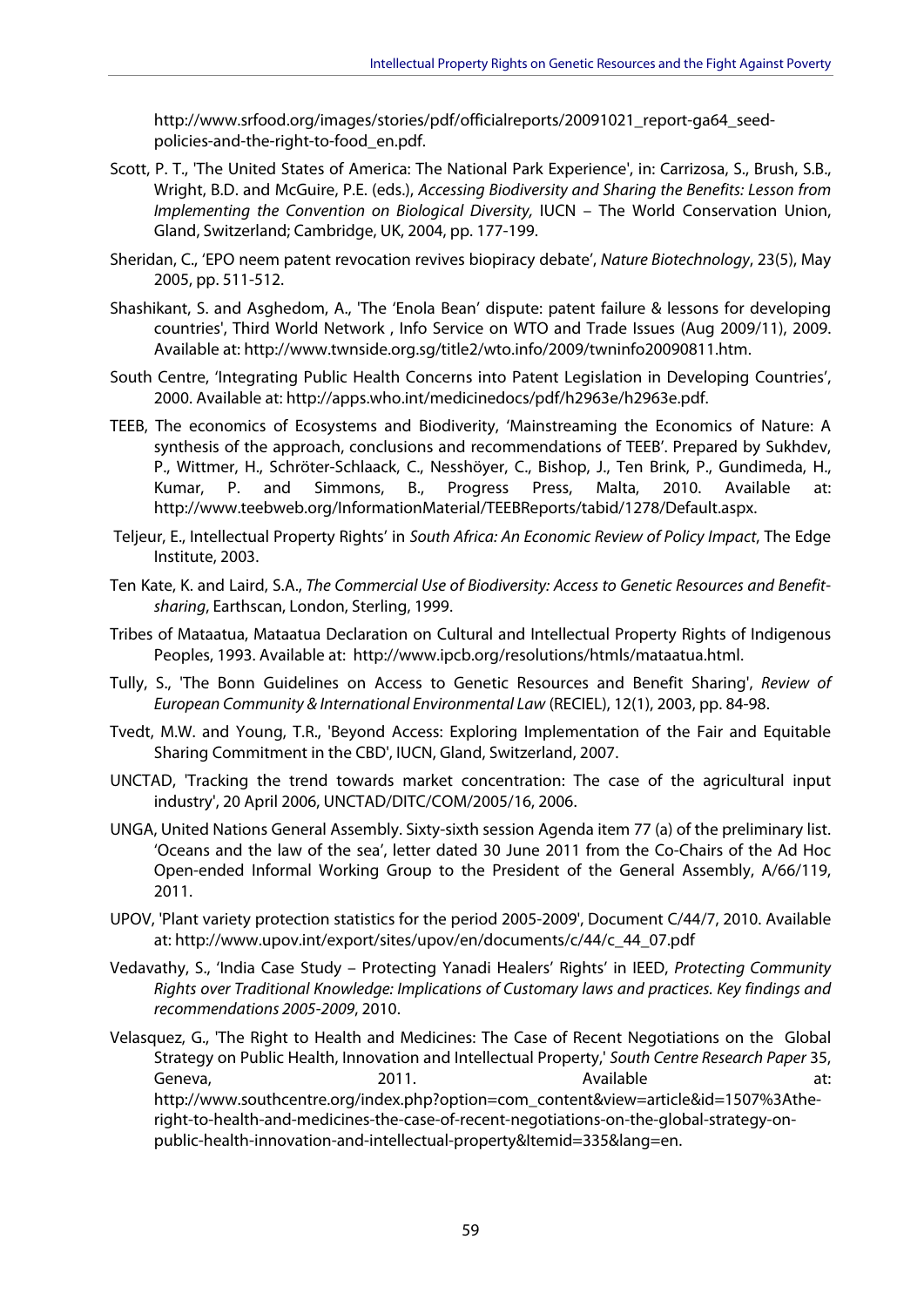http://www.srfood.org/images/stories/pdf/officialreports/20091021_report-ga64_seed-policies-and-the-right-to-food_en.pdf.

Scott, P. T., 'The United States of America: The National Park Experience', in: Carrizosa, S., Brush, S.B., Wright, B.D. and McGuire, P.E. (eds.), *Accessing Biodiversity and Sharing the Benefits: Lesson from Implementing the Convention on Biological Diversity,* IUCN – The World Conservation Union, Gland, Switzerland; Cambridge, UK, 2004, pp. 177-199.

Sheridan, C., 'EPO neem patent revocation revives biopiracy debate', *Nature Biotechnology*, 23(5), May 2005, pp. 511-512.

Shashikant, S. and Asghedom, A., 'The 'Enola Bean' dispute: patent failure & lessons for developing countries', Third World Network , Info Service on WTO and Trade Issues (Aug 2009/11), 2009. Available at: http://www.twnside.org.sg/title2/wto.info/2009/twninfo20090811.htm.

South Centre, 'Integrating Public Health Concerns into Patent Legislation in Developing Countries', 2000. Available at: http://apps.who.int/medicinedocs/pdf/h2963e/h2963e.pdf.

TEEB, The economics of Ecosystems and Biodiverity, 'Mainstreaming the Economics of Nature: A synthesis of the approach, conclusions and recommendations of TEEB'. Prepared by Sukhdev, P., Wittmer, H., Schröter-Schlaack, C., Nesshöyer, C., Bishop, J., Ten Brink, P., Gundimeda, H., Kumar, P. and Simmons, B., Progress Press, Malta, 2010. Available at: http://www.teebweb.org/InformationMaterial/TEEBReports/tabid/1278/Default.aspx.

Teljeur, E., Intellectual Property Rights' in *South Africa: An Economic Review of Policy Impact*, The Edge Institute, 2003.

Ten Kate, K. and Laird, S.A., *The Commercial Use of Biodiversity: Access to Genetic Resources and Benefit-sharing*, Earthscan, London, Sterling, 1999.

Tribes of Mataatua, Mataatua Declaration on Cultural and Intellectual Property Rights of Indigenous Peoples, 1993. Available at: http://www.ipcb.org/resolutions/htmls/mataatua.html.

Tully, S., 'The Bonn Guidelines on Access to Genetic Resources and Benefit Sharing', *Review of European Community & International Environmental Law* (RECIEL), 12(1), 2003, pp. 84-98.

Tvedt, M.W. and Young, T.R., 'Beyond Access: Exploring Implementation of the Fair and Equitable Sharing Commitment in the CBD', IUCN, Gland, Switzerland, 2007.

UNCTAD, 'Tracking the trend towards market concentration: The case of the agricultural input industry', 20 April 2006, UNCTAD/DITC/COM/2005/16, 2006.

UNGA, United Nations General Assembly. Sixty-sixth session Agenda item 77 (a) of the preliminary list. 'Oceans and the law of the sea', letter dated 30 June 2011 from the Co-Chairs of the Ad Hoc Open-ended Informal Working Group to the President of the General Assembly, A/66/119, 2011.

UPOV, 'Plant variety protection statistics for the period 2005-2009', Document C/44/7, 2010. Available at: http://www.upov.int/export/sites/upov/en/documents/c/44/c_44_07.pdf

Vedavathy, S., 'India Case Study – Protecting Yanadi Healers' Rights' in IEED, *Protecting Community Rights over Traditional Knowledge: Implications of Customary laws and practices. Key findings and recommendations 2005-2009*, 2010.

Velasquez, G., 'The Right to Health and Medicines: The Case of Recent Negotiations on the Global Strategy on Public Health, Innovation and Intellectual Property,' *South Centre Research Paper* 35, Geneva, 2011. Available at: http://www.southcentre.org/index.php?option=com_content&view=article&id=1507%3Athe-right-to-health-and-medicines-the-case-of-recent-negotiations-on-the-global-strategy-on-public-health-innovation-and-intellectual-property&Itemid=335&lang=en.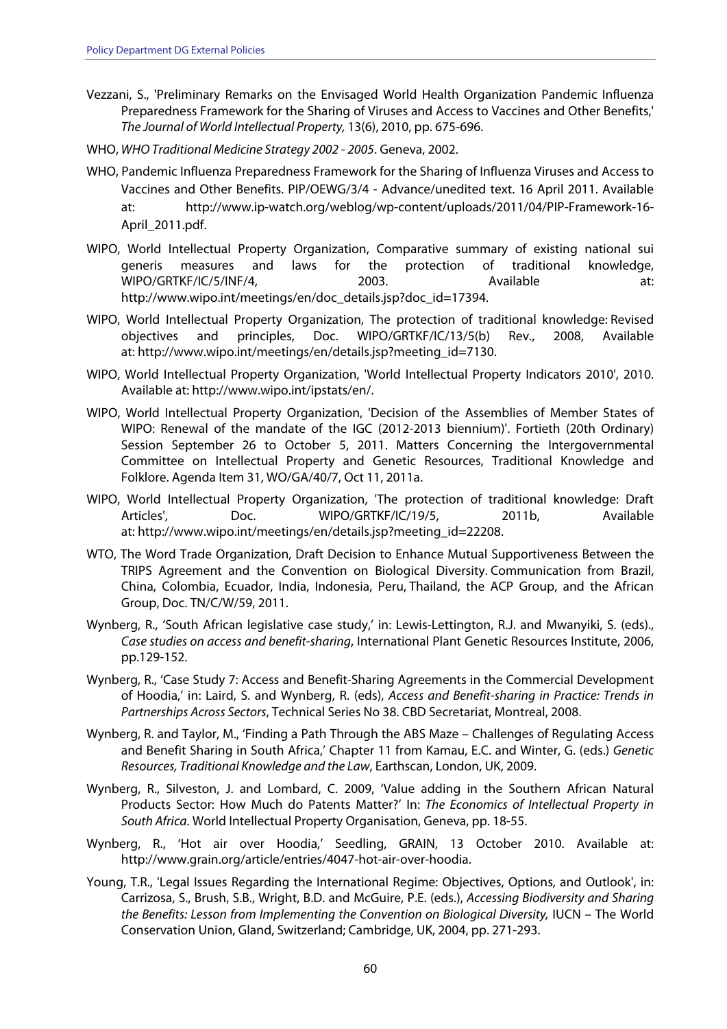Vezzani, S., 'Preliminary Remarks on the Envisaged World Health Organization Pandemic Influenza Preparedness Framework for the Sharing of Viruses and Access to Vaccines and Other Benefits,' *The Journal of World Intellectual Property,* 13(6), 2010, pp. 675-696.

WHO, *WHO Traditional Medicine Strategy 2002 - 2005*. Geneva, 2002.

WHO, Pandemic Influenza Preparedness Framework for the Sharing of Influenza Viruses and Access to Vaccines and Other Benefits. PIP/OEWG/3/4 - Advance/unedited text. 16 April 2011. Available at: http://www.ip-watch.org/weblog/wp-content/uploads/2011/04/PIP-Framework-16-April_2011.pdf.

WIPO, World Intellectual Property Organization, Comparative summary of existing national sui generis measures and laws for the protection of traditional knowledge, WIPO/GRTKF/IC/5/INF/4, 2003. Available at: http://www.wipo.int/meetings/en/doc_details.jsp?doc_id=17394.

WIPO, World Intellectual Property Organization, The protection of traditional knowledge: Revised objectives and principles, Doc. WIPO/GRTKF/IC/13/5(b) Rev., 2008, Available at: http://www.wipo.int/meetings/en/details.jsp?meeting_id=7130.

WIPO, World Intellectual Property Organization, 'World Intellectual Property Indicators 2010', 2010. Available at: http://www.wipo.int/ipstats/en/.

WIPO, World Intellectual Property Organization, 'Decision of the Assemblies of Member States of WIPO: Renewal of the mandate of the IGC (2012-2013 biennium)'. Fortieth (20th Ordinary) Session September 26 to October 5, 2011. Matters Concerning the Intergovernmental Committee on Intellectual Property and Genetic Resources, Traditional Knowledge and Folklore. Agenda Item 31, WO/GA/40/7, Oct 11, 2011a.

WIPO, World Intellectual Property Organization, 'The protection of traditional knowledge: Draft Articles', Doc. WIPO/GRTKF/IC/19/5, 2011b, Available at: http://www.wipo.int/meetings/en/details.jsp?meeting_id=22208.

WTO, The Word Trade Organization, Draft Decision to Enhance Mutual Supportiveness Between the TRIPS Agreement and the Convention on Biological Diversity. Communication from Brazil, China, Colombia, Ecuador, India, Indonesia, Peru, Thailand, the ACP Group, and the African Group, Doc. TN/C/W/59, 2011.

Wynberg, R., 'South African legislative case study,' in: Lewis-Lettington, R.J. and Mwanyiki, S. (eds)., *Case studies on access and benefit-sharing*, International Plant Genetic Resources Institute, 2006, pp.129-152.

Wynberg, R., 'Case Study 7: Access and Benefit-Sharing Agreements in the Commercial Development of Hoodia,' in: Laird, S. and Wynberg, R. (eds), *Access and Benefit-sharing in Practice: Trends in Partnerships Across Sectors*, Technical Series No 38. CBD Secretariat, Montreal, 2008.

Wynberg, R. and Taylor, M., 'Finding a Path Through the ABS Maze – Challenges of Regulating Access and Benefit Sharing in South Africa,' Chapter 11 from Kamau, E.C. and Winter, G. (eds.) *Genetic Resources, Traditional Knowledge and the Law*, Earthscan, London, UK, 2009.

Wynberg, R., Silveston, J. and Lombard, C. 2009, 'Value adding in the Southern African Natural Products Sector: How Much do Patents Matter?' In: *The Economics of Intellectual Property in South Africa*. World Intellectual Property Organisation, Geneva, pp. 18-55.

Wynberg, R., 'Hot air over Hoodia,' Seedling, GRAIN, 13 October 2010. Available at: http://www.grain.org/article/entries/4047-hot-air-over-hoodia.

Young, T.R., 'Legal Issues Regarding the International Regime: Objectives, Options, and Outlook', in: Carrizosa, S., Brush, S.B., Wright, B.D. and McGuire, P.E. (eds.), *Accessing Biodiversity and Sharing the Benefits: Lesson from Implementing the Convention on Biological Diversity,* IUCN – The World Conservation Union, Gland, Switzerland; Cambridge, UK, 2004, pp. 271-293.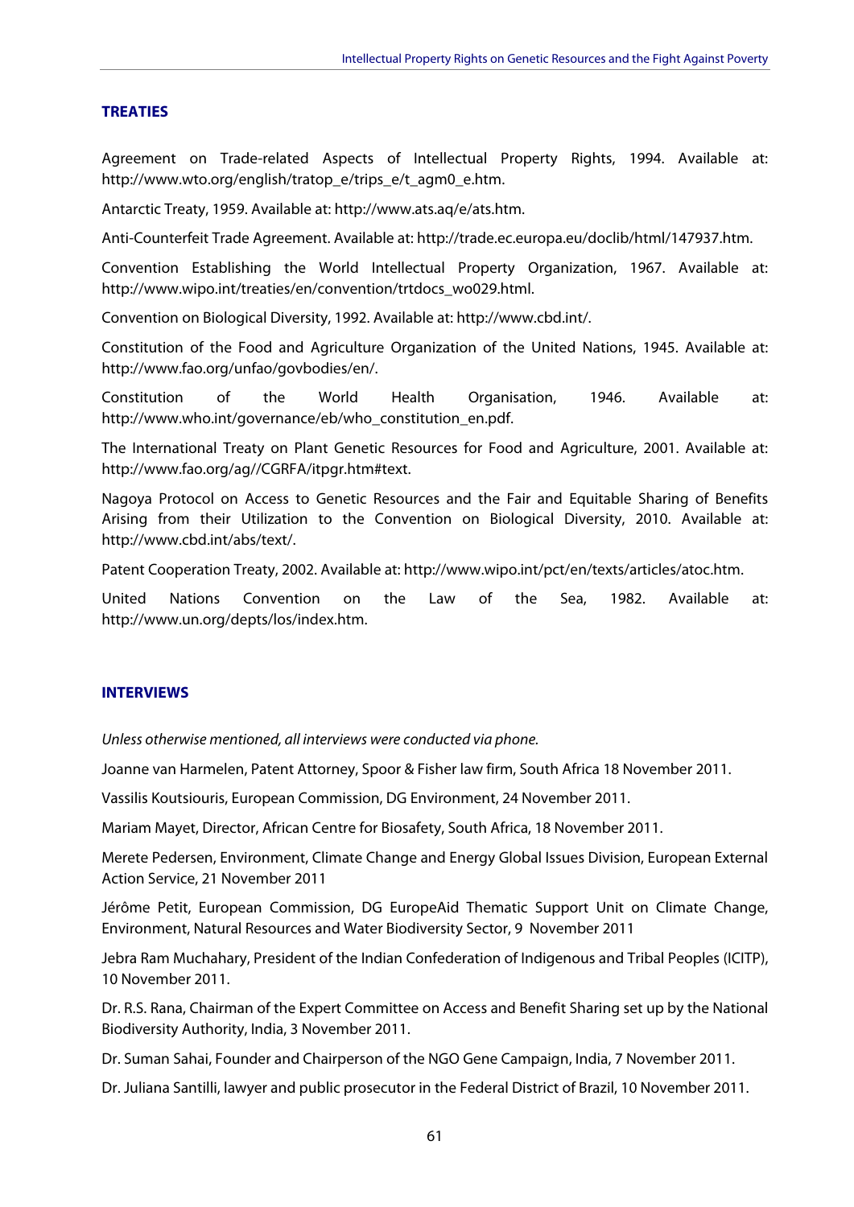## TREATIES

Agreement on Trade-related Aspects of Intellectual Property Rights, 1994. Available at: http://www.wto.org/english/tratop_e/trips_e/t_agm0_e.htm.

Antarctic Treaty, 1959. Available at: http://www.ats.aq/e/ats.htm.

Anti-Counterfeit Trade Agreement. Available at: http://trade.ec.europa.eu/doclib/html/147937.htm.

Convention Establishing the World Intellectual Property Organization, 1967. Available at: http://www.wipo.int/treaties/en/convention/trtdocs_wo029.html.

Convention on Biological Diversity, 1992. Available at: http://www.cbd.int/.

Constitution of the Food and Agriculture Organization of the United Nations, 1945. Available at: http://www.fao.org/unfao/govbodies/en/.

Constitution of the World Health Organisation, 1946. Available at: http://www.who.int/governance/eb/who_constitution_en.pdf.

The International Treaty on Plant Genetic Resources for Food and Agriculture, 2001. Available at: http://www.fao.org/ag//CGRFA/itpgr.htm#text.

Nagoya Protocol on Access to Genetic Resources and the Fair and Equitable Sharing of Benefits Arising from their Utilization to the Convention on Biological Diversity, 2010. Available at: http://www.cbd.int/abs/text/.

Patent Cooperation Treaty, 2002. Available at: http://www.wipo.int/pct/en/texts/articles/atoc.htm.

United Nations Convention on the Law of the Sea, 1982. Available at: http://www.un.org/depts/los/index.htm.

## INTERVIEWS

*Unless otherwise mentioned, all interviews were conducted via phone.*

Joanne van Harmelen, Patent Attorney, Spoor & Fisher law firm, South Africa 18 November 2011.

Vassilis Koutsiouris, European Commission, DG Environment, 24 November 2011.

Mariam Mayet, Director, African Centre for Biosafety, South Africa, 18 November 2011.

Merete Pedersen, Environment, Climate Change and Energy Global Issues Division, European External Action Service, 21 November 2011

Jérôme Petit, European Commission, DG EuropeAid Thematic Support Unit on Climate Change, Environment, Natural Resources and Water Biodiversity Sector, 9 November 2011

Jebra Ram Muchahary, President of the Indian Confederation of Indigenous and Tribal Peoples (ICITP), 10 November 2011.

Dr. R.S. Rana, Chairman of the Expert Committee on Access and Benefit Sharing set up by the National Biodiversity Authority, India, 3 November 2011.

Dr. Suman Sahai, Founder and Chairperson of the NGO Gene Campaign, India, 7 November 2011.

Dr. Juliana Santilli, lawyer and public prosecutor in the Federal District of Brazil, 10 November 2011.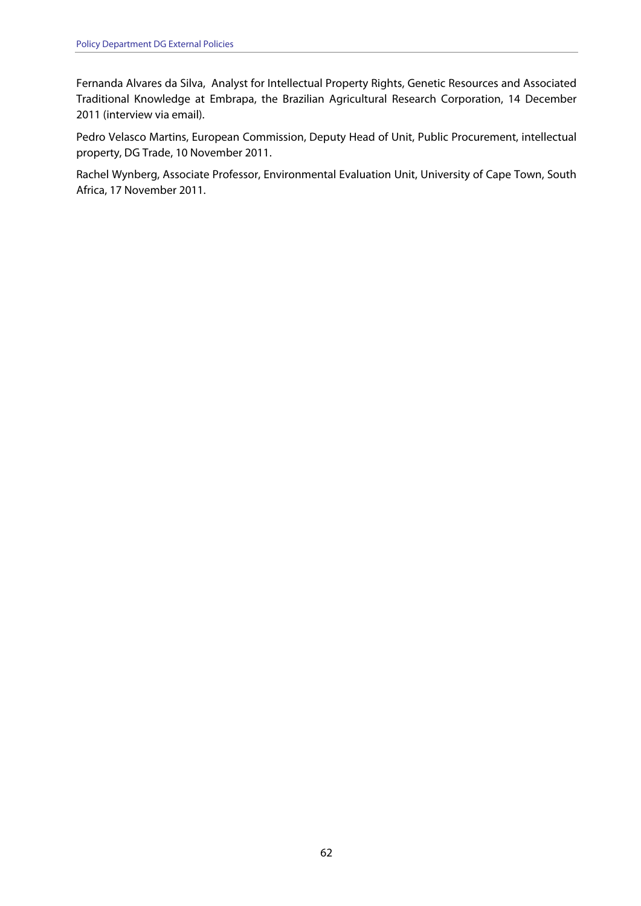Fernanda Alvares da Silva, Analyst for Intellectual Property Rights, Genetic Resources and Associated Traditional Knowledge at Embrapa, the Brazilian Agricultural Research Corporation, 14 December 2011 (interview via email).

Pedro Velasco Martins, European Commission, Deputy Head of Unit, Public Procurement, intellectual property, DG Trade, 10 November 2011.

Rachel Wynberg, Associate Professor, Environmental Evaluation Unit, University of Cape Town, South Africa, 17 November 2011.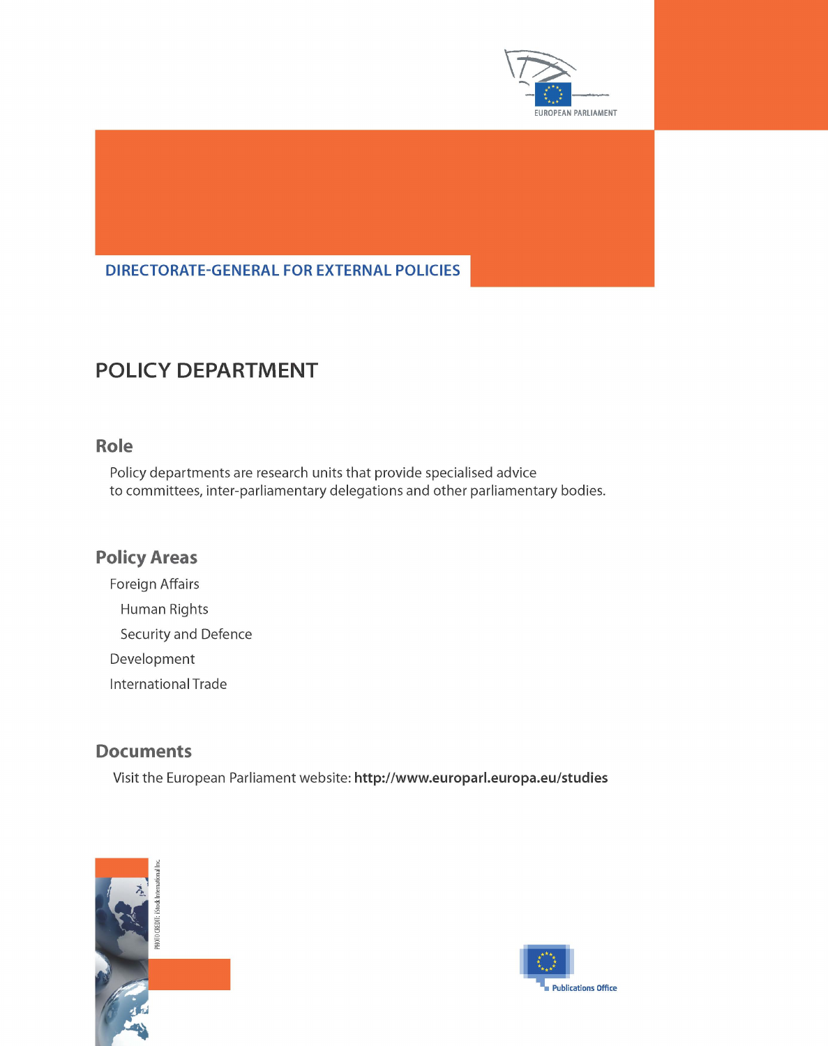EUROPEAN PARLIAMENT

DIRECTORATE-GENERAL FOR EXTERNAL POLICIES

# POLICY DEPARTMENT

## Role

Policy departments are research units that provide specialised advice to committees, inter-parliamentary delegations and other parliamentary bodies.

## Policy Areas

- Foreign Affairs
  - Human Rights
  - Security and Defence
- Development
- International Trade

## Documents

Visit the European Parliament website: **http://www.europarl.europa.eu/studies**

PHOTO CREDIT: iStock International Inc.

Publications Office